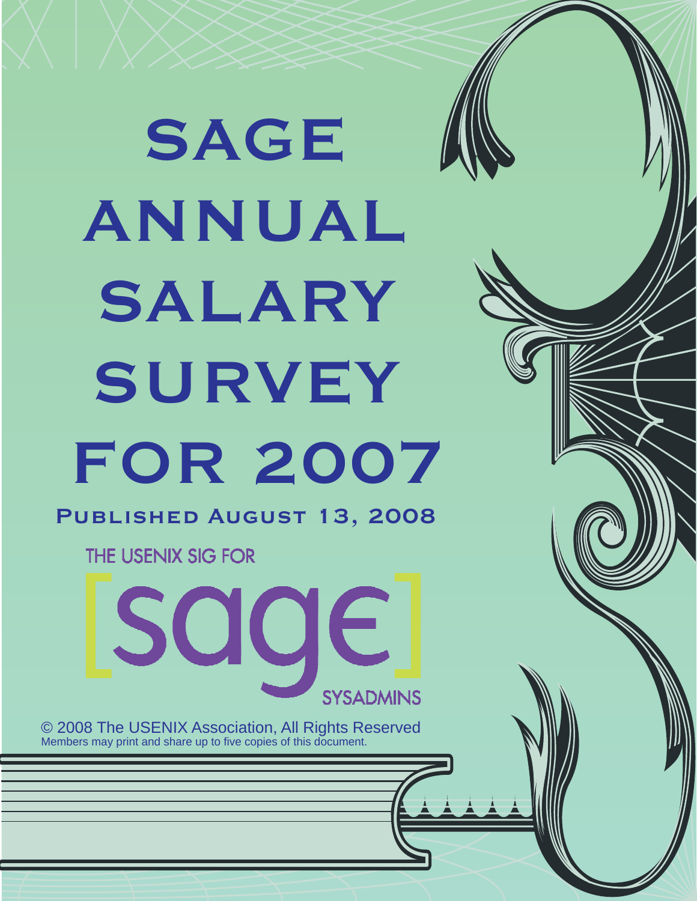# SAGE ANNUAL SALARY SURVEY FOR 2007

**Published August 13, 2008**

THE USENIX SIG FOR

[sage]

SYSADMINS

© 2008 The USENIX Association, All Rights Reserved
Members may print and share up to five copies of this document.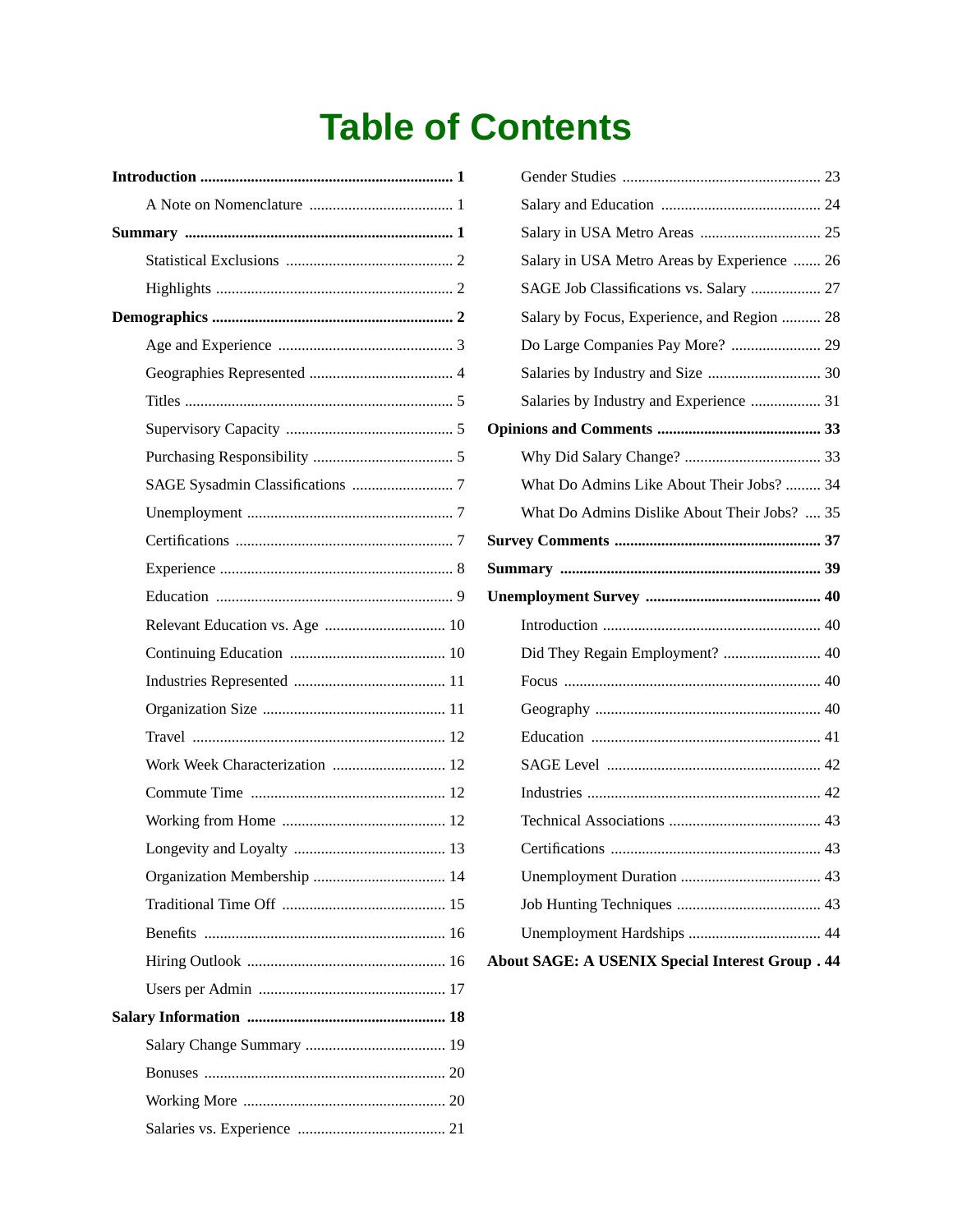# Table of Contents

**Introduction** ........ 1

- A Note on Nomenclature ........ 1

**Summary** ........ 1

- Statistical Exclusions ........ 2
- Highlights ........ 2

**Demographics** ........ 2

- Age and Experience ........ 3
- Geographies Represented ........ 4
- Titles ........ 5
- Supervisory Capacity ........ 5
- Purchasing Responsibility ........ 5
- SAGE Sysadmin Classifications ........ 7
- Unemployment ........ 7
- Certifications ........ 7
- Experience ........ 8
- Education ........ 9
- Relevant Education vs. Age ........ 10
- Continuing Education ........ 10
- Industries Represented ........ 11
- Organization Size ........ 11
- Travel ........ 12
- Work Week Characterization ........ 12
- Commute Time ........ 12
- Working from Home ........ 12
- Longevity and Loyalty ........ 13
- Organization Membership ........ 14
- Traditional Time Off ........ 15
- Benefits ........ 16
- Hiring Outlook ........ 16
- Users per Admin ........ 17

**Salary Information** ........ 18

- Salary Change Summary ........ 19
- Bonuses ........ 20
- Working More ........ 20
- Salaries vs. Experience ........ 21
- Gender Studies ........ 23
- Salary and Education ........ 24
- Salary in USA Metro Areas ........ 25
- Salary in USA Metro Areas by Experience ........ 26
- SAGE Job Classifications vs. Salary ........ 27
- Salary by Focus, Experience, and Region ........ 28
- Do Large Companies Pay More? ........ 29
- Salaries by Industry and Size ........ 30
- Salaries by Industry and Experience ........ 31

**Opinions and Comments** ........ 33

- Why Did Salary Change? ........ 33
- What Do Admins Like About Their Jobs? ........ 34
- What Do Admins Dislike About Their Jobs? ........ 35

**Survey Comments** ........ 37

**Summary** ........ 39

**Unemployment Survey** ........ 40

- Introduction ........ 40
- Did They Regain Employment? ........ 40
- Focus ........ 40
- Geography ........ 40
- Education ........ 41
- SAGE Level ........ 42
- Industries ........ 42
- Technical Associations ........ 43
- Certifications ........ 43
- Unemployment Duration ........ 43
- Job Hunting Techniques ........ 43
- Unemployment Hardships ........ 44

**About SAGE: A USENIX Special Interest Group** ........ 44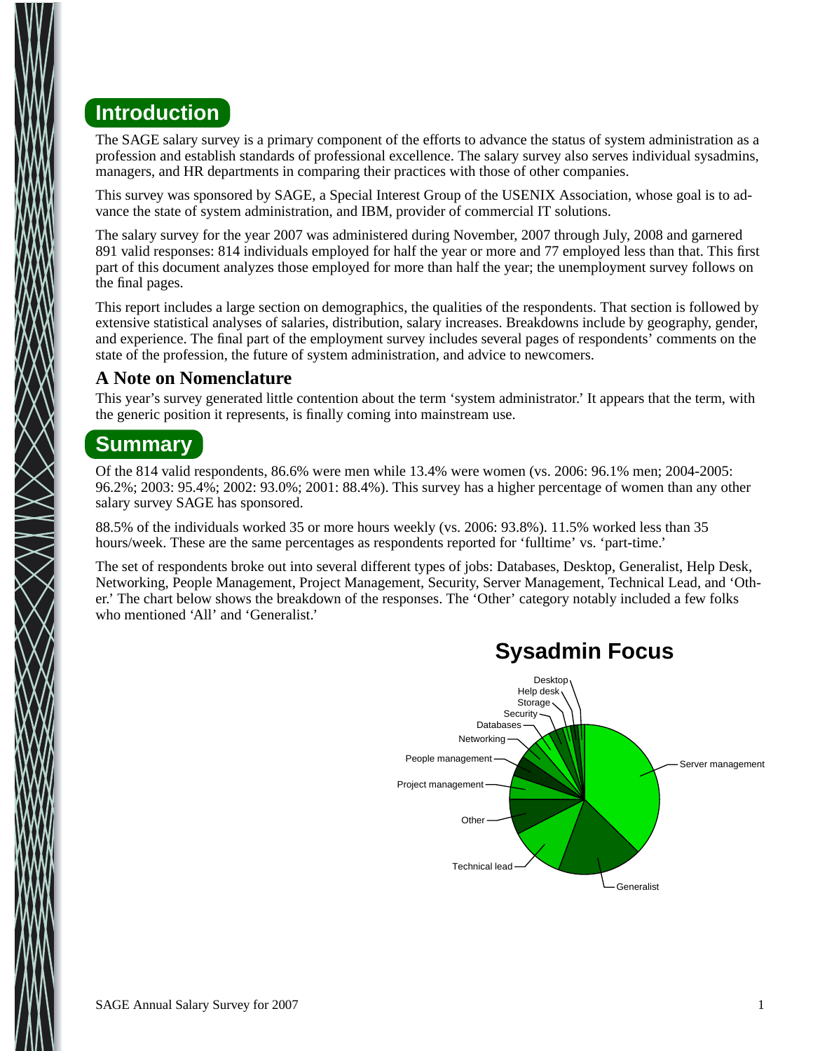## Introduction

The SAGE salary survey is a primary component of the efforts to advance the status of system administration as a profession and establish standards of professional excellence. The salary survey also serves individual sysadmins, managers, and HR departments in comparing their practices with those of other companies.

This survey was sponsored by SAGE, a Special Interest Group of the USENIX Association, whose goal is to advance the state of system administration, and IBM, provider of commercial IT solutions.

The salary survey for the year 2007 was administered during November, 2007 through July, 2008 and garnered 891 valid responses: 814 individuals employed for half the year or more and 77 employed less than that. This first part of this document analyzes those employed for more than half the year; the unemployment survey follows on the final pages.

This report includes a large section on demographics, the qualities of the respondents. That section is followed by extensive statistical analyses of salaries, distribution, salary increases. Breakdowns include by geography, gender, and experience. The final part of the employment survey includes several pages of respondents' comments on the state of the profession, the future of system administration, and advice to newcomers.

### A Note on Nomenclature

This year's survey generated little contention about the term 'system administrator.' It appears that the term, with the generic position it represents, is finally coming into mainstream use.

## Summary

Of the 814 valid respondents, 86.6% were men while 13.4% were women (vs. 2006: 96.1% men; 2004-2005: 96.2%; 2003: 95.4%; 2002: 93.0%; 2001: 88.4%). This survey has a higher percentage of women than any other salary survey SAGE has sponsored.

88.5% of the individuals worked 35 or more hours weekly (vs. 2006: 93.8%). 11.5% worked less than 35 hours/week. These are the same percentages as respondents reported for 'fulltime' vs. 'part-time.'

The set of respondents broke out into several different types of jobs: Databases, Desktop, Generalist, Help Desk, Networking, People Management, Project Management, Security, Server Management, Technical Lead, and 'Other.' The chart below shows the breakdown of the responses. The 'Other' category notably included a few folks who mentioned 'All' and 'Generalist.'

**Sysadmin Focus**

Desktop, Help desk, Storage, Security, Databases, Networking, People management, Project management, Other, Technical lead, Generalist, Server management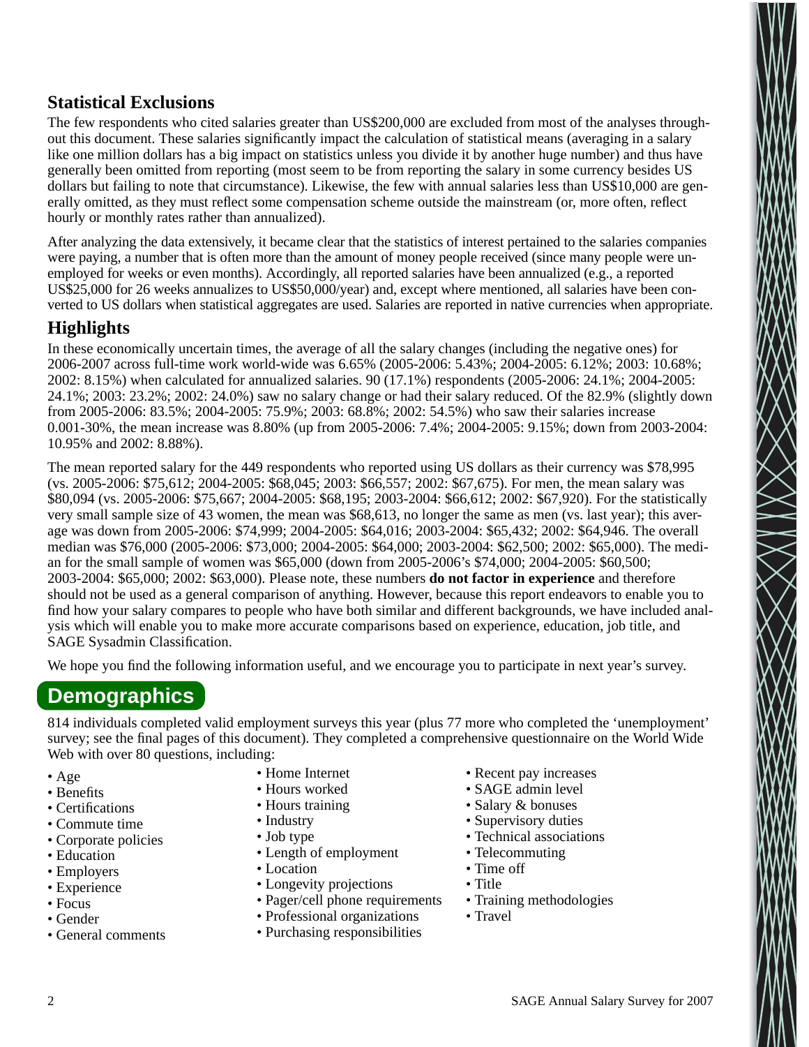### Statistical Exclusions

The few respondents who cited salaries greater than US$200,000 are excluded from most of the analyses throughout this document. These salaries significantly impact the calculation of statistical means (averaging in a salary like one million dollars has a big impact on statistics unless you divide it by another huge number) and thus have generally been omitted from reporting (most seem to be from reporting the salary in some currency besides US dollars but failing to note that circumstance). Likewise, the few with annual salaries less than US$10,000 are generally omitted, as they must reflect some compensation scheme outside the mainstream (or, more often, reflect hourly or monthly rates rather than annualized).

After analyzing the data extensively, it became clear that the statistics of interest pertained to the salaries companies were paying, a number that is often more than the amount of money people received (since many people were unemployed for weeks or even months). Accordingly, all reported salaries have been annualized (e.g., a reported US$25,000 for 26 weeks annualizes to US$50,000/year) and, except where mentioned, all salaries have been converted to US dollars when statistical aggregates are used. Salaries are reported in native currencies when appropriate.

### Highlights

In these economically uncertain times, the average of all the salary changes (including the negative ones) for 2006-2007 across full-time work world-wide was 6.65% (2005-2006: 5.43%; 2004-2005: 6.12%; 2003: 10.68%; 2002: 8.15%) when calculated for annualized salaries. 90 (17.1%) respondents (2005-2006: 24.1%; 2004-2005: 24.1%; 2003: 23.2%; 2002: 24.0%) saw no salary change or had their salary reduced. Of the 82.9% (slightly down from 2005-2006: 83.5%; 2004-2005: 75.9%; 2003: 68.8%; 2002: 54.5%) who saw their salaries increase 0.001-30%, the mean increase was 8.80% (up from 2005-2006: 7.4%; 2004-2005: 9.15%; down from 2003-2004: 10.95% and 2002: 8.88%).

The mean reported salary for the 449 respondents who reported using US dollars as their currency was $78,995 (vs. 2005-2006: $75,612; 2004-2005: $68,045; 2003: $66,557; 2002: $67,675). For men, the mean salary was $80,094 (vs. 2005-2006: $75,667; 2004-2005: $68,195; 2003-2004: $66,612; 2002: $67,920). For the statistically very small sample size of 43 women, the mean was $68,613, no longer the same as men (vs. last year); this average was down from 2005-2006: $74,999; 2004-2005: $64,016; 2003-2004: $65,432; 2002: $64,946. The overall median was $76,000 (2005-2006: $73,000; 2004-2005: $64,000; 2003-2004: $62,500; 2002: $65,000). The median for the small sample of women was $65,000 (down from 2005-2006's $74,000; 2004-2005: $60,500; 2003-2004: $65,000; 2002: $63,000). Please note, these numbers **do not factor in experience** and therefore should not be used as a general comparison of anything. However, because this report endeavors to enable you to find how your salary compares to people who have both similar and different backgrounds, we have included analysis which will enable you to make more accurate comparisons based on experience, education, job title, and SAGE Sysadmin Classification.

We hope you find the following information useful, and we encourage you to participate in next year's survey.

## Demographics

814 individuals completed valid employment surveys this year (plus 77 more who completed the 'unemployment' survey; see the final pages of this document). They completed a comprehensive questionnaire on the World Wide Web with over 80 questions, including:

- Age
- Benefits
- Certifications
- Commute time
- Corporate policies
- Education
- Employers
- Experience
- Focus
- Gender
- General comments
- Home Internet
- Hours worked
- Hours training
- Industry
- Job type
- Length of employment
- Location
- Longevity projections
- Pager/cell phone requirements
- Professional organizations
- Purchasing responsibilities
- Recent pay increases
- SAGE admin level
- Salary & bonuses
- Supervisory duties
- Technical associations
- Telecommuting
- Time off
- Title
- Training methodologies
- Travel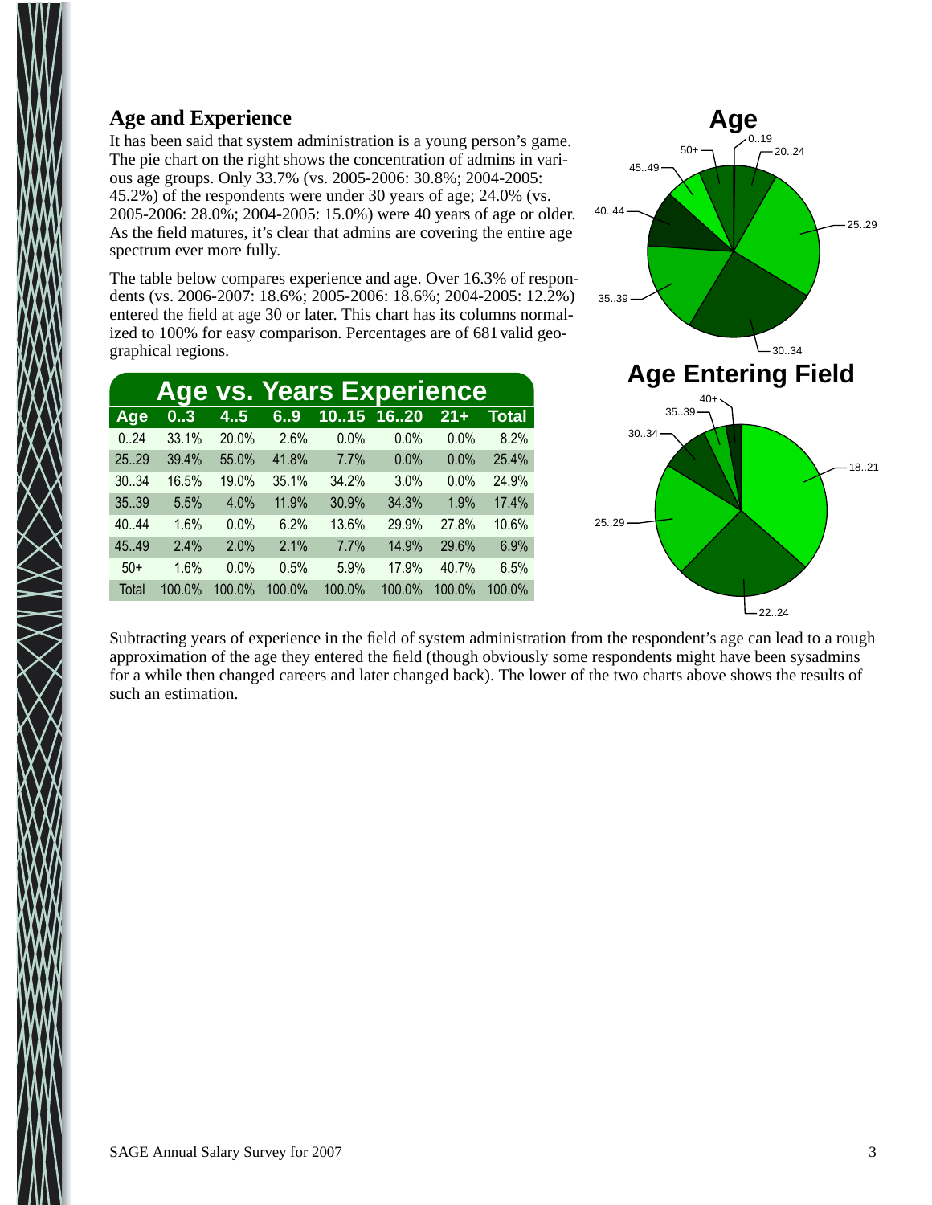## Age and Experience

It has been said that system administration is a young person's game. The pie chart on the right shows the concentration of admins in various age groups. Only 33.7% (vs. 2005-2006: 30.8%; 2004-2005: 45.2%) of the respondents were under 30 years of age; 24.0% (vs. 2005-2006: 28.0%; 2004-2005: 15.0%) were 40 years of age or older. As the field matures, it's clear that admins are covering the entire age spectrum ever more fully.

The table below compares experience and age. Over 16.3% of respondents (vs. 2006-2007: 18.6%; 2005-2006: 18.6%; 2004-2005: 12.2%) entered the field at age 30 or later. This chart has its columns normalized to 100% for easy comparison. Percentages are of 681 valid geographical regions.

**Age vs. Years Experience**

| Age | 0..3 | 4..5 | 6..9 | 10..15 | 16..20 | 21+ | Total |
|---|---|---|---|---|---|---|---|
| 0..24 | 33.1% | 20.0% | 2.6% | 0.0% | 0.0% | 0.0% | 8.2% |
| 25..29 | 39.4% | 55.0% | 41.8% | 7.7% | 0.0% | 0.0% | 25.4% |
| 30..34 | 16.5% | 19.0% | 35.1% | 34.2% | 3.0% | 0.0% | 24.9% |
| 35..39 | 5.5% | 4.0% | 11.9% | 30.9% | 34.3% | 1.9% | 17.4% |
| 40..44 | 1.6% | 0.0% | 6.2% | 13.6% | 29.9% | 27.8% | 10.6% |
| 45..49 | 2.4% | 2.0% | 2.1% | 7.7% | 14.9% | 29.6% | 6.9% |
| 50+ | 1.6% | 0.0% | 0.5% | 5.9% | 17.9% | 40.7% | 6.5% |
| Total | 100.0% | 100.0% | 100.0% | 100.0% | 100.0% | 100.0% | 100.0% |

**Age**

**Age Entering Field**

Subtracting years of experience in the field of system administration from the respondent's age can lead to a rough approximation of the age they entered the field (though obviously some respondents might have been sysadmins for a while then changed careers and later changed back). The lower of the two charts above shows the results of such an estimation.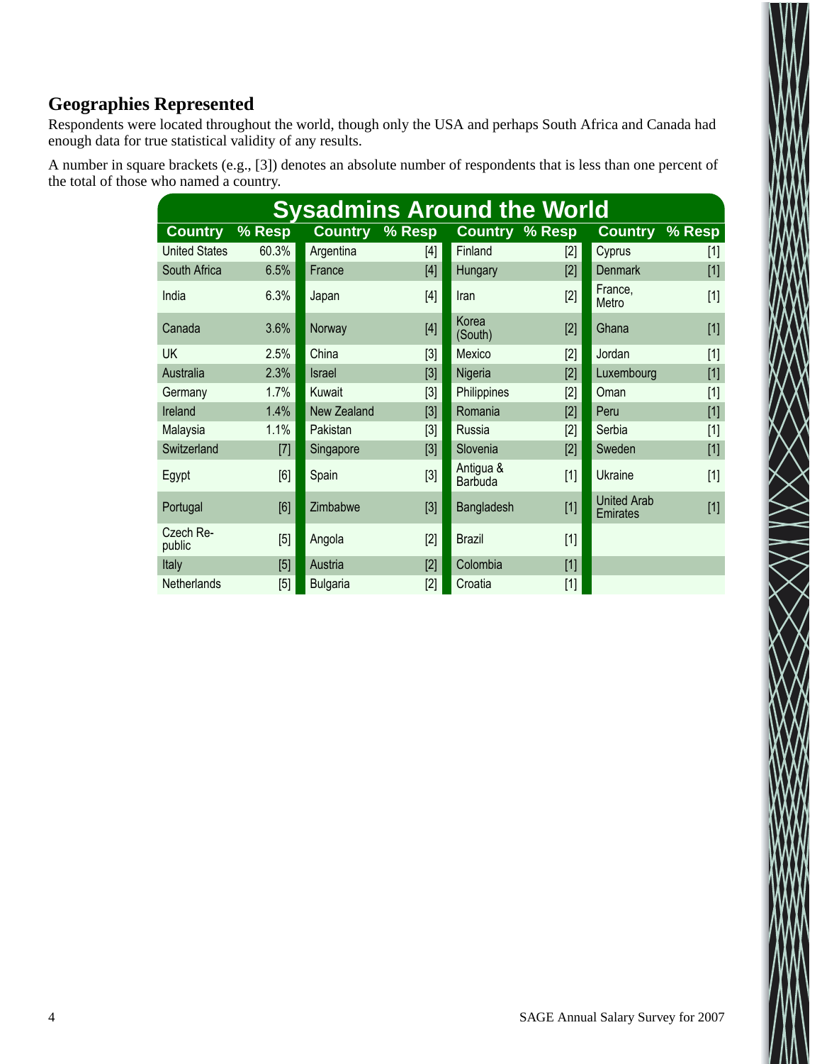## Geographies Represented

Respondents were located throughout the world, though only the USA and perhaps South Africa and Canada had enough data for true statistical validity of any results.

A number in square brackets (e.g., [3]) denotes an absolute number of respondents that is less than one percent of the total of those who named a country.

**Sysadmins Around the World**

| Country | % Resp | Country | % Resp | Country | % Resp | Country | % Resp |
|---|---|---|---|---|---|---|---|
| United States | 60.3% | Argentina | [4] | Finland | [2] | Cyprus | [1] |
| South Africa | 6.5% | France | [4] | Hungary | [2] | Denmark | [1] |
| India | 6.3% | Japan | [4] | Iran | [2] | France, Metro | [1] |
| Canada | 3.6% | Norway | [4] | Korea (South) | [2] | Ghana | [1] |
| UK | 2.5% | China | [3] | Mexico | [2] | Jordan | [1] |
| Australia | 2.3% | Israel | [3] | Nigeria | [2] | Luxembourg | [1] |
| Germany | 1.7% | Kuwait | [3] | Philippines | [2] | Oman | [1] |
| Ireland | 1.4% | New Zealand | [3] | Romania | [2] | Peru | [1] |
| Malaysia | 1.1% | Pakistan | [3] | Russia | [2] | Serbia | [1] |
| Switzerland | [7] | Singapore | [3] | Slovenia | [2] | Sweden | [1] |
| Egypt | [6] | Spain | [3] | Antigua & Barbuda | [1] | Ukraine | [1] |
| Portugal | [6] | Zimbabwe | [3] | Bangladesh | [1] | United Arab Emirates | [1] |
| Czech Republic | [5] | Angola | [2] | Brazil | [1] | | |
| Italy | [5] | Austria | [2] | Colombia | [1] | | |
| Netherlands | [5] | Bulgaria | [2] | Croatia | [1] | | |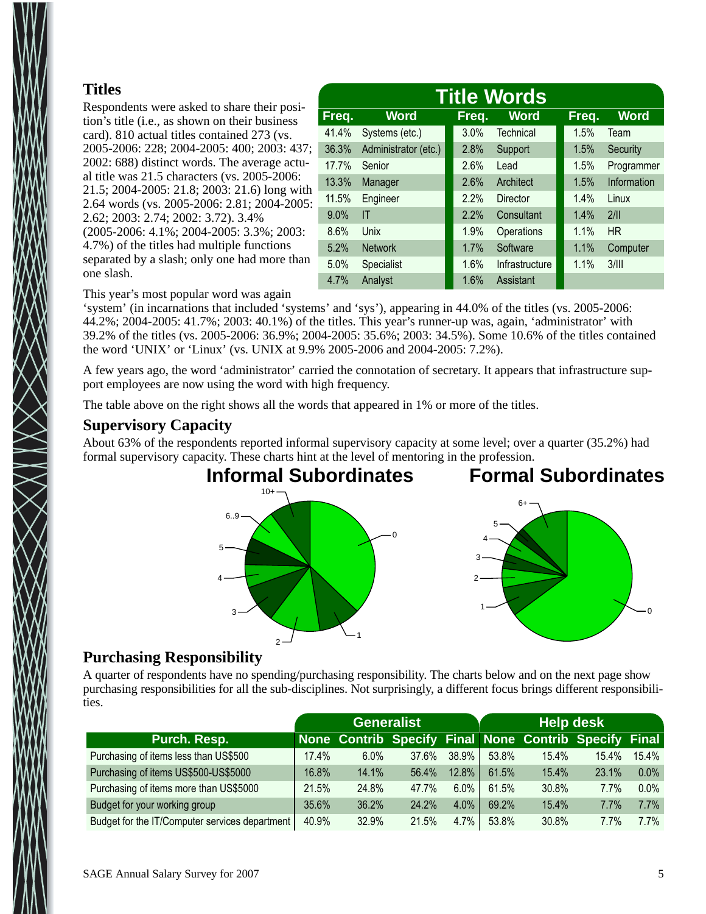## Titles

Respondents were asked to share their position's title (i.e., as shown on their business card). 810 actual titles contained 273 (vs. 2005-2006: 228; 2004-2005: 400; 2003: 437; 2002: 688) distinct words. The average actual title was 21.5 characters (vs. 2005-2006: 21.5; 2004-2005: 21.8; 2003: 21.6) long with 2.64 words (vs. 2005-2006: 2.81; 2004-2005: 2.62; 2003: 2.74; 2002: 3.72). 3.4% (2005-2006: 4.1%; 2004-2005: 3.3%; 2003: 4.7%) of the titles had multiple functions separated by a slash; only one had more than one slash.

| Title Words | | | | | |
|---|---|---|---|---|---|
| Freq. | Word | Freq. | Word | Freq. | Word |
| 41.4% | Systems (etc.) | 3.0% | Technical | 1.5% | Team |
| 36.3% | Administrator (etc.) | 2.8% | Support | 1.5% | Security |
| 17.7% | Senior | 2.6% | Lead | 1.5% | Programmer |
| 13.3% | Manager | 2.6% | Architect | 1.5% | Information |
| 11.5% | Engineer | 2.2% | Director | 1.4% | Linux |
| 9.0% | IT | 2.2% | Consultant | 1.4% | 2/II |
| 8.6% | Unix | 1.9% | Operations | 1.1% | HR |
| 5.2% | Network | 1.7% | Software | 1.1% | Computer |
| 5.0% | Specialist | 1.6% | Infrastructure | 1.1% | 3/III |
| 4.7% | Analyst | 1.6% | Assistant | | |

This year's most popular word was again 'system' (in incarnations that included 'systems' and 'sys'), appearing in 44.0% of the titles (vs. 2005-2006: 44.2%; 2004-2005: 41.7%; 2003: 40.1%) of the titles. This year's runner-up was, again, 'administrator' with 39.2% of the titles (vs. 2005-2006: 36.9%; 2004-2005: 35.6%; 2003: 34.5%). Some 10.6% of the titles contained the word 'UNIX' or 'Linux' (vs. UNIX at 9.9% 2005-2006 and 2004-2005: 7.2%).

A few years ago, the word 'administrator' carried the connotation of secretary. It appears that infrastructure support employees are now using the word with high frequency.

The table above on the right shows all the words that appeared in 1% or more of the titles.

## Supervisory Capacity

About 63% of the respondents reported informal supervisory capacity at some level; over a quarter (35.2%) had formal supervisory capacity. These charts hint at the level of mentoring in the profession.

**Informal Subordinates**

**Formal Subordinates**

## Purchasing Responsibility

A quarter of respondents have no spending/purchasing responsibility. The charts below and on the next page show purchasing responsibilities for all the sub-disciplines. Not surprisingly, a different focus brings different responsibilities.

| | Generalist | | | | Help desk | | | |
|---|---|---|---|---|---|---|---|---|
| Purch. Resp. | None | Contrib | Specify | Final | None | Contrib | Specify | Final |
| Purchasing of items less than US$500 | 17.4% | 6.0% | 37.6% | 38.9% | 53.8% | 15.4% | 15.4% | 15.4% |
| Purchasing of items US$500-US$5000 | 16.8% | 14.1% | 56.4% | 12.8% | 61.5% | 15.4% | 23.1% | 0.0% |
| Purchasing of items more than US$5000 | 21.5% | 24.8% | 47.7% | 6.0% | 61.5% | 30.8% | 7.7% | 0.0% |
| Budget for your working group | 35.6% | 36.2% | 24.2% | 4.0% | 69.2% | 15.4% | 7.7% | 7.7% |
| Budget for the IT/Computer services department | 40.9% | 32.9% | 21.5% | 4.7% | 53.8% | 30.8% | 7.7% | 7.7% |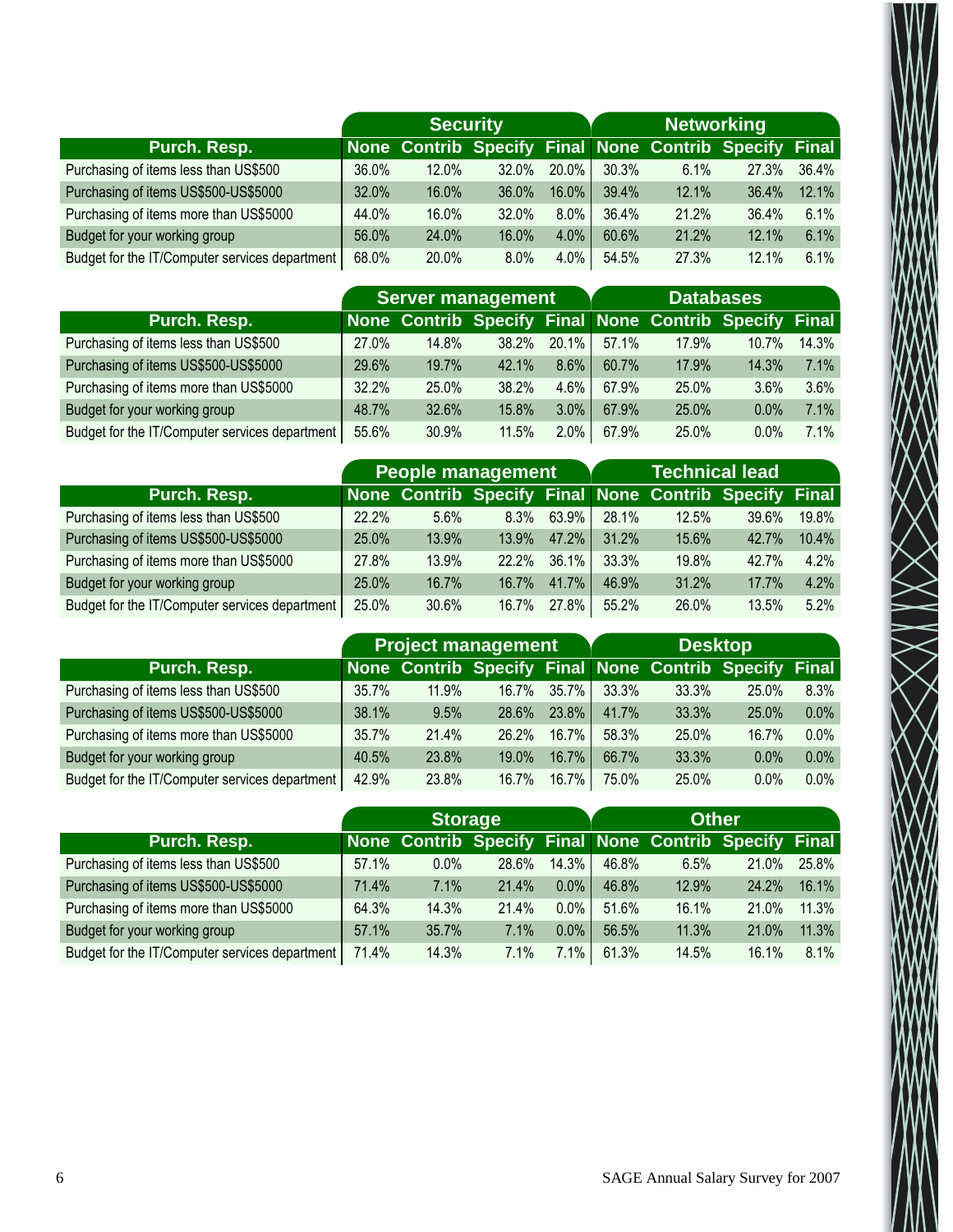| Purch. Resp. | Security | | | | Networking | | | |
|---|---|---|---|---|---|---|---|---|
| | None | Contrib | Specify | Final | None | Contrib | Specify | Final |
| Purchasing of items less than US$500 | 36.0% | 12.0% | 32.0% | 20.0% | 30.3% | 6.1% | 27.3% | 36.4% |
| Purchasing of items US$500-US$5000 | 32.0% | 16.0% | 36.0% | 16.0% | 39.4% | 12.1% | 36.4% | 12.1% |
| Purchasing of items more than US$5000 | 44.0% | 16.0% | 32.0% | 8.0% | 36.4% | 21.2% | 36.4% | 6.1% |
| Budget for your working group | 56.0% | 24.0% | 16.0% | 4.0% | 60.6% | 21.2% | 12.1% | 6.1% |
| Budget for the IT/Computer services department | 68.0% | 20.0% | 8.0% | 4.0% | 54.5% | 27.3% | 12.1% | 6.1% |

| Purch. Resp. | Server management | | | | Databases | | | |
|---|---|---|---|---|---|---|---|---|
| | None | Contrib | Specify | Final | None | Contrib | Specify | Final |
| Purchasing of items less than US$500 | 27.0% | 14.8% | 38.2% | 20.1% | 57.1% | 17.9% | 10.7% | 14.3% |
| Purchasing of items US$500-US$5000 | 29.6% | 19.7% | 42.1% | 8.6% | 60.7% | 17.9% | 14.3% | 7.1% |
| Purchasing of items more than US$5000 | 32.2% | 25.0% | 38.2% | 4.6% | 67.9% | 25.0% | 3.6% | 3.6% |
| Budget for your working group | 48.7% | 32.6% | 15.8% | 3.0% | 67.9% | 25.0% | 0.0% | 7.1% |
| Budget for the IT/Computer services department | 55.6% | 30.9% | 11.5% | 2.0% | 67.9% | 25.0% | 0.0% | 7.1% |

| Purch. Resp. | People management | | | | Technical lead | | | |
|---|---|---|---|---|---|---|---|---|
| | None | Contrib | Specify | Final | None | Contrib | Specify | Final |
| Purchasing of items less than US$500 | 22.2% | 5.6% | 8.3% | 63.9% | 28.1% | 12.5% | 39.6% | 19.8% |
| Purchasing of items US$500-US$5000 | 25.0% | 13.9% | 13.9% | 47.2% | 31.2% | 15.6% | 42.7% | 10.4% |
| Purchasing of items more than US$5000 | 27.8% | 13.9% | 22.2% | 36.1% | 33.3% | 19.8% | 42.7% | 4.2% |
| Budget for your working group | 25.0% | 16.7% | 16.7% | 41.7% | 46.9% | 31.2% | 17.7% | 4.2% |
| Budget for the IT/Computer services department | 25.0% | 30.6% | 16.7% | 27.8% | 55.2% | 26.0% | 13.5% | 5.2% |

| Purch. Resp. | Project management | | | | Desktop | | | |
|---|---|---|---|---|---|---|---|---|
| | None | Contrib | Specify | Final | None | Contrib | Specify | Final |
| Purchasing of items less than US$500 | 35.7% | 11.9% | 16.7% | 35.7% | 33.3% | 33.3% | 25.0% | 8.3% |
| Purchasing of items US$500-US$5000 | 38.1% | 9.5% | 28.6% | 23.8% | 41.7% | 33.3% | 25.0% | 0.0% |
| Purchasing of items more than US$5000 | 35.7% | 21.4% | 26.2% | 16.7% | 58.3% | 25.0% | 16.7% | 0.0% |
| Budget for your working group | 40.5% | 23.8% | 19.0% | 16.7% | 66.7% | 33.3% | 0.0% | 0.0% |
| Budget for the IT/Computer services department | 42.9% | 23.8% | 16.7% | 16.7% | 75.0% | 25.0% | 0.0% | 0.0% |

| Purch. Resp. | Storage | | | | Other | | | |
|---|---|---|---|---|---|---|---|---|
| | None | Contrib | Specify | Final | None | Contrib | Specify | Final |
| Purchasing of items less than US$500 | 57.1% | 0.0% | 28.6% | 14.3% | 46.8% | 6.5% | 21.0% | 25.8% |
| Purchasing of items US$500-US$5000 | 71.4% | 7.1% | 21.4% | 0.0% | 46.8% | 12.9% | 24.2% | 16.1% |
| Purchasing of items more than US$5000 | 64.3% | 14.3% | 21.4% | 0.0% | 51.6% | 16.1% | 21.0% | 11.3% |
| Budget for your working group | 57.1% | 35.7% | 7.1% | 0.0% | 56.5% | 11.3% | 21.0% | 11.3% |
| Budget for the IT/Computer services department | 71.4% | 14.3% | 7.1% | 7.1% | 61.3% | 14.5% | 16.1% | 8.1% |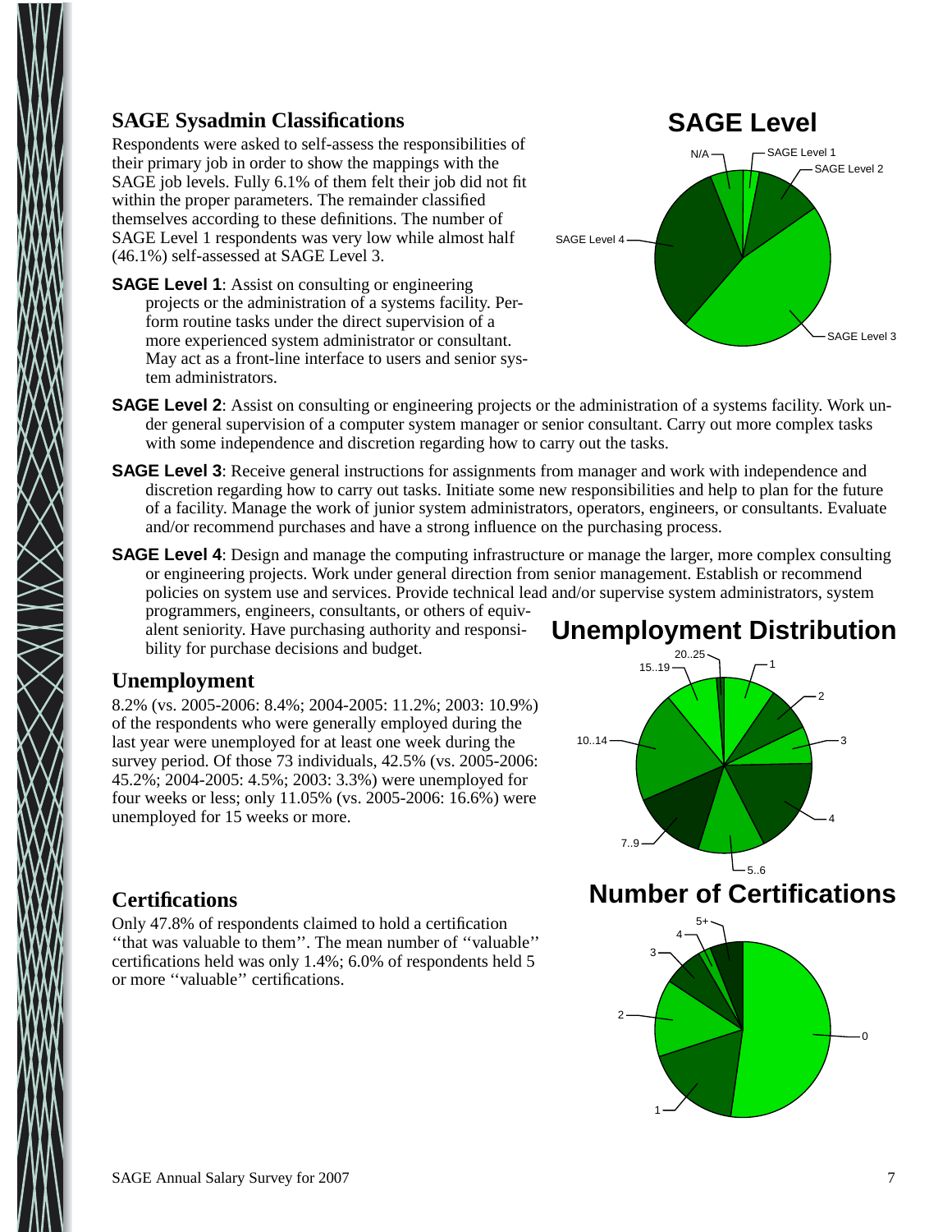## SAGE Sysadmin Classifications

Respondents were asked to self-assess the responsibilities of their primary job in order to show the mappings with the SAGE job levels. Fully 6.1% of them felt their job did not fit within the proper parameters. The remainder classified themselves according to these definitions. The number of SAGE Level 1 respondents was very low while almost half (46.1%) self-assessed at SAGE Level 3.

**SAGE Level 1**: Assist on consulting or engineering projects or the administration of a systems facility. Perform routine tasks under the direct supervision of a more experienced system administrator or consultant. May act as a front-line interface to users and senior system administrators.

**SAGE Level 2**: Assist on consulting or engineering projects or the administration of a systems facility. Work under general supervision of a computer system manager or senior consultant. Carry out more complex tasks with some independence and discretion regarding how to carry out the tasks.

**SAGE Level 3**: Receive general instructions for assignments from manager and work with independence and discretion regarding how to carry out tasks. Initiate some new responsibilities and help to plan for the future of a facility. Manage the work of junior system administrators, operators, engineers, or consultants. Evaluate and/or recommend purchases and have a strong influence on the purchasing process.

**SAGE Level 4**: Design and manage the computing infrastructure or manage the larger, more complex consulting or engineering projects. Work under general direction from senior management. Establish or recommend policies on system use and services. Provide technical lead and/or supervise system administrators, system programmers, engineers, consultants, or others of equivalent seniority. Have purchasing authority and responsibility for purchase decisions and budget.

**SAGE Level**

N/A, SAGE Level 1, SAGE Level 2, SAGE Level 3, SAGE Level 4

## Unemployment

8.2% (vs. 2005-2006: 8.4%; 2004-2005: 11.2%; 2003: 10.9%) of the respondents who were generally employed during the last year were unemployed for at least one week during the survey period. Of those 73 individuals, 42.5% (vs. 2005-2006: 45.2%; 2004-2005: 4.5%; 2003: 3.3%) were unemployed for four weeks or less; only 11.05% (vs. 2005-2006: 16.6%) were unemployed for 15 weeks or more.

**Unemployment Distribution**

1, 2, 3, 4, 5..6, 7..9, 10..14, 15..19, 20..25

## Certifications

Only 47.8% of respondents claimed to hold a certification ''that was valuable to them''. The mean number of ''valuable'' certifications held was only 1.4%; 6.0% of respondents held 5 or more ''valuable'' certifications.

**Number of Certifications**

0, 1, 2, 3, 4, 5+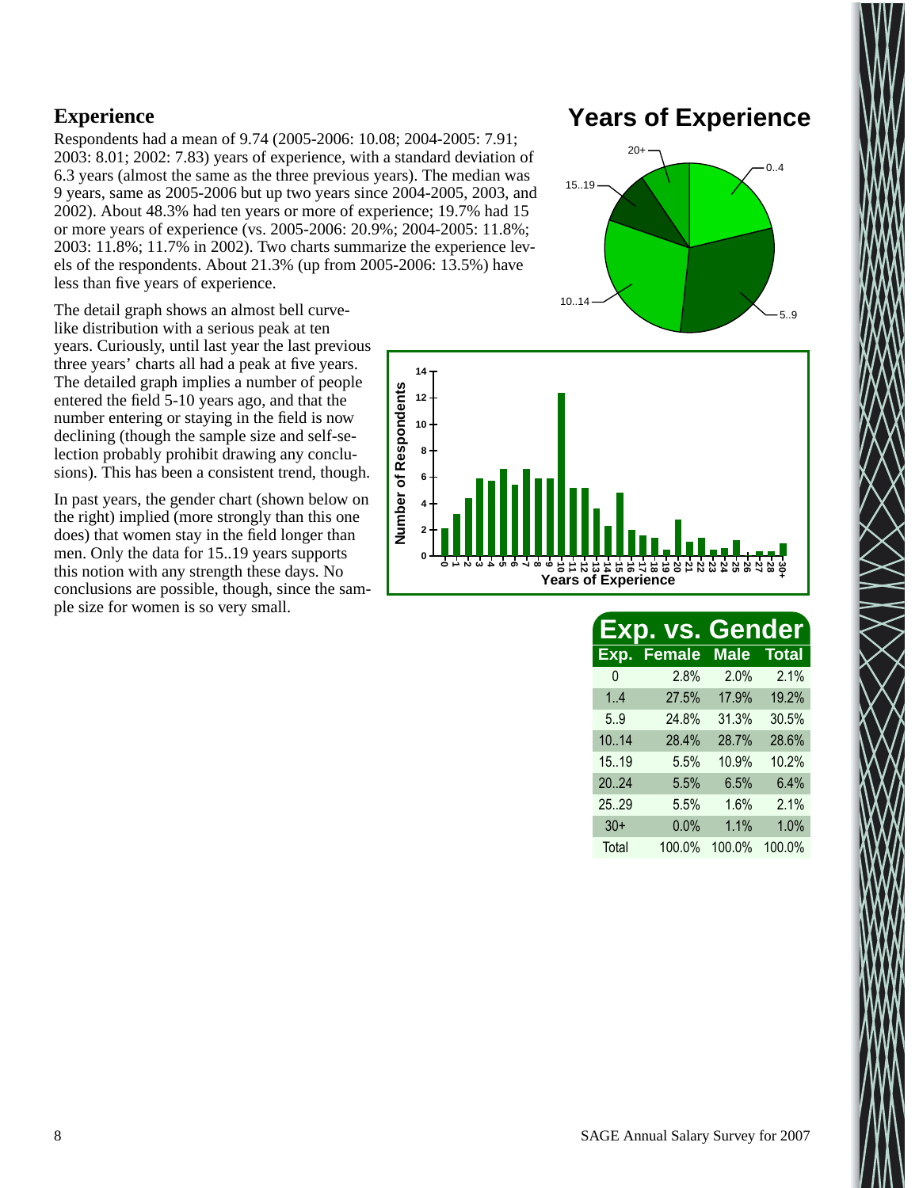## Experience

Respondents had a mean of 9.74 (2005-2006: 10.08; 2004-2005: 7.91; 2003: 8.01; 2002: 7.83) years of experience, with a standard deviation of 6.3 years (almost the same as the three previous years). The median was 9 years, same as 2005-2006 but up two years since 2004-2005, 2003, and 2002). About 48.3% had ten years or more of experience; 19.7% had 15 or more years of experience (vs. 2005-2006: 20.9%; 2004-2005: 11.8%; 2003: 11.8%; 11.7% in 2002). Two charts summarize the experience levels of the respondents. About 21.3% (up from 2005-2006: 13.5%) have less than five years of experience.

The detail graph shows an almost bell curve-like distribution with a serious peak at ten years. Curiously, until last year the last previous three years' charts all had a peak at five years. The detailed graph implies a number of people entered the field 5-10 years ago, and that the number entering or staying in the field is now declining (though the sample size and self-selection probably prohibit drawing any conclusions). This has been a consistent trend, though.

In past years, the gender chart (shown below on the right) implied (more strongly than this one does) that women stay in the field longer than men. Only the data for 15..19 years supports this notion with any strength these days. No conclusions are possible, though, since the sample size for women is so very small.

**Years of Experience**

**Exp. vs. Gender**

| Exp. | Female | Male | Total |
|---|---|---|---|
| 0 | 2.8% | 2.0% | 2.1% |
| 1..4 | 27.5% | 17.9% | 19.2% |
| 5..9 | 24.8% | 31.3% | 30.5% |
| 10..14 | 28.4% | 28.7% | 28.6% |
| 15..19 | 5.5% | 10.9% | 10.2% |
| 20..24 | 5.5% | 6.5% | 6.4% |
| 25..29 | 5.5% | 1.6% | 2.1% |
| 30+ | 0.0% | 1.1% | 1.0% |
| Total | 100.0% | 100.0% | 100.0% |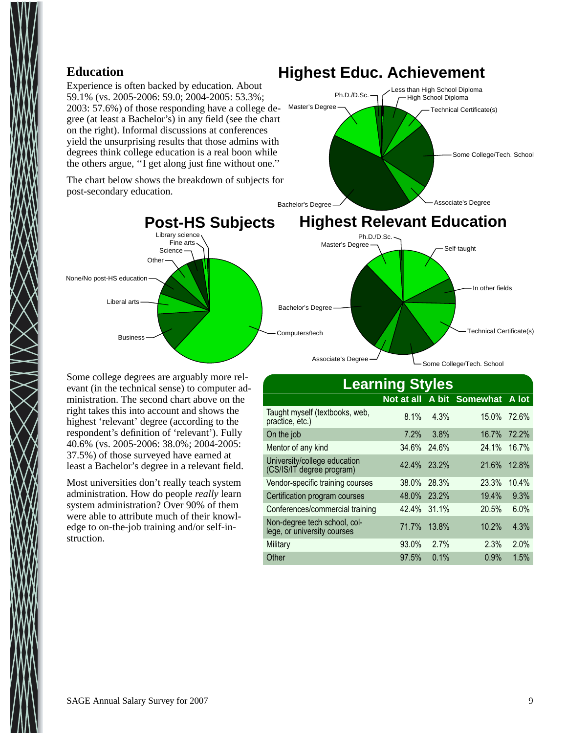## Education

Experience is often backed by education. About 59.1% (vs. 2005-2006: 59.0; 2004-2005: 53.3%; 2003: 57.6%) of those responding have a college degree (at least a Bachelor's) in any field (see the chart on the right). Informal discussions at conferences yield the unsurprising results that those admins with degrees think college education is a real boon while the others argue, ''I get along just fine without one.''

The chart below shows the breakdown of subjects for post-secondary education.

### Highest Educ. Achievement

Ph.D./D.Sc., Less than High School Diploma, High School Diploma, Technical Certificate(s), Master's Degree, Some College/Tech. School, Associate's Degree, Bachelor's Degree

### Post-HS Subjects

Library science, Fine arts, Science, Other, None/No post-HS education, Liberal arts, Business, Computers/tech

### Highest Relevant Education

Ph.D./D.Sc., Master's Degree, Self-taught, In other fields, Bachelor's Degree, Technical Certificate(s), Associate's Degree, Some College/Tech. School

Some college degrees are arguably more relevant (in the technical sense) to computer administration. The second chart above on the right takes this into account and shows the highest 'relevant' degree (according to the respondent's definition of 'relevant'). Fully 40.6% (vs. 2005-2006: 38.0%; 2004-2005: 37.5%) of those surveyed have earned at least a Bachelor's degree in a relevant field.

Most universities don't really teach system administration. How do people *really* learn system administration? Over 90% of them were able to attribute much of their knowledge to on-the-job training and/or self-instruction.

### Learning Styles

| | Not at all | A bit | Somewhat | A lot |
|---|---|---|---|---|
| Taught myself (textbooks, web, practice, etc.) | 8.1% | 4.3% | 15.0% | 72.6% |
| On the job | 7.2% | 3.8% | 16.7% | 72.2% |
| Mentor of any kind | 34.6% | 24.6% | 24.1% | 16.7% |
| University/college education (CS/IS/IT degree program) | 42.4% | 23.2% | 21.6% | 12.8% |
| Vendor-specific training courses | 38.0% | 28.3% | 23.3% | 10.4% |
| Certification program courses | 48.0% | 23.2% | 19.4% | 9.3% |
| Conferences/commercial training | 42.4% | 31.1% | 20.5% | 6.0% |
| Non-degree tech school, college, or university courses | 71.7% | 13.8% | 10.2% | 4.3% |
| Military | 93.0% | 2.7% | 2.3% | 2.0% |
| Other | 97.5% | 0.1% | 0.9% | 1.5% |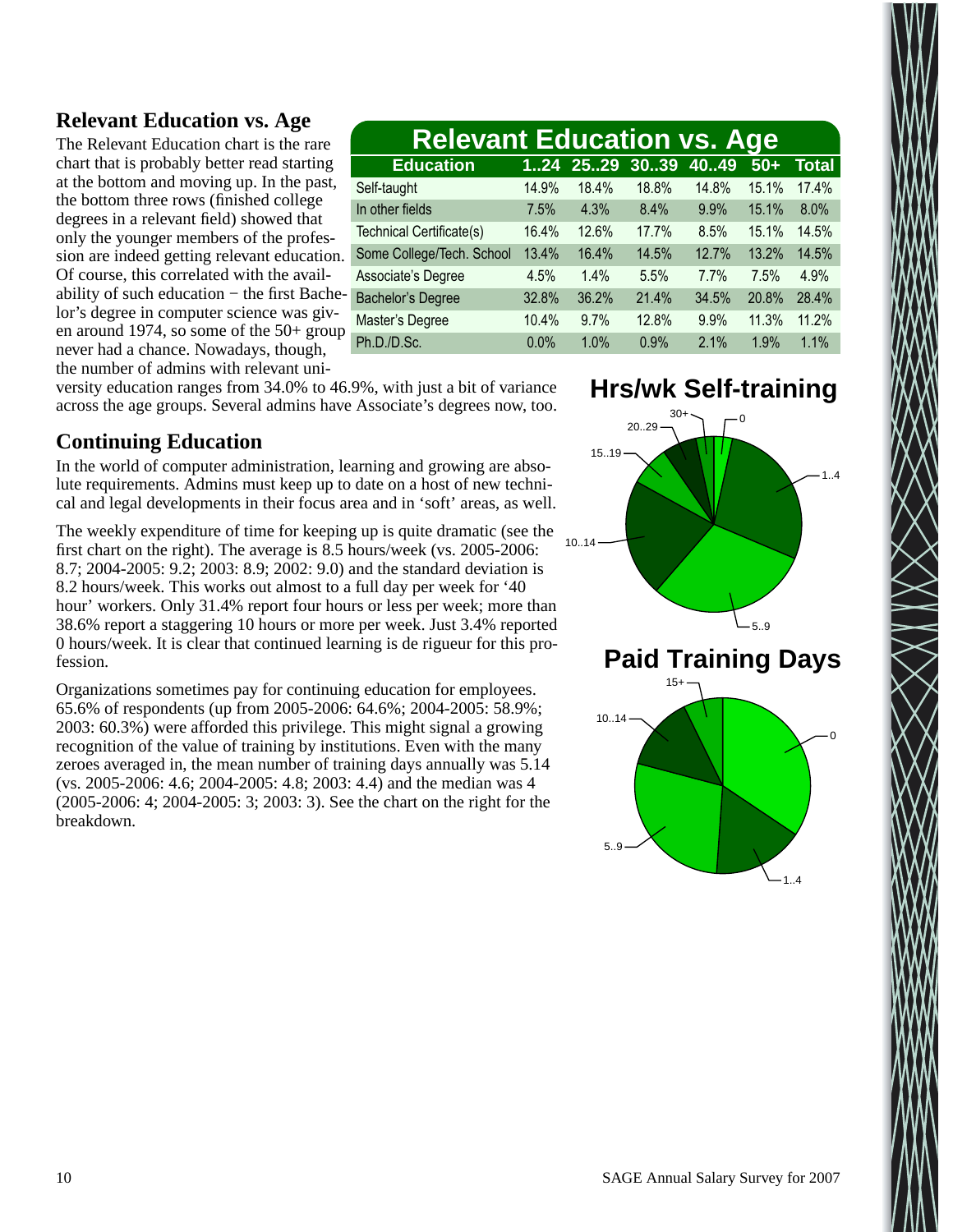## Relevant Education vs. Age

The Relevant Education chart is the rare chart that is probably better read starting at the bottom and moving up. In the past, the bottom three rows (finished college degrees in a relevant field) showed that only the younger members of the profession are indeed getting relevant education. Of course, this correlated with the availability of such education − the first Bachelor's degree in computer science was given around 1974, so some of the 50+ group never had a chance. Nowadays, though, the number of admins with relevant university education ranges from 34.0% to 46.9%, with just a bit of variance across the age groups. Several admins have Associate's degrees now, too.

**Relevant Education vs. Age**

| Education | 1..24 | 25..29 | 30..39 | 40..49 | 50+ | Total |
|---|---|---|---|---|---|---|
| Self-taught | 14.9% | 18.4% | 18.8% | 14.8% | 15.1% | 17.4% |
| In other fields | 7.5% | 4.3% | 8.4% | 9.9% | 15.1% | 8.0% |
| Technical Certificate(s) | 16.4% | 12.6% | 17.7% | 8.5% | 15.1% | 14.5% |
| Some College/Tech. School | 13.4% | 16.4% | 14.5% | 12.7% | 13.2% | 14.5% |
| Associate's Degree | 4.5% | 1.4% | 5.5% | 7.7% | 7.5% | 4.9% |
| Bachelor's Degree | 32.8% | 36.2% | 21.4% | 34.5% | 20.8% | 28.4% |
| Master's Degree | 10.4% | 9.7% | 12.8% | 9.9% | 11.3% | 11.2% |
| Ph.D./D.Sc. | 0.0% | 1.0% | 0.9% | 2.1% | 1.9% | 1.1% |

## Continuing Education

In the world of computer administration, learning and growing are absolute requirements. Admins must keep up to date on a host of new technical and legal developments in their focus area and in 'soft' areas, as well.

The weekly expenditure of time for keeping up is quite dramatic (see the first chart on the right). The average is 8.5 hours/week (vs. 2005-2006: 8.7; 2004-2005: 9.2; 2003: 8.9; 2002: 9.0) and the standard deviation is 8.2 hours/week. This works out almost to a full day per week for '40 hour' workers. Only 31.4% report four hours or less per week; more than 38.6% report a staggering 10 hours or more per week. Just 3.4% reported 0 hours/week. It is clear that continued learning is de rigueur for this profession.

Organizations sometimes pay for continuing education for employees. 65.6% of respondents (up from 2005-2006: 64.6%; 2004-2005: 58.9%; 2003: 60.3%) were afforded this privilege. This might signal a growing recognition of the value of training by institutions. Even with the many zeroes averaged in, the mean number of training days annually was 5.14 (vs. 2005-2006: 4.6; 2004-2005: 4.8; 2003: 4.4) and the median was 4 (2005-2006: 4; 2004-2005: 3; 2003: 3). See the chart on the right for the breakdown.

**Hrs/wk Self-training**

**Paid Training Days**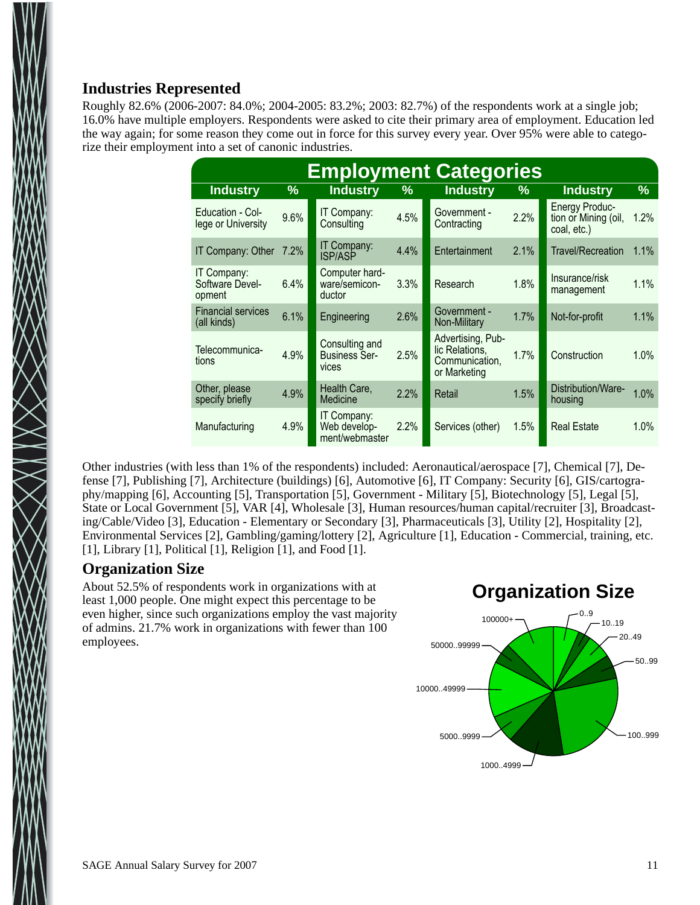## Industries Represented

Roughly 82.6% (2006-2007: 84.0%; 2004-2005: 83.2%; 2003: 82.7%) of the respondents work at a single job; 16.0% have multiple employers. Respondents were asked to cite their primary area of employment. Education led the way again; for some reason they come out in force for this survey every year. Over 95% were able to categorize their employment into a set of canonic industries.

**Employment Categories**

| Industry | % | Industry | % | Industry | % | Industry | % |
|---|---|---|---|---|---|---|---|
| Education - College or University | 9.6% | IT Company: Consulting | 4.5% | Government - Contracting | 2.2% | Energy Production or Mining (oil, coal, etc.) | 1.2% |
| IT Company: Other | 7.2% | IT Company: ISP/ASP | 4.4% | Entertainment | 2.1% | Travel/Recreation | 1.1% |
| IT Company: Software Development | 6.4% | Computer hardware/semiconductor | 3.3% | Research | 1.8% | Insurance/risk management | 1.1% |
| Financial services (all kinds) | 6.1% | Engineering | 2.6% | Government - Non-Military | 1.7% | Not-for-profit | 1.1% |
| Telecommunications | 4.9% | Consulting and Business Services | 2.5% | Advertising, Public Relations, Communication, or Marketing | 1.7% | Construction | 1.0% |
| Other, please specify briefly | 4.9% | Health Care, Medicine | 2.2% | Retail | 1.5% | Distribution/Warehousing | 1.0% |
| Manufacturing | 4.9% | IT Company: Web development/webmaster | 2.2% | Services (other) | 1.5% | Real Estate | 1.0% |

Other industries (with less than 1% of the respondents) included: Aeronautical/aerospace [7], Chemical [7], Defense [7], Publishing [7], Architecture (buildings) [6], Automotive [6], IT Company: Security [6], GIS/cartography/mapping [6], Accounting [5], Transportation [5], Government - Military [5], Biotechnology [5], Legal [5], State or Local Government [5], VAR [4], Wholesale [3], Human resources/human capital/recruiter [3], Broadcasting/Cable/Video [3], Education - Elementary or Secondary [3], Pharmaceuticals [3], Utility [2], Hospitality [2], Environmental Services [2], Gambling/gaming/lottery [2], Agriculture [1], Education - Commercial, training, etc. [1], Library [1], Political [1], Religion [1], and Food [1].

## Organization Size

About 52.5% of respondents work in organizations with at least 1,000 people. One might expect this percentage to be even higher, since such organizations employ the vast majority of admins. 21.7% work in organizations with fewer than 100 employees.

**Organization Size**

0..9, 10..19, 20..49, 50..99, 100..999, 1000..4999, 5000..9999, 10000..49999, 50000..99999, 100000+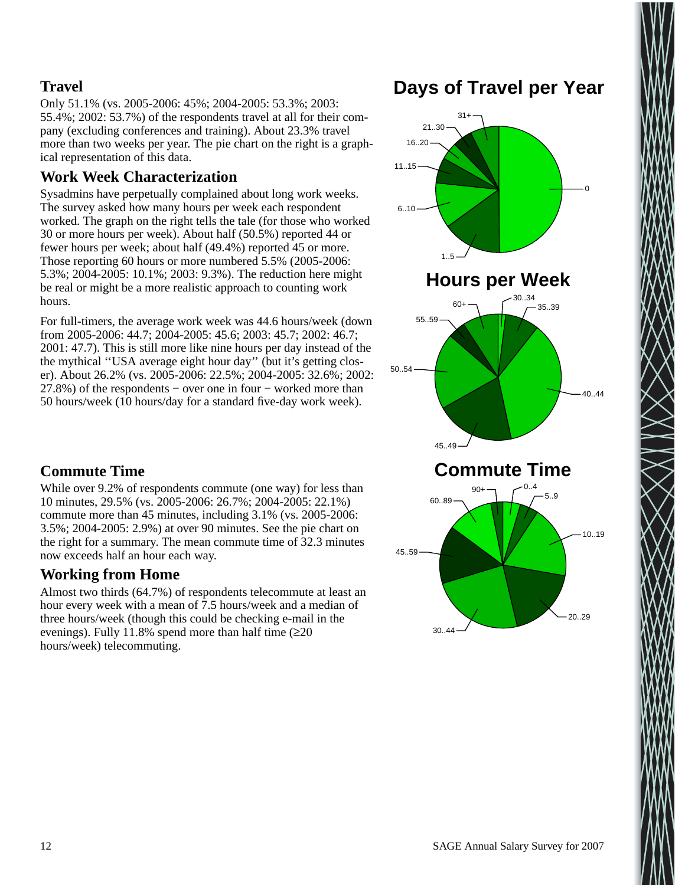## Travel

Only 51.1% (vs. 2005-2006: 45%; 2004-2005: 53.3%; 2003: 55.4%; 2002: 53.7%) of the respondents travel at all for their company (excluding conferences and training). About 23.3% travel more than two weeks per year. The pie chart on the right is a graphical representation of this data.

## Work Week Characterization

Sysadmins have perpetually complained about long work weeks. The survey asked how many hours per week each respondent worked. The graph on the right tells the tale (for those who worked 30 or more hours per week). About half (50.5%) reported 44 or fewer hours per week; about half (49.4%) reported 45 or more. Those reporting 60 hours or more numbered 5.5% (2005-2006: 5.3%; 2004-2005: 10.1%; 2003: 9.3%). The reduction here might be real or might be a more realistic approach to counting work hours.

For full-timers, the average work week was 44.6 hours/week (down from 2005-2006: 44.7; 2004-2005: 45.6; 2003: 45.7; 2002: 46.7; 2001: 47.7). This is still more like nine hours per day instead of the the mythical ''USA average eight hour day'' (but it's getting closer). About 26.2% (vs. 2005-2006: 22.5%; 2004-2005: 32.6%; 2002: 27.8%) of the respondents − over one in four − worked more than 50 hours/week (10 hours/day for a standard five-day work week).

## Commute Time

While over 9.2% of respondents commute (one way) for less than 10 minutes, 29.5% (vs. 2005-2006: 26.7%; 2004-2005: 22.1%) commute more than 45 minutes, including 3.1% (vs. 2005-2006: 3.5%; 2004-2005: 2.9%) at over 90 minutes. See the pie chart on the right for a summary. The mean commute time of 32.3 minutes now exceeds half an hour each way.

## Working from Home

Almost two thirds (64.7%) of respondents telecommute at least an hour every week with a mean of 7.5 hours/week and a median of three hours/week (though this could be checking e-mail in the evenings). Fully 11.8% spend more than half time (≥20 hours/week) telecommuting.

## Days of Travel per Year

0, 1..5, 6..10, 11..15, 16..20, 21..30, 31+

## Hours per Week

30..34, 35..39, 40..44, 45..49, 50..54, 55..59, 60+

## Commute Time

0..4, 5..9, 10..19, 20..29, 30..44, 45..59, 60..89, 90+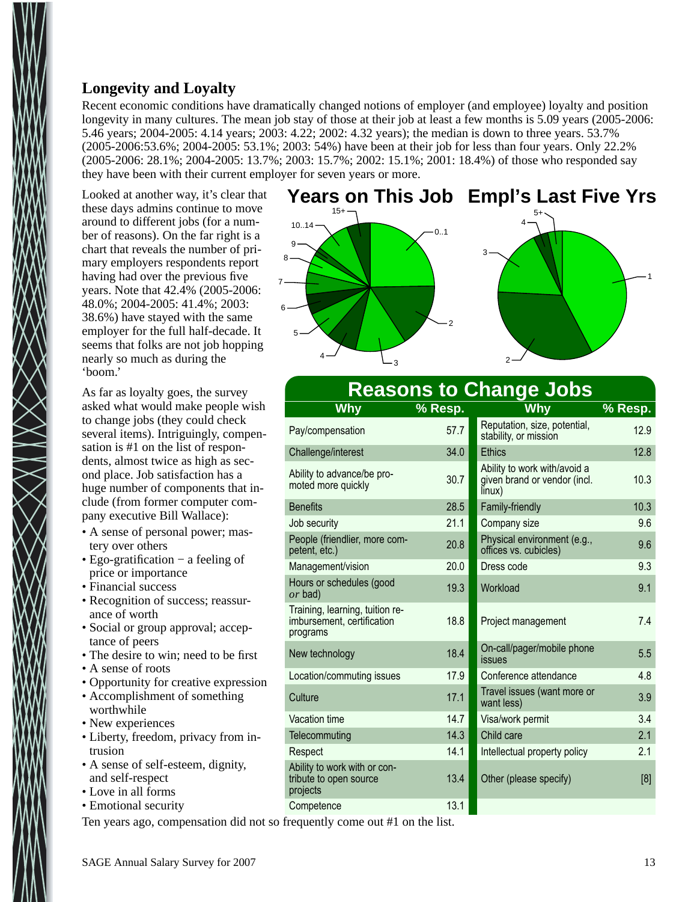## Longevity and Loyalty

Recent economic conditions have dramatically changed notions of employer (and employee) loyalty and position longevity in many cultures. The mean job stay of those at their job at least a few months is 5.09 years (2005-2006: 5.46 years; 2004-2005: 4.14 years; 2003: 4.22; 2002: 4.32 years); the median is down to three years. 53.7% (2005-2006:53.6%; 2004-2005: 53.1%; 2003: 54%) have been at their job for less than four years. Only 22.2% (2005-2006: 28.1%; 2004-2005: 13.7%; 2003: 15.7%; 2002: 15.1%; 2001: 18.4%) of those who responded say they have been with their current employer for seven years or more.

Looked at another way, it's clear that these days admins continue to move around to different jobs (for a number of reasons). On the far right is a chart that reveals the number of primary employers respondents report having had over the previous five years. Note that 42.4% (2005-2006: 48.0%; 2004-2005: 41.4%; 2003: 38.6%) have stayed with the same employer for the full half-decade. It seems that folks are not job hopping nearly so much as during the 'boom.'

**Years on This Job** (pie chart; segments: 0..1, 2, 3, 4, 5, 6, 7, 8, 9, 10..14, 15+)

**Empl's Last Five Yrs** (pie chart; segments: 1, 2, 3, 4, 5+)

As far as loyalty goes, the survey asked what would make people wish to change jobs (they could check several items). Intriguingly, compensation is #1 on the list of respondents, almost twice as high as second place. Job satisfaction has a huge number of components that include (from former computer company executive Bill Wallace):

- A sense of personal power; mastery over others
- Ego-gratification − a feeling of price or importance
- Financial success
- Recognition of success; reassurance of worth
- Social or group approval; acceptance of peers
- The desire to win; need to be first
- A sense of roots
- Opportunity for creative expression
- Accomplishment of something worthwhile
- New experiences
- Liberty, freedom, privacy from intrusion
- A sense of self-esteem, dignity, and self-respect
- Love in all forms
- Emotional security

**Reasons to Change Jobs**

| Why | % Resp. | Why | % Resp. |
|---|---|---|---|
| Pay/compensation | 57.7 | Reputation, size, potential, stability, or mission | 12.9 |
| Challenge/interest | 34.0 | Ethics | 12.8 |
| Ability to advance/be promoted more quickly | 30.7 | Ability to work with/avoid a given brand or vendor (incl. linux) | 10.3 |
| Benefits | 28.5 | Family-friendly | 10.3 |
| Job security | 21.1 | Company size | 9.6 |
| People (friendlier, more competent, etc.) | 20.8 | Physical environment (e.g., offices vs. cubicles) | 9.6 |
| Management/vision | 20.0 | Dress code | 9.3 |
| Hours or schedules (good *or* bad) | 19.3 | Workload | 9.1 |
| Training, learning, tuition reimbursement, certification programs | 18.8 | Project management | 7.4 |
| New technology | 18.4 | On-call/pager/mobile phone issues | 5.5 |
| Location/commuting issues | 17.9 | Conference attendance | 4.8 |
| Culture | 17.1 | Travel issues (want more or want less) | 3.9 |
| Vacation time | 14.7 | Visa/work permit | 3.4 |
| Telecommuting | 14.3 | Child care | 2.1 |
| Respect | 14.1 | Intellectual property policy | 2.1 |
| Ability to work with or contribute to open source projects | 13.4 | Other (please specify) | [8] |
| Competence | 13.1 | | |

Ten years ago, compensation did not so frequently come out #1 on the list.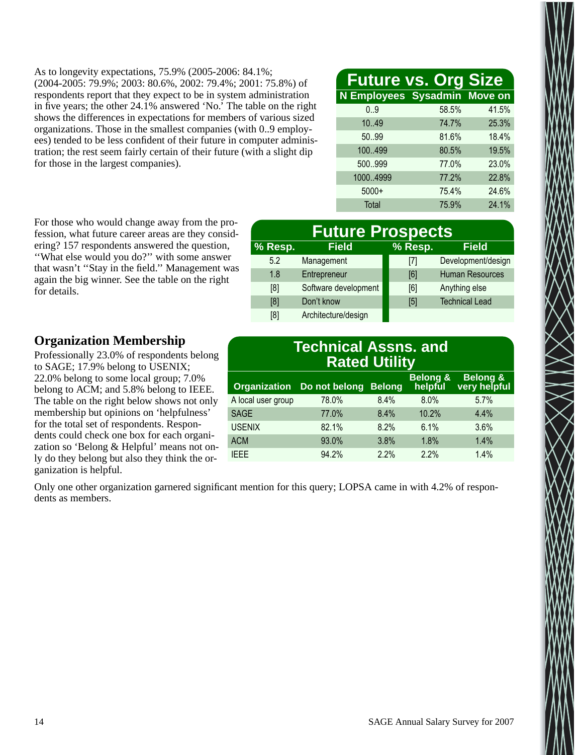As to longevity expectations, 75.9% (2005-2006: 84.1%; (2004-2005: 79.9%; 2003: 80.6%, 2002: 79.4%; 2001: 75.8%) of respondents report that they expect to be in system administration in five years; the other 24.1% answered 'No.' The table on the right shows the differences in expectations for members of various sized organizations. Those in the smallest companies (with 0..9 employees) tended to be less confident of their future in computer administration; the rest seem fairly certain of their future (with a slight dip for those in the largest companies).

**Future vs. Org Size**

| N Employees | Sysadmin | Move on |
|---|---|---|
| 0..9 | 58.5% | 41.5% |
| 10..49 | 74.7% | 25.3% |
| 50..99 | 81.6% | 18.4% |
| 100..499 | 80.5% | 19.5% |
| 500..999 | 77.0% | 23.0% |
| 1000..4999 | 77.2% | 22.8% |
| 5000+ | 75.4% | 24.6% |
| Total | 75.9% | 24.1% |

For those who would change away from the profession, what future career areas are they considering? 157 respondents answered the question, "What else would you do?" with some answer that wasn't "Stay in the field." Management was again the big winner. See the table on the right for details.

**Future Prospects**

| % Resp. | Field | % Resp. | Field |
|---|---|---|---|
| 5.2 | Management | [7] | Development/design |
| 1.8 | Entrepreneur | [6] | Human Resources |
| [8] | Software development | [6] | Anything else |
| [8] | Don't know | [5] | Technical Lead |
| [8] | Architecture/design | | |

## Organization Membership

Professionally 23.0% of respondents belong to SAGE; 17.9% belong to USENIX; 22.0% belong to some local group; 7.0% belong to ACM; and 5.8% belong to IEEE. The table on the right below shows not only membership but opinions on 'helpfulness' for the total set of respondents. Respondents could check one box for each organization so 'Belong & Helpful' means not only do they belong but also they think the organization is helpful.

**Technical Assns. and Rated Utility**

| Organization | Do not belong | Belong | Belong & helpful | Belong & very helpful |
|---|---|---|---|---|
| A local user group | 78.0% | 8.4% | 8.0% | 5.7% |
| SAGE | 77.0% | 8.4% | 10.2% | 4.4% |
| USENIX | 82.1% | 8.2% | 6.1% | 3.6% |
| ACM | 93.0% | 3.8% | 1.8% | 1.4% |
| IEEE | 94.2% | 2.2% | 2.2% | 1.4% |

Only one other organization garnered significant mention for this query; LOPSA came in with 4.2% of respondents as members.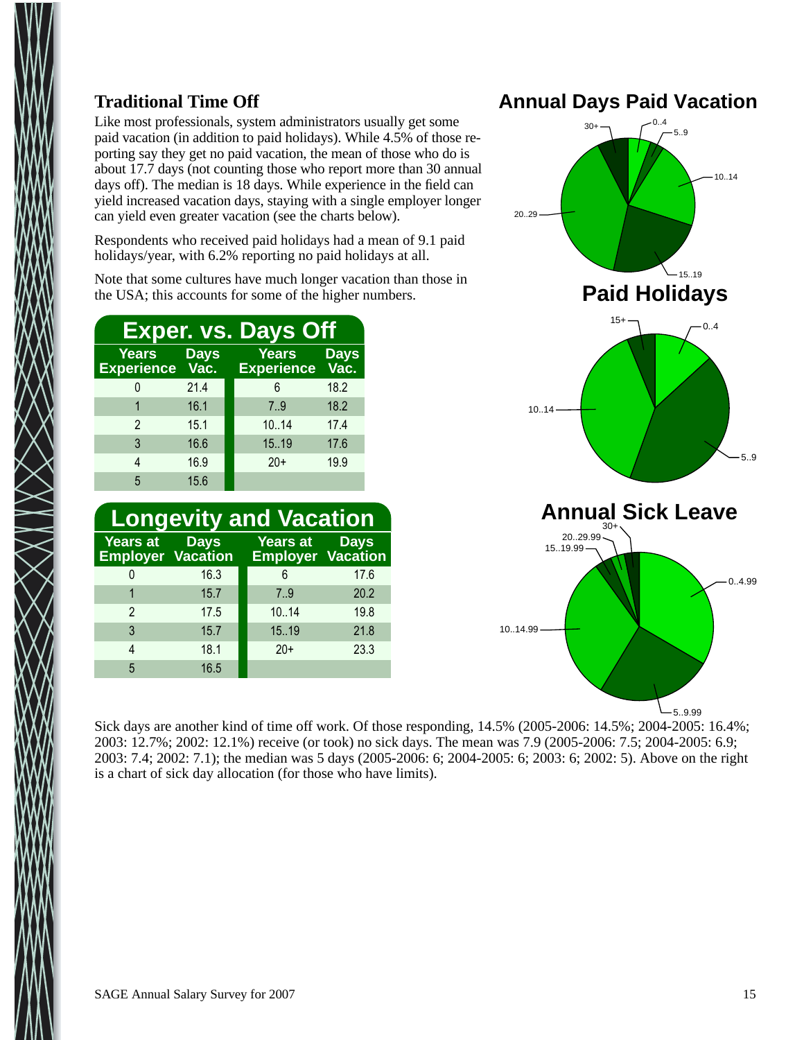### Traditional Time Off

Like most professionals, system administrators usually get some paid vacation (in addition to paid holidays). While 4.5% of those reporting say they get no paid vacation, the mean of those who do is about 17.7 days (not counting those who report more than 30 annual days off). The median is 18 days. While experience in the field can yield increased vacation days, staying with a single employer longer can yield even greater vacation (see the charts below).

Respondents who received paid holidays had a mean of 9.1 paid holidays/year, with 6.2% reporting no paid holidays at all.

Note that some cultures have much longer vacation than those in the USA; this accounts for some of the higher numbers.

**Exper. vs. Days Off**

| Years Experience | Days Vac. | Years Experience | Days Vac. |
|---|---|---|---|
| 0 | 21.4 | 6 | 18.2 |
| 1 | 16.1 | 7..9 | 18.2 |
| 2 | 15.1 | 10..14 | 17.4 |
| 3 | 16.6 | 15..19 | 17.6 |
| 4 | 16.9 | 20+ | 19.9 |
| 5 | 15.6 | | |

**Longevity and Vacation**

| Years at Employer | Days Vacation | Years at Employer | Days Vacation |
|---|---|---|---|
| 0 | 16.3 | 6 | 17.6 |
| 1 | 15.7 | 7..9 | 20.2 |
| 2 | 17.5 | 10..14 | 19.8 |
| 3 | 15.7 | 15..19 | 21.8 |
| 4 | 18.1 | 20+ | 23.3 |
| 5 | 16.5 | | |

## Annual Days Paid Vacation

0..4, 5..9, 10..14, 15..19, 20..29, 30+

## Paid Holidays

0..4, 5..9, 10..14, 15+

## Annual Sick Leave

0..4.99, 5..9.99, 10..14.99, 15..19.99, 20..29.99, 30+

Sick days are another kind of time off work. Of those responding, 14.5% (2005-2006: 14.5%; 2004-2005: 16.4%; 2003: 12.7%; 2002: 12.1%) receive (or took) no sick days. The mean was 7.9 (2005-2006: 7.5; 2004-2005: 6.9; 2003: 7.4; 2002: 7.1); the median was 5 days (2005-2006: 6; 2004-2005: 6; 2003: 6; 2002: 5). Above on the right is a chart of sick day allocation (for those who have limits).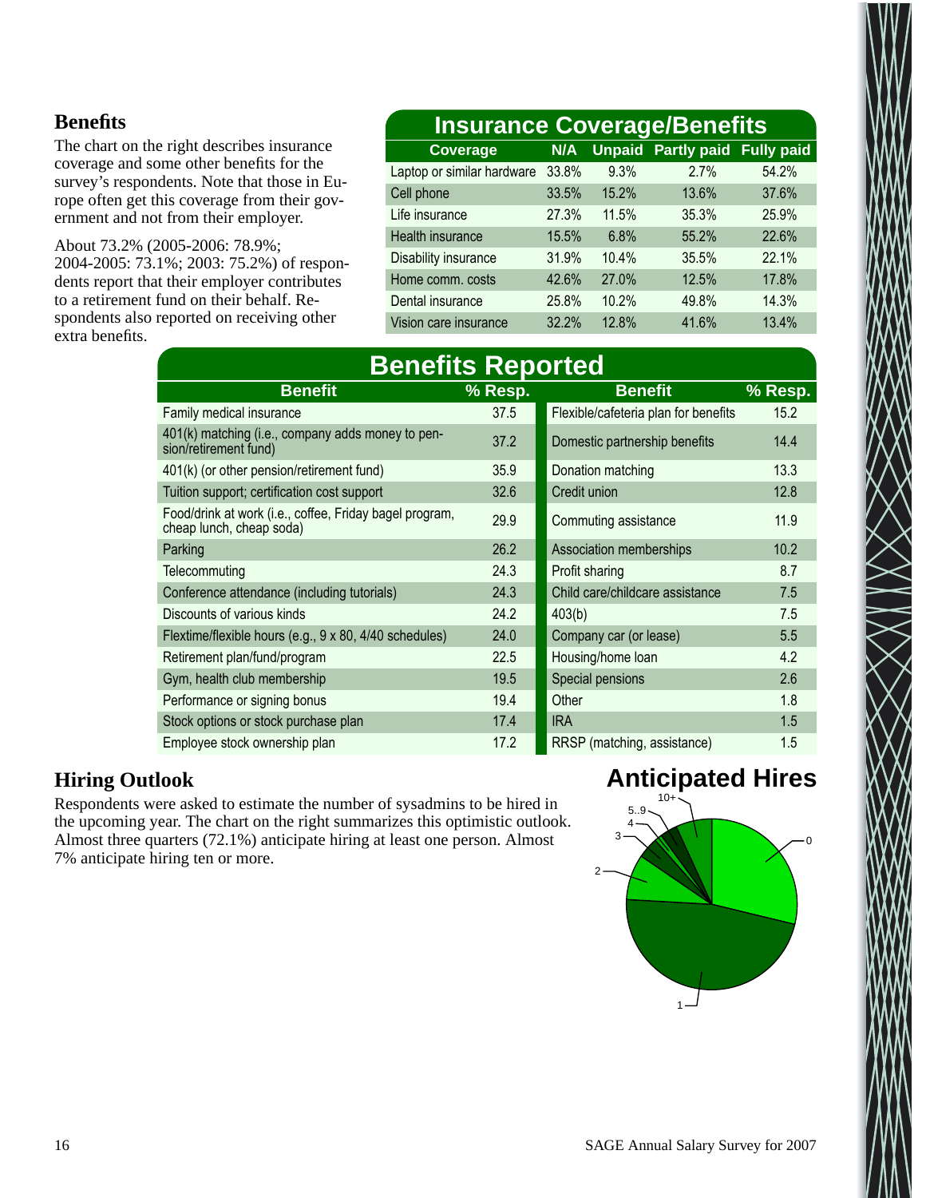## Benefits

The chart on the right describes insurance coverage and some other benefits for the survey's respondents. Note that those in Europe often get this coverage from their government and not from their employer.

About 73.2% (2005-2006: 78.9%; 2004-2005: 73.1%; 2003: 75.2%) of respondents report that their employer contributes to a retirement fund on their behalf. Respondents also reported on receiving other extra benefits.

**Insurance Coverage/Benefits**

| Coverage | N/A | Unpaid | Partly paid | Fully paid |
|---|---|---|---|---|
| Laptop or similar hardware | 33.8% | 9.3% | 2.7% | 54.2% |
| Cell phone | 33.5% | 15.2% | 13.6% | 37.6% |
| Life insurance | 27.3% | 11.5% | 35.3% | 25.9% |
| Health insurance | 15.5% | 6.8% | 55.2% | 22.6% |
| Disability insurance | 31.9% | 10.4% | 35.5% | 22.1% |
| Home comm. costs | 42.6% | 27.0% | 12.5% | 17.8% |
| Dental insurance | 25.8% | 10.2% | 49.8% | 14.3% |
| Vision care insurance | 32.2% | 12.8% | 41.6% | 13.4% |

**Benefits Reported**

| Benefit | % Resp. | Benefit | % Resp. |
|---|---|---|---|
| Family medical insurance | 37.5 | Flexible/cafeteria plan for benefits | 15.2 |
| 401(k) matching (i.e., company adds money to pension/retirement fund) | 37.2 | Domestic partnership benefits | 14.4 |
| 401(k) (or other pension/retirement fund) | 35.9 | Donation matching | 13.3 |
| Tuition support; certification cost support | 32.6 | Credit union | 12.8 |
| Food/drink at work (i.e., coffee, Friday bagel program, cheap lunch, cheap soda) | 29.9 | Commuting assistance | 11.9 |
| Parking | 26.2 | Association memberships | 10.2 |
| Telecommuting | 24.3 | Profit sharing | 8.7 |
| Conference attendance (including tutorials) | 24.3 | Child care/childcare assistance | 7.5 |
| Discounts of various kinds | 24.2 | 403(b) | 7.5 |
| Flextime/flexible hours (e.g., 9 x 80, 4/40 schedules) | 24.0 | Company car (or lease) | 5.5 |
| Retirement plan/fund/program | 22.5 | Housing/home loan | 4.2 |
| Gym, health club membership | 19.5 | Special pensions | 2.6 |
| Performance or signing bonus | 19.4 | Other | 1.8 |
| Stock options or stock purchase plan | 17.4 | IRA | 1.5 |
| Employee stock ownership plan | 17.2 | RRSP (matching, assistance) | 1.5 |

## Hiring Outlook

Respondents were asked to estimate the number of sysadmins to be hired in the upcoming year. The chart on the right summarizes this optimistic outlook. Almost three quarters (72.1%) anticipate hiring at least one person. Almost 7% anticipate hiring ten or more.

**Anticipated Hires**

10+, 5..9, 4, 3, 2, 1, 0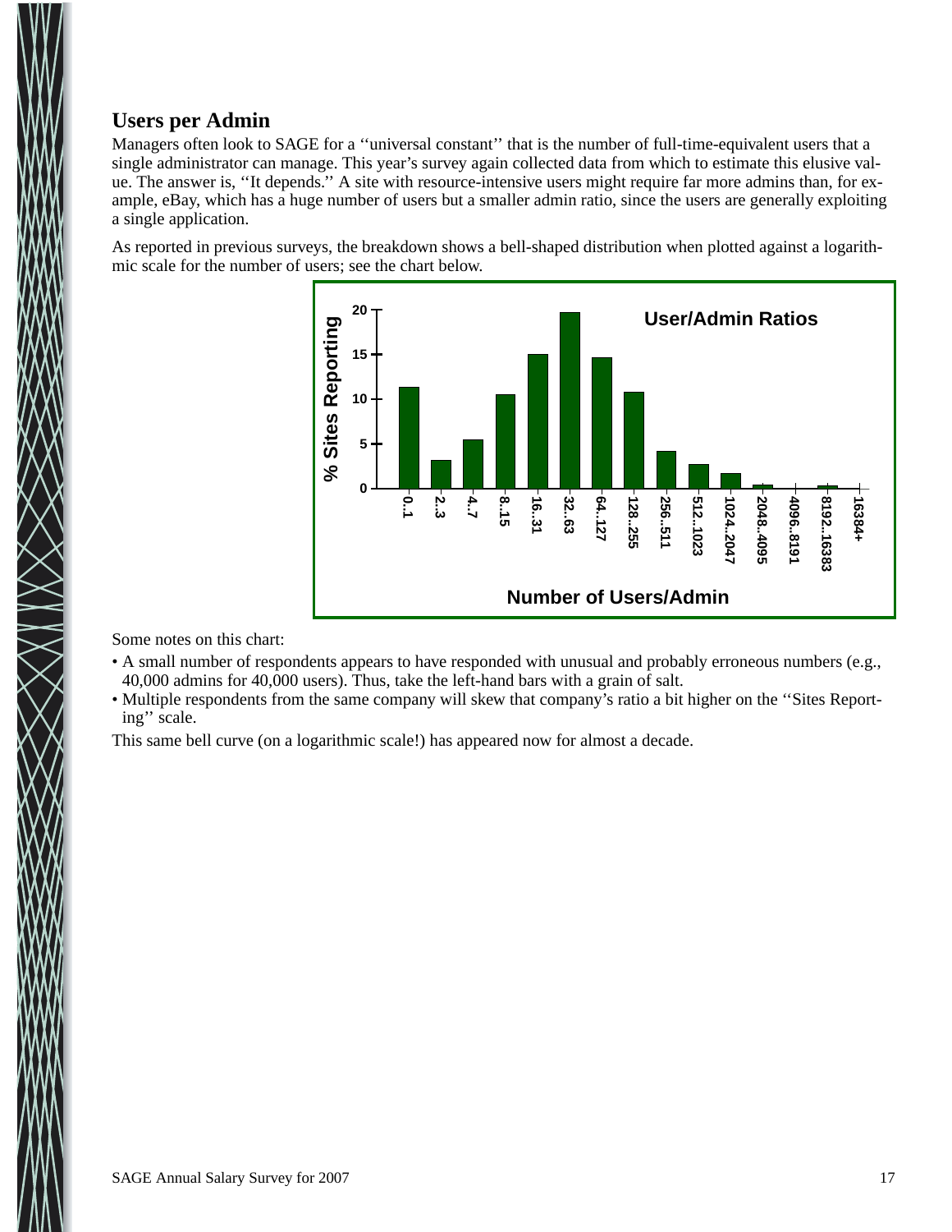## Users per Admin

Managers often look to SAGE for a ''universal constant'' that is the number of full-time-equivalent users that a single administrator can manage. This year's survey again collected data from which to estimate this elusive value. The answer is, ''It depends.'' A site with resource-intensive users might require far more admins than, for example, eBay, which has a huge number of users but a smaller admin ratio, since the users are generally exploiting a single application.

As reported in previous surveys, the breakdown shows a bell-shaped distribution when plotted against a logarithmic scale for the number of users; see the chart below.

Some notes on this chart:

- A small number of respondents appears to have responded with unusual and probably erroneous numbers (e.g., 40,000 admins for 40,000 users). Thus, take the left-hand bars with a grain of salt.
- Multiple respondents from the same company will skew that company's ratio a bit higher on the ''Sites Reporting'' scale.

This same bell curve (on a logarithmic scale!) has appeared now for almost a decade.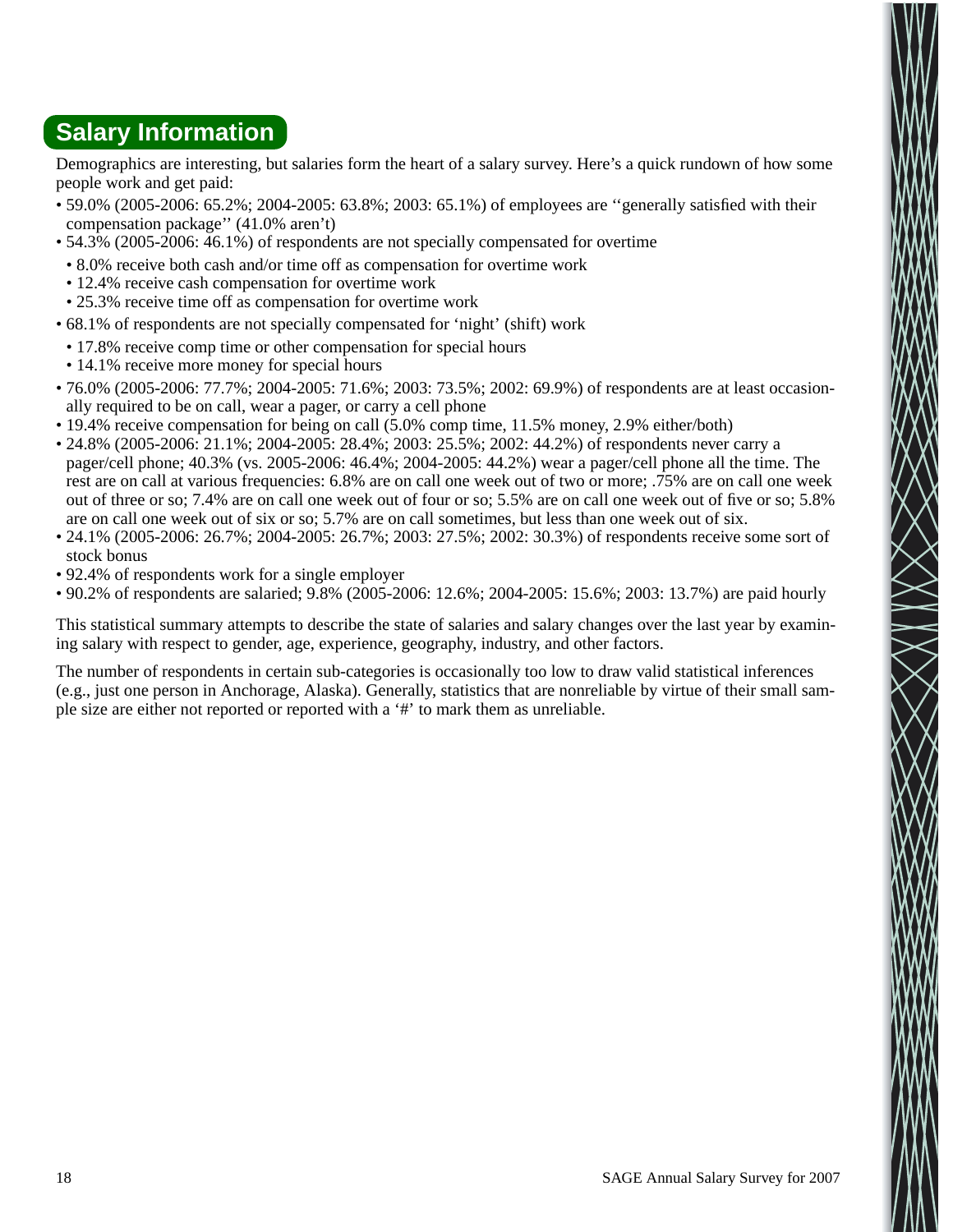## Salary Information

Demographics are interesting, but salaries form the heart of a salary survey. Here's a quick rundown of how some people work and get paid:

- 59.0% (2005-2006: 65.2%; 2004-2005: 63.8%; 2003: 65.1%) of employees are ''generally satisfied with their compensation package'' (41.0% aren't)
- 54.3% (2005-2006: 46.1%) of respondents are not specially compensated for overtime
  - 8.0% receive both cash and/or time off as compensation for overtime work
  - 12.4% receive cash compensation for overtime work
  - 25.3% receive time off as compensation for overtime work
- 68.1% of respondents are not specially compensated for 'night' (shift) work
  - 17.8% receive comp time or other compensation for special hours
  - 14.1% receive more money for special hours
- 76.0% (2005-2006: 77.7%; 2004-2005: 71.6%; 2003: 73.5%; 2002: 69.9%) of respondents are at least occasionally required to be on call, wear a pager, or carry a cell phone
- 19.4% receive compensation for being on call (5.0% comp time, 11.5% money, 2.9% either/both)
- 24.8% (2005-2006: 21.1%; 2004-2005: 28.4%; 2003: 25.5%; 2002: 44.2%) of respondents never carry a pager/cell phone; 40.3% (vs. 2005-2006: 46.4%; 2004-2005: 44.2%) wear a pager/cell phone all the time. The rest are on call at various frequencies: 6.8% are on call one week out of two or more; .75% are on call one week out of three or so; 7.4% are on call one week out of four or so; 5.5% are on call one week out of five or so; 5.8% are on call one week out of six or so; 5.7% are on call sometimes, but less than one week out of six.
- 24.1% (2005-2006: 26.7%; 2004-2005: 26.7%; 2003: 27.5%; 2002: 30.3%) of respondents receive some sort of stock bonus
- 92.4% of respondents work for a single employer
- 90.2% of respondents are salaried; 9.8% (2005-2006: 12.6%; 2004-2005: 15.6%; 2003: 13.7%) are paid hourly

This statistical summary attempts to describe the state of salaries and salary changes over the last year by examining salary with respect to gender, age, experience, geography, industry, and other factors.

The number of respondents in certain sub-categories is occasionally too low to draw valid statistical inferences (e.g., just one person in Anchorage, Alaska). Generally, statistics that are nonreliable by virtue of their small sample size are either not reported or reported with a '#' to mark them as unreliable.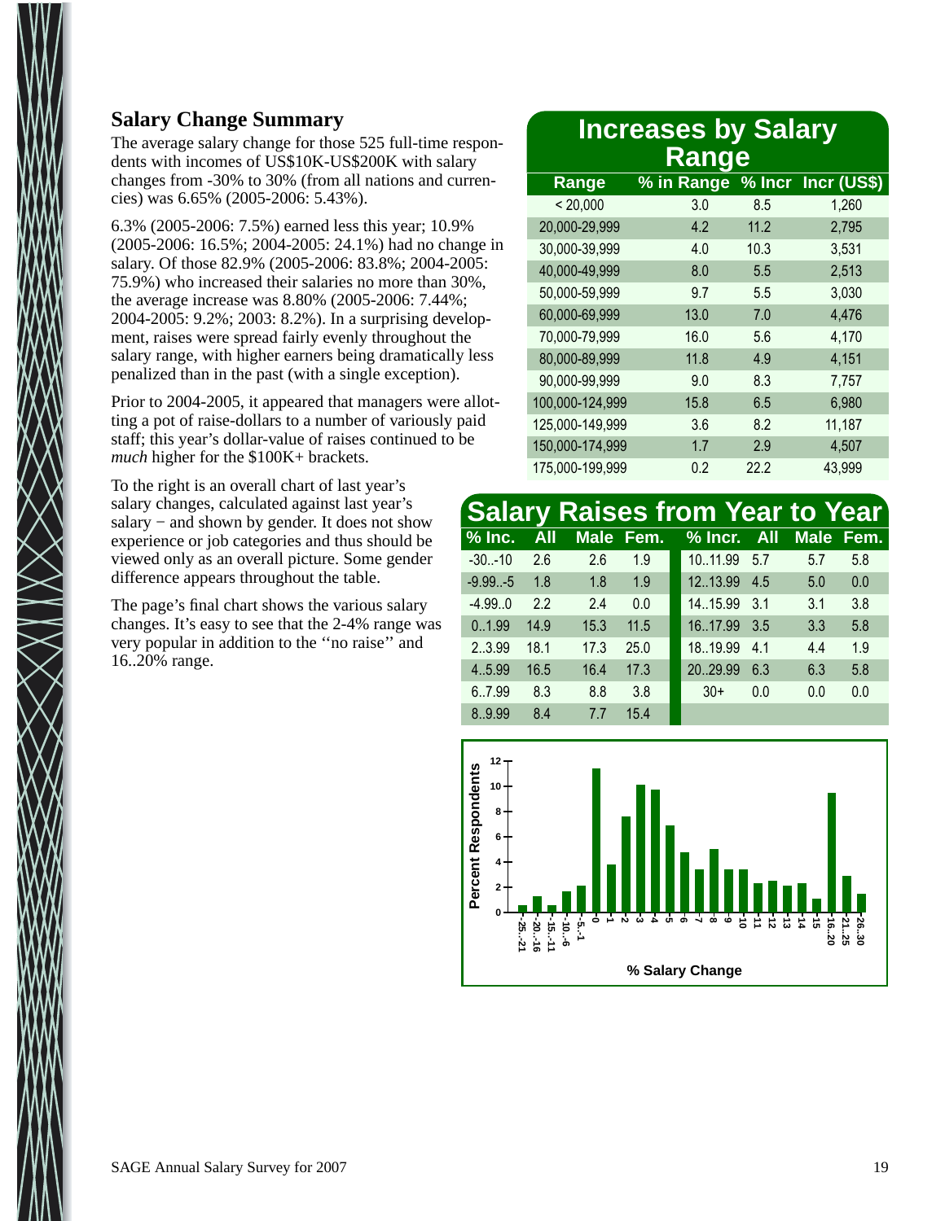## Salary Change Summary

The average salary change for those 525 full-time respondents with incomes of US$10K-US$200K with salary changes from -30% to 30% (from all nations and currencies) was 6.65% (2005-2006: 5.43%).

6.3% (2005-2006: 7.5%) earned less this year; 10.9% (2005-2006: 16.5%; 2004-2005: 24.1%) had no change in salary. Of those 82.9% (2005-2006: 83.8%; 2004-2005: 75.9%) who increased their salaries no more than 30%, the average increase was 8.80% (2005-2006: 7.44%; 2004-2005: 9.2%; 2003: 8.2%). In a surprising development, raises were spread fairly evenly throughout the salary range, with higher earners being dramatically less penalized than in the past (with a single exception).

Prior to 2004-2005, it appeared that managers were allotting a pot of raise-dollars to a number of variously paid staff; this year's dollar-value of raises continued to be *much* higher for the $100K+ brackets.

To the right is an overall chart of last year's salary changes, calculated against last year's salary − and shown by gender. It does not show experience or job categories and thus should be viewed only as an overall picture. Some gender difference appears throughout the table.

The page's final chart shows the various salary changes. It's easy to see that the 2-4% range was very popular in addition to the ''no raise'' and 16..20% range.

### Increases by Salary Range

| Range | % in Range | % Incr | Incr (US$) |
|---|---|---|---|
| < 20,000 | 3.0 | 8.5 | 1,260 |
| 20,000-29,999 | 4.2 | 11.2 | 2,795 |
| 30,000-39,999 | 4.0 | 10.3 | 3,531 |
| 40,000-49,999 | 8.0 | 5.5 | 2,513 |
| 50,000-59,999 | 9.7 | 5.5 | 3,030 |
| 60,000-69,999 | 13.0 | 7.0 | 4,476 |
| 70,000-79,999 | 16.0 | 5.6 | 4,170 |
| 80,000-89,999 | 11.8 | 4.9 | 4,151 |
| 90,000-99,999 | 9.0 | 8.3 | 7,757 |
| 100,000-124,999 | 15.8 | 6.5 | 6,980 |
| 125,000-149,999 | 3.6 | 8.2 | 11,187 |
| 150,000-174,999 | 1.7 | 2.9 | 4,507 |
| 175,000-199,999 | 0.2 | 22.2 | 43,999 |

### Salary Raises from Year to Year

| % Inc. | All | Male | Fem. | % Incr. | All | Male | Fem. |
|---|---|---|---|---|---|---|---|
| -30..-10 | 2.6 | 2.6 | 1.9 | 10..11.99 | 5.7 | 5.7 | 5.8 |
| -9.99..-5 | 1.8 | 1.8 | 1.9 | 12..13.99 | 4.5 | 5.0 | 0.0 |
| -4.99..0 | 2.2 | 2.4 | 0.0 | 14..15.99 | 3.1 | 3.1 | 3.8 |
| 0..1.99 | 14.9 | 15.3 | 11.5 | 16..17.99 | 3.5 | 3.3 | 5.8 |
| 2..3.99 | 18.1 | 17.3 | 25.0 | 18..19.99 | 4.1 | 4.4 | 1.9 |
| 4..5.99 | 16.5 | 16.4 | 17.3 | 20..29.99 | 6.3 | 6.3 | 5.8 |
| 6..7.99 | 8.3 | 8.8 | 3.8 | 30+ | 0.0 | 0.0 | 0.0 |
| 8..9.99 | 8.4 | 7.7 | 15.4 | | | | |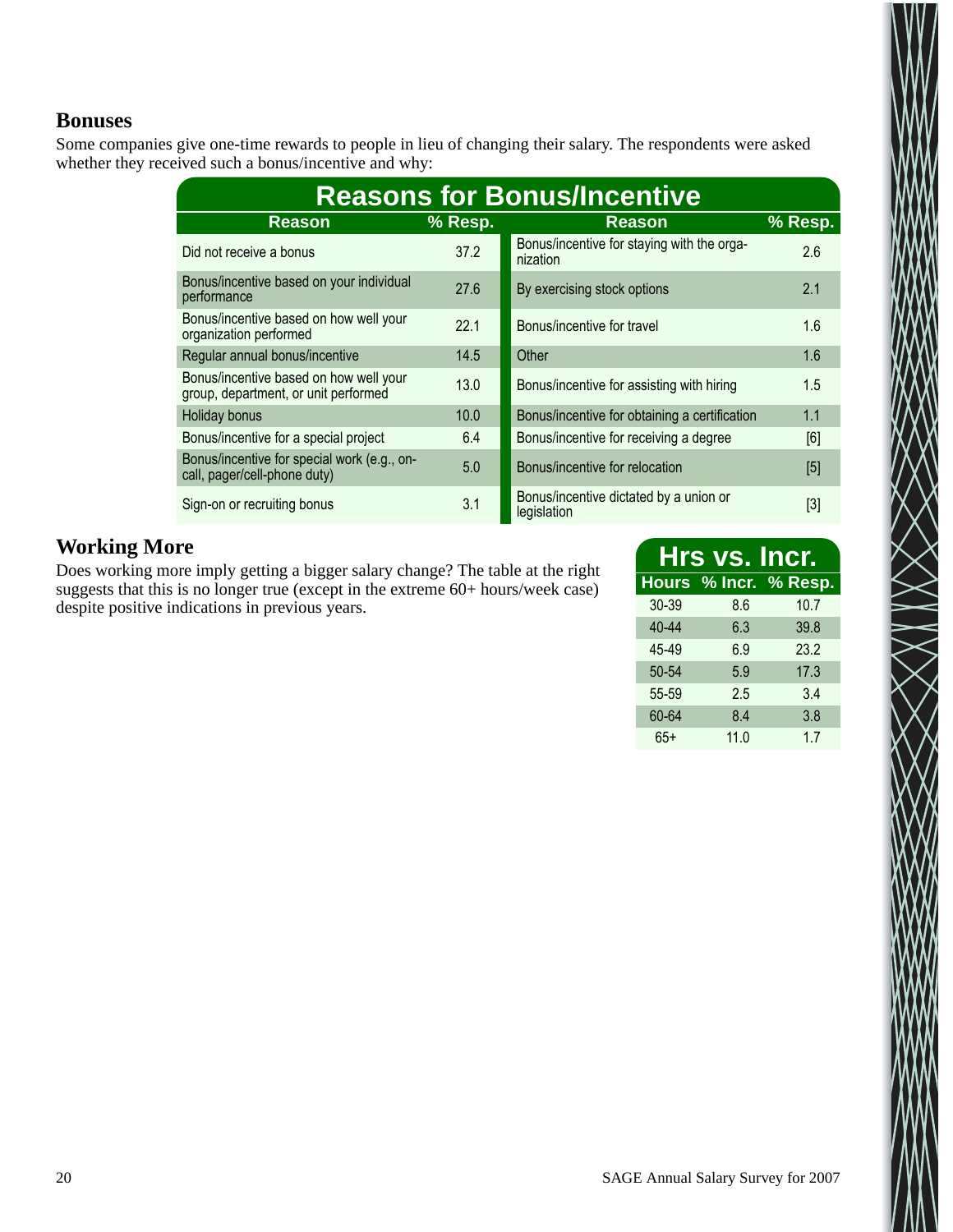## Bonuses

Some companies give one-time rewards to people in lieu of changing their salary. The respondents were asked whether they received such a bonus/incentive and why:

**Reasons for Bonus/Incentive**

| Reason | % Resp. | Reason | % Resp. |
|---|---|---|---|
| Did not receive a bonus | 37.2 | Bonus/incentive for staying with the organization | 2.6 |
| Bonus/incentive based on your individual performance | 27.6 | By exercising stock options | 2.1 |
| Bonus/incentive based on how well your organization performed | 22.1 | Bonus/incentive for travel | 1.6 |
| Regular annual bonus/incentive | 14.5 | Other | 1.6 |
| Bonus/incentive based on how well your group, department, or unit performed | 13.0 | Bonus/incentive for assisting with hiring | 1.5 |
| Holiday bonus | 10.0 | Bonus/incentive for obtaining a certification | 1.1 |
| Bonus/incentive for a special project | 6.4 | Bonus/incentive for receiving a degree | [6] |
| Bonus/incentive for special work (e.g., on-call, pager/cell-phone duty) | 5.0 | Bonus/incentive for relocation | [5] |
| Sign-on or recruiting bonus | 3.1 | Bonus/incentive dictated by a union or legislation | [3] |

## Working More

Does working more imply getting a bigger salary change? The table at the right suggests that this is no longer true (except in the extreme 60+ hours/week case) despite positive indications in previous years.

**Hrs vs. Incr.**

| Hours | % Incr. | % Resp. |
|---|---|---|
| 30-39 | 8.6 | 10.7 |
| 40-44 | 6.3 | 39.8 |
| 45-49 | 6.9 | 23.2 |
| 50-54 | 5.9 | 17.3 |
| 55-59 | 2.5 | 3.4 |
| 60-64 | 8.4 | 3.8 |
| 65+ | 11.0 | 1.7 |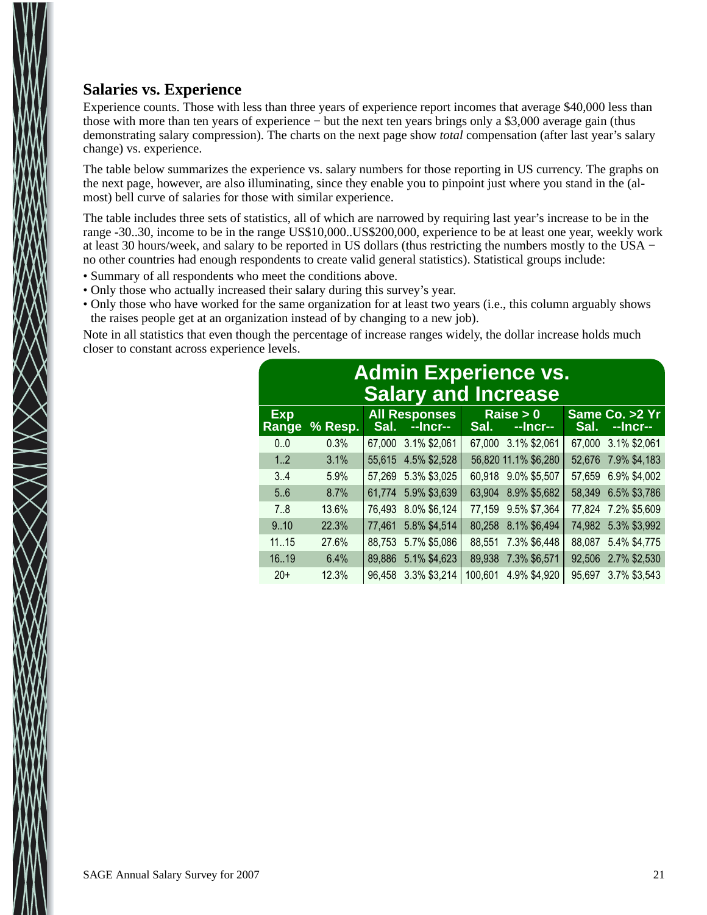## Salaries vs. Experience

Experience counts. Those with less than three years of experience report incomes that average $40,000 less than those with more than ten years of experience − but the next ten years brings only a $3,000 average gain (thus demonstrating salary compression). The charts on the next page show *total* compensation (after last year's salary change) vs. experience.

The table below summarizes the experience vs. salary numbers for those reporting in US currency. The graphs on the next page, however, are also illuminating, since they enable you to pinpoint just where you stand in the (almost) bell curve of salaries for those with similar experience.

The table includes three sets of statistics, all of which are narrowed by requiring last year's increase to be in the range -30..30, income to be in the range US$10,000..US$200,000, experience to be at least one year, weekly work at least 30 hours/week, and salary to be reported in US dollars (thus restricting the numbers mostly to the USA − no other countries had enough respondents to create valid general statistics). Statistical groups include:

- Summary of all respondents who meet the conditions above.
- Only those who actually increased their salary during this survey's year.
- Only those who have worked for the same organization for at least two years (i.e., this column arguably shows the raises people get at an organization instead of by changing to a new job).

Note in all statistics that even though the percentage of increase ranges widely, the dollar increase holds much closer to constant across experience levels.

**Admin Experience vs. Salary and Increase**

| Exp Range | % Resp. | All Responses Sal. | --Incr-- | | Raise > 0 Sal. | --Incr-- | | Same Co. >2 Yr Sal. | --Incr-- | |
|---|---|---|---|---|---|---|---|---|---|---|
| 0..0 | 0.3% | 67,000 | 3.1% | $2,061 | 67,000 | 3.1% | $2,061 | 67,000 | 3.1% | $2,061 |
| 1..2 | 3.1% | 55,615 | 4.5% | $2,528 | 56,820 | 11.1% | $6,280 | 52,676 | 7.9% | $4,183 |
| 3..4 | 5.9% | 57,269 | 5.3% | $3,025 | 60,918 | 9.0% | $5,507 | 57,659 | 6.9% | $4,002 |
| 5..6 | 8.7% | 61,774 | 5.9% | $3,639 | 63,904 | 8.9% | $5,682 | 58,349 | 6.5% | $3,786 |
| 7..8 | 13.6% | 76,493 | 8.0% | $6,124 | 77,159 | 9.5% | $7,364 | 77,824 | 7.2% | $5,609 |
| 9..10 | 22.3% | 77,461 | 5.8% | $4,514 | 80,258 | 8.1% | $6,494 | 74,982 | 5.3% | $3,992 |
| 11..15 | 27.6% | 88,753 | 5.7% | $5,086 | 88,551 | 7.3% | $6,448 | 88,087 | 5.4% | $4,775 |
| 16..19 | 6.4% | 89,886 | 5.1% | $4,623 | 89,938 | 7.3% | $6,571 | 92,506 | 2.7% | $2,530 |
| 20+ | 12.3% | 96,458 | 3.3% | $3,214 | 100,601 | 4.9% | $4,920 | 95,697 | 3.7% | $3,543 |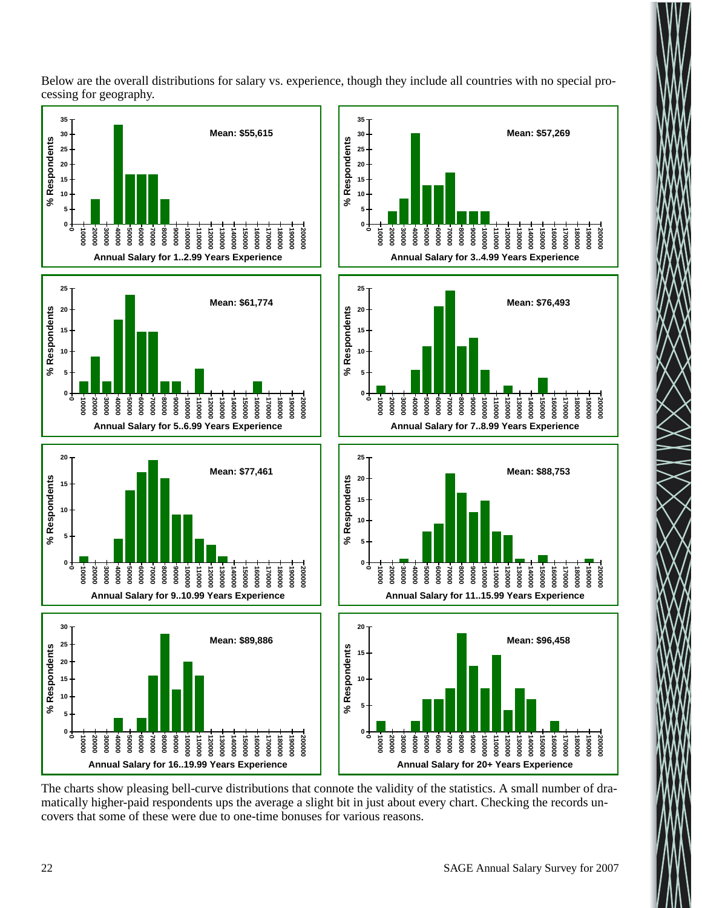Below are the overall distributions for salary vs. experience, though they include all countries with no special processing for geography.

Mean: $55,615

Annual Salary for 1..2.99 Years Experience

Mean: $57,269

Annual Salary for 3..4.99 Years Experience

Mean: $61,774

Annual Salary for 5..6.99 Years Experience

Mean: $76,493

Annual Salary for 7..8.99 Years Experience

Mean: $77,461

Annual Salary for 9..10.99 Years Experience

Mean: $88,753

Annual Salary for 11..15.99 Years Experience

Mean: $89,886

Annual Salary for 16..19.99 Years Experience

Mean: $96,458

Annual Salary for 20+ Years Experience

The charts show pleasing bell-curve distributions that connote the validity of the statistics. A small number of dramatically higher-paid respondents ups the average a slight bit in just about every chart. Checking the records uncovers that some of these were due to one-time bonuses for various reasons.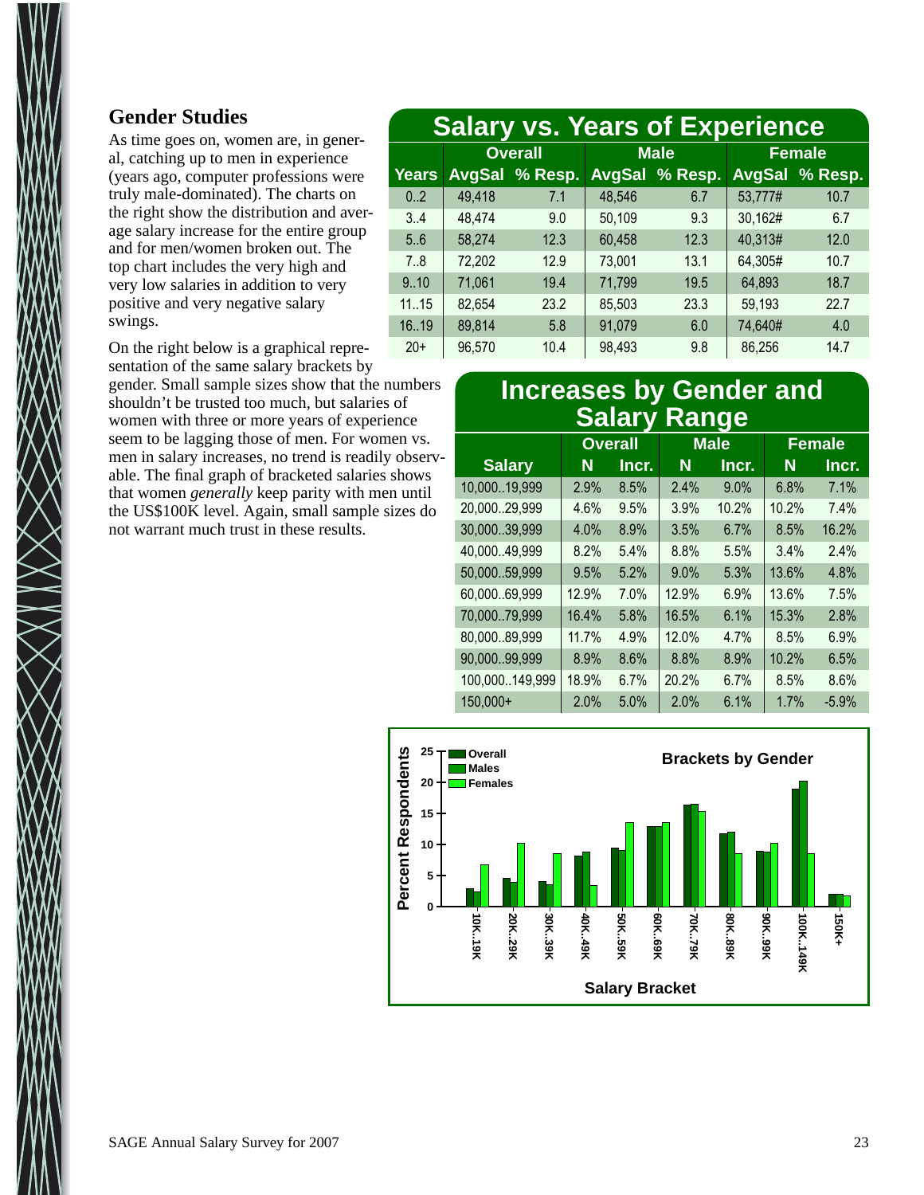## Gender Studies

As time goes on, women are, in general, catching up to men in experience (years ago, computer professions were truly male-dominated). The charts on the right show the distribution and average salary increase for the entire group and for men/women broken out. The top chart includes the very high and very low salaries in addition to very positive and very negative salary swings.

On the right below is a graphical representation of the same salary brackets by gender. Small sample sizes show that the numbers shouldn't be trusted too much, but salaries of women with three or more years of experience seem to be lagging those of men. For women vs. men in salary increases, no trend is readily observable. The final graph of bracketed salaries shows that women *generally* keep parity with men until the US$100K level. Again, small sample sizes do not warrant much trust in these results.

**Salary vs. Years of Experience**

| | Overall | | Male | | Female | |
|---|---|---|---|---|---|---|
| Years | AvgSal | % Resp. | AvgSal | % Resp. | AvgSal | % Resp. |
| 0..2 | 49,418 | 7.1 | 48,546 | 6.7 | 53,777# | 10.7 |
| 3..4 | 48,474 | 9.0 | 50,109 | 9.3 | 30,162# | 6.7 |
| 5..6 | 58,274 | 12.3 | 60,458 | 12.3 | 40,313# | 12.0 |
| 7..8 | 72,202 | 12.9 | 73,001 | 13.1 | 64,305# | 10.7 |
| 9..10 | 71,061 | 19.4 | 71,799 | 19.5 | 64,893 | 18.7 |
| 11..15 | 82,654 | 23.2 | 85,503 | 23.3 | 59,193 | 22.7 |
| 16..19 | 89,814 | 5.8 | 91,079 | 6.0 | 74,640# | 4.0 |
| 20+ | 96,570 | 10.4 | 98,493 | 9.8 | 86,256 | 14.7 |

**Increases by Gender and Salary Range**

| | Overall | | Male | | Female | |
|---|---|---|---|---|---|---|
| Salary | N | Incr. | N | Incr. | N | Incr. |
| 10,000..19,999 | 2.9% | 8.5% | 2.4% | 9.0% | 6.8% | 7.1% |
| 20,000..29,999 | 4.6% | 9.5% | 3.9% | 10.2% | 10.2% | 7.4% |
| 30,000..39,999 | 4.0% | 8.9% | 3.5% | 6.7% | 8.5% | 16.2% |
| 40,000..49,999 | 8.2% | 5.4% | 8.8% | 5.5% | 3.4% | 2.4% |
| 50,000..59,999 | 9.5% | 5.2% | 9.0% | 5.3% | 13.6% | 4.8% |
| 60,000..69,999 | 12.9% | 7.0% | 12.9% | 6.9% | 13.6% | 7.5% |
| 70,000..79,999 | 16.4% | 5.8% | 16.5% | 6.1% | 15.3% | 2.8% |
| 80,000..89,999 | 11.7% | 4.9% | 12.0% | 4.7% | 8.5% | 6.9% |
| 90,000..99,999 | 8.9% | 8.6% | 8.8% | 8.9% | 10.2% | 6.5% |
| 100,000..149,999 | 18.9% | 6.7% | 20.2% | 6.7% | 8.5% | 8.6% |
| 150,000+ | 2.0% | 5.0% | 2.0% | 6.1% | 1.7% | -5.9% |

**Brackets by Gender**

| Salary Bracket | Overall | Males | Females |
|---|---|---|---|
| 10K..19K | 2.9 | 2.4 | 6.8 |
| 20K..29K | 4.6 | 3.9 | 10.2 |
| 30K..39K | 4.0 | 3.5 | 8.5 |
| 40K..49K | 8.2 | 8.8 | 3.4 |
| 50K..59K | 9.5 | 9.0 | 13.6 |
| 60K..69K | 12.9 | 12.9 | 13.6 |
| 70K..79K | 16.4 | 16.5 | 15.3 |
| 80K..89K | 11.7 | 12.0 | 8.5 |
| 90K..99K | 8.9 | 8.8 | 10.2 |
| 100K..149K | 18.9 | 20.2 | 8.5 |
| 150K+ | 2.0 | 2.0 | 1.7 |

Percent Respondents vs. Salary Bracket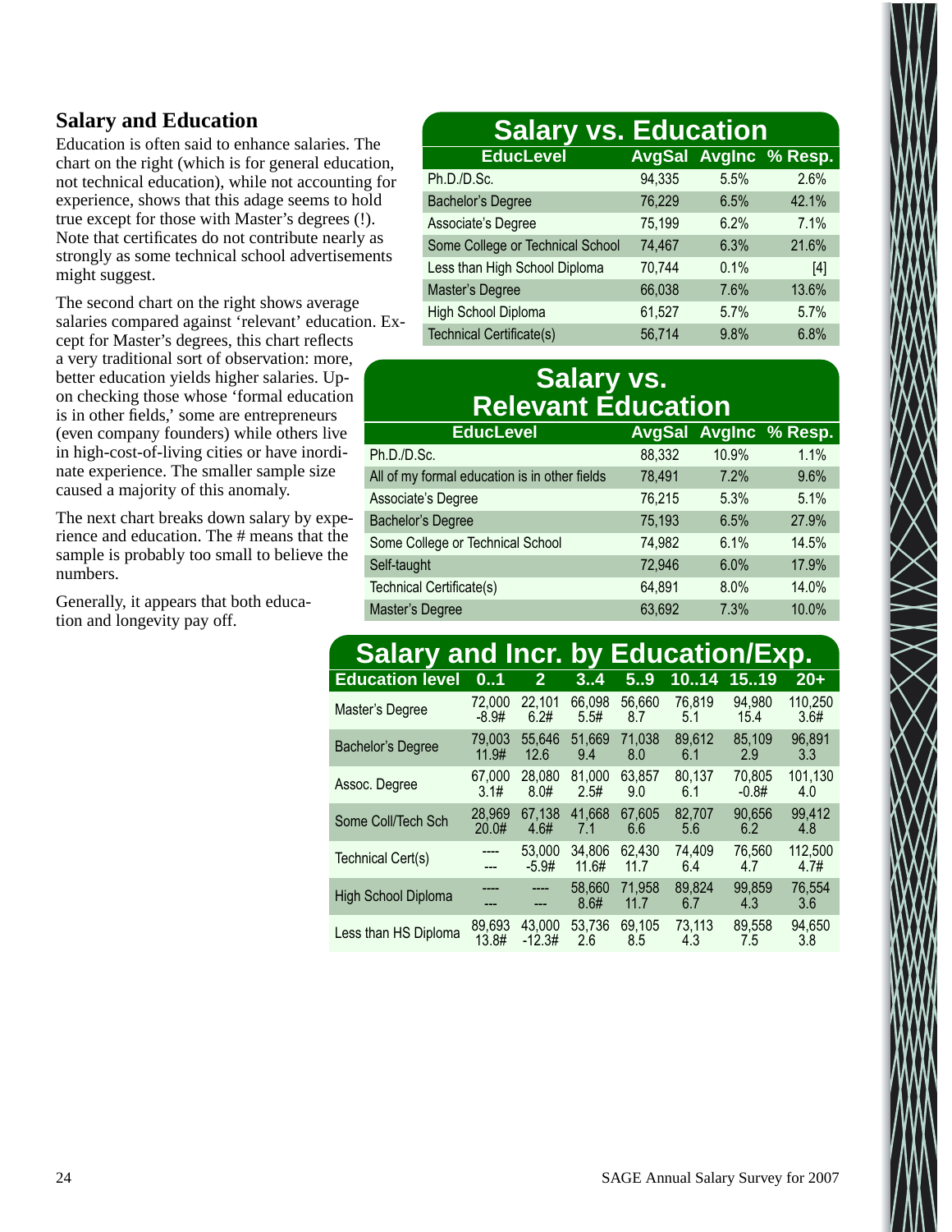## Salary and Education

Education is often said to enhance salaries. The chart on the right (which is for general education, not technical education), while not accounting for experience, shows that this adage seems to hold true except for those with Master's degrees (!). Note that certificates do not contribute nearly as strongly as some technical school advertisements might suggest.

The second chart on the right shows average salaries compared against 'relevant' education. Except for Master's degrees, this chart reflects a very traditional sort of observation: more, better education yields higher salaries. Upon checking those whose 'formal education is in other fields,' some are entrepreneurs (even company founders) while others live in high-cost-of-living cities or have inordinate experience. The smaller sample size caused a majority of this anomaly.

The next chart breaks down salary by experience and education. The # means that the sample is probably too small to believe the numbers.

Generally, it appears that both education and longevity pay off.

### Salary vs. Education

| EducLevel | AvgSal | AvgInc | % Resp. |
|---|---|---|---|
| Ph.D./D.Sc. | 94,335 | 5.5% | 2.6% |
| Bachelor's Degree | 76,229 | 6.5% | 42.1% |
| Associate's Degree | 75,199 | 6.2% | 7.1% |
| Some College or Technical School | 74,467 | 6.3% | 21.6% |
| Less than High School Diploma | 70,744 | 0.1% | [4] |
| Master's Degree | 66,038 | 7.6% | 13.6% |
| High School Diploma | 61,527 | 5.7% | 5.7% |
| Technical Certificate(s) | 56,714 | 9.8% | 6.8% |

### Salary vs. Relevant Education

| EducLevel | AvgSal | AvgInc | % Resp. |
|---|---|---|---|
| Ph.D./D.Sc. | 88,332 | 10.9% | 1.1% |
| All of my formal education is in other fields | 78,491 | 7.2% | 9.6% |
| Associate's Degree | 76,215 | 5.3% | 5.1% |
| Bachelor's Degree | 75,193 | 6.5% | 27.9% |
| Some College or Technical School | 74,982 | 6.1% | 14.5% |
| Self-taught | 72,946 | 6.0% | 17.9% |
| Technical Certificate(s) | 64,891 | 8.0% | 14.0% |
| Master's Degree | 63,692 | 7.3% | 10.0% |

### Salary and Incr. by Education/Exp.

| Education level | 0..1 | 2 | 3..4 | 5..9 | 10..14 | 15..19 | 20+ |
|---|---|---|---|---|---|---|---|
| Master's Degree | 72,000 -8.9# | 22,101 6.2# | 66,098 5.5# | 56,660 8.7 | 76,819 5.1 | 94,980 15.4 | 110,250 3.6# |
| Bachelor's Degree | 79,003 11.9# | 55,646 12.6 | 51,669 9.4 | 71,038 8.0 | 89,612 6.1 | 85,109 2.9 | 96,891 3.3 |
| Assoc. Degree | 67,000 3.1# | 28,080 8.0# | 81,000 2.5# | 63,857 9.0 | 80,137 6.1 | 70,805 -0.8# | 101,130 4.0 |
| Some Coll/Tech Sch | 28,969 20.0# | 67,138 4.6# | 41,668 7.1 | 67,605 6.6 | 82,707 5.6 | 90,656 6.2 | 99,412 4.8 |
| Technical Cert(s) | ---- --- | 53,000 -5.9# | 34,806 11.6# | 62,430 11.7 | 74,409 6.4 | 76,560 4.7 | 112,500 4.7# |
| High School Diploma | ---- --- | ---- --- | 58,660 8.6# | 71,958 11.7 | 89,824 6.7 | 99,859 4.3 | 76,554 3.6 |
| Less than HS Diploma | 89,693 13.8# | 43,000 -12.3# | 53,736 2.6 | 69,105 8.5 | 73,113 4.3 | 89,558 7.5 | 94,650 3.8 |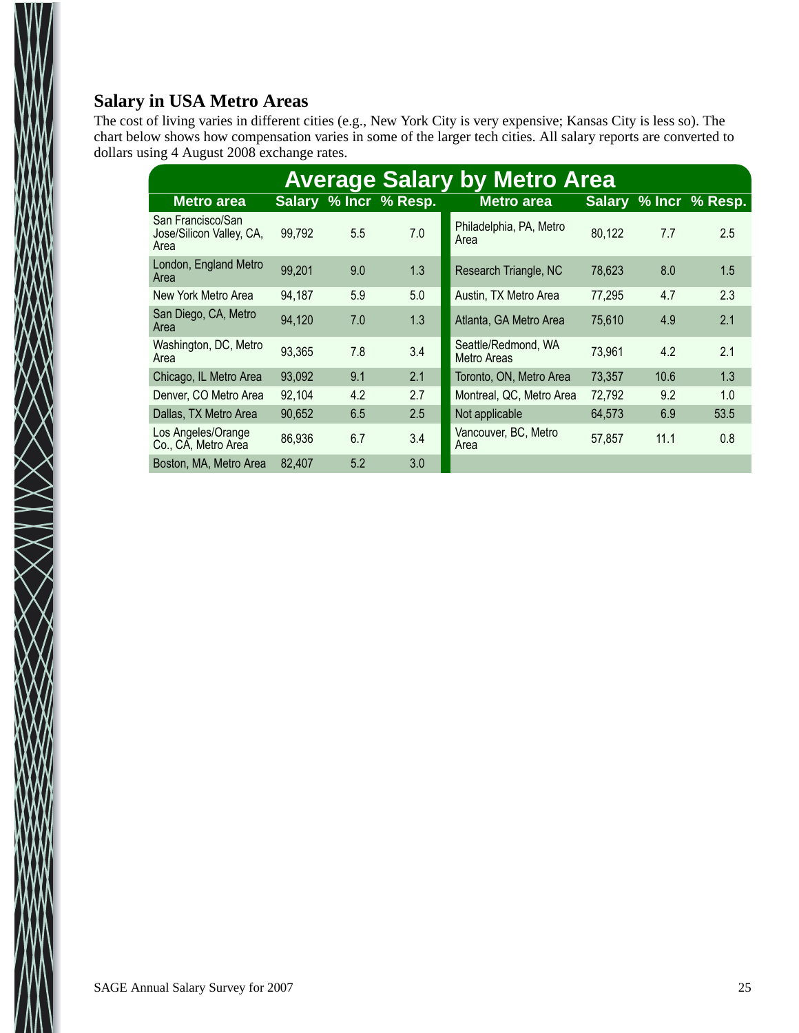## Salary in USA Metro Areas

The cost of living varies in different cities (e.g., New York City is very expensive; Kansas City is less so). The chart below shows how compensation varies in some of the larger tech cities. All salary reports are converted to dollars using 4 August 2008 exchange rates.

**Average Salary by Metro Area**

| Metro area | Salary | % Incr | % Resp. | Metro area | Salary | % Incr | % Resp. |
|---|---|---|---|---|---|---|---|
| San Francisco/San Jose/Silicon Valley, CA, Area | 99,792 | 5.5 | 7.0 | Philadelphia, PA, Metro Area | 80,122 | 7.7 | 2.5 |
| London, England Metro Area | 99,201 | 9.0 | 1.3 | Research Triangle, NC | 78,623 | 8.0 | 1.5 |
| New York Metro Area | 94,187 | 5.9 | 5.0 | Austin, TX Metro Area | 77,295 | 4.7 | 2.3 |
| San Diego, CA, Metro Area | 94,120 | 7.0 | 1.3 | Atlanta, GA Metro Area | 75,610 | 4.9 | 2.1 |
| Washington, DC, Metro Area | 93,365 | 7.8 | 3.4 | Seattle/Redmond, WA Metro Areas | 73,961 | 4.2 | 2.1 |
| Chicago, IL Metro Area | 93,092 | 9.1 | 2.1 | Toronto, ON, Metro Area | 73,357 | 10.6 | 1.3 |
| Denver, CO Metro Area | 92,104 | 4.2 | 2.7 | Montreal, QC, Metro Area | 72,792 | 9.2 | 1.0 |
| Dallas, TX Metro Area | 90,652 | 6.5 | 2.5 | Not applicable | 64,573 | 6.9 | 53.5 |
| Los Angeles/Orange Co., CA, Metro Area | 86,936 | 6.7 | 3.4 | Vancouver, BC, Metro Area | 57,857 | 11.1 | 0.8 |
| Boston, MA, Metro Area | 82,407 | 5.2 | 3.0 | | | | |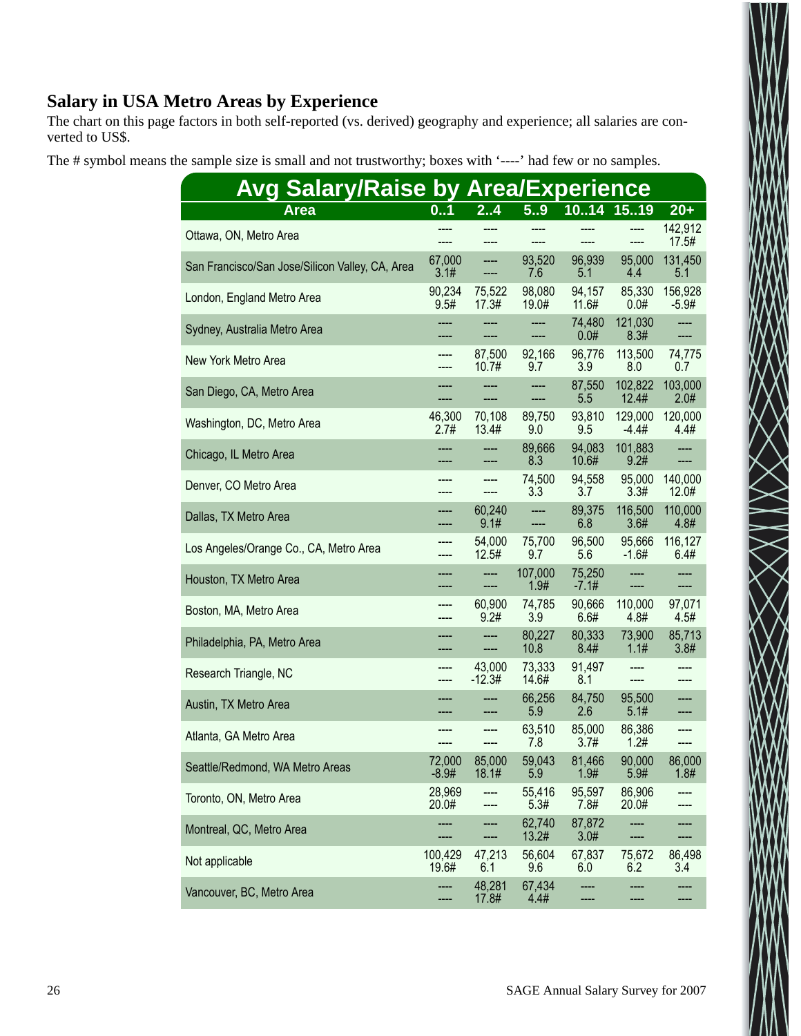## Salary in USA Metro Areas by Experience

The chart on this page factors in both self-reported (vs. derived) geography and experience; all salaries are converted to US$.

The # symbol means the sample size is small and not trustworthy; boxes with '----' had few or no samples.

**Avg Salary/Raise by Area/Experience**

| Area | 0..1 | 2..4 | 5..9 | 10..14 | 15..19 | 20+ |
|---|---|---|---|---|---|---|
| Ottawa, ON, Metro Area | ----<br>---- | ----<br>---- | ----<br>---- | ----<br>---- | ----<br>---- | 142,912<br>17.5# |
| San Francisco/San Jose/Silicon Valley, CA, Area | 67,000<br>3.1# | ----<br>---- | 93,520<br>7.6 | 96,939<br>5.1 | 95,000<br>4.4 | 131,450<br>5.1 |
| London, England Metro Area | 90,234<br>9.5# | 75,522<br>17.3# | 98,080<br>19.0# | 94,157<br>11.6# | 85,330<br>0.0# | 156,928<br>-5.9# |
| Sydney, Australia Metro Area | ----<br>---- | ----<br>---- | ----<br>---- | 74,480<br>0.0# | 121,030<br>8.3# | ----<br>---- |
| New York Metro Area | ----<br>---- | 87,500<br>10.7# | 92,166<br>9.7 | 96,776<br>3.9 | 113,500<br>8.0 | 74,775<br>0.7 |
| San Diego, CA, Metro Area | ----<br>---- | ----<br>---- | ----<br>---- | 87,550<br>5.5 | 102,822<br>12.4# | 103,000<br>2.0# |
| Washington, DC, Metro Area | 46,300<br>2.7# | 70,108<br>13.4# | 89,750<br>9.0 | 93,810<br>9.5 | 129,000<br>-4.4# | 120,000<br>4.4# |
| Chicago, IL Metro Area | ----<br>---- | ----<br>---- | 89,666<br>8.3 | 94,083<br>10.6# | 101,883<br>9.2# | ----<br>---- |
| Denver, CO Metro Area | ----<br>---- | ----<br>---- | 74,500<br>3.3 | 94,558<br>3.7 | 95,000<br>3.3# | 140,000<br>12.0# |
| Dallas, TX Metro Area | ----<br>---- | 60,240<br>9.1# | ----<br>---- | 89,375<br>6.8 | 116,500<br>3.6# | 110,000<br>4.8# |
| Los Angeles/Orange Co., CA, Metro Area | ----<br>---- | 54,000<br>12.5# | 75,700<br>9.7 | 96,500<br>5.6 | 95,666<br>-1.6# | 116,127<br>6.4# |
| Houston, TX Metro Area | ----<br>---- | ----<br>---- | 107,000<br>1.9# | 75,250<br>-7.1# | ----<br>---- | ----<br>---- |
| Boston, MA, Metro Area | ----<br>---- | 60,900<br>9.2# | 74,785<br>3.9 | 90,666<br>6.6# | 110,000<br>4.8# | 97,071<br>4.5# |
| Philadelphia, PA, Metro Area | ----<br>---- | ----<br>---- | 80,227<br>10.8 | 80,333<br>8.4# | 73,900<br>1.1# | 85,713<br>3.8# |
| Research Triangle, NC | ----<br>---- | 43,000<br>-12.3# | 73,333<br>14.6# | 91,497<br>8.1 | ----<br>---- | ----<br>---- |
| Austin, TX Metro Area | ----<br>---- | ----<br>---- | 66,256<br>5.9 | 84,750<br>2.6 | 95,500<br>5.1# | ----<br>---- |
| Atlanta, GA Metro Area | ----<br>---- | ----<br>---- | 63,510<br>7.8 | 85,000<br>3.7# | 86,386<br>1.2# | ----<br>---- |
| Seattle/Redmond, WA Metro Areas | 72,000<br>-8.9# | 85,000<br>18.1# | 59,043<br>5.9 | 81,466<br>1.9# | 90,000<br>5.9# | 86,000<br>1.8# |
| Toronto, ON, Metro Area | 28,969<br>20.0# | ----<br>---- | 55,416<br>5.3# | 95,597<br>7.8# | 86,906<br>20.0# | ----<br>---- |
| Montreal, QC, Metro Area | ----<br>---- | ----<br>---- | 62,740<br>13.2# | 87,872<br>3.0# | ----<br>---- | ----<br>---- |
| Not applicable | 100,429<br>19.6# | 47,213<br>6.1 | 56,604<br>9.6 | 67,837<br>6.0 | 75,672<br>6.2 | 86,498<br>3.4 |
| Vancouver, BC, Metro Area | ----<br>---- | 48,281<br>17.8# | 67,434<br>4.4# | ----<br>---- | ----<br>---- | ----<br>---- |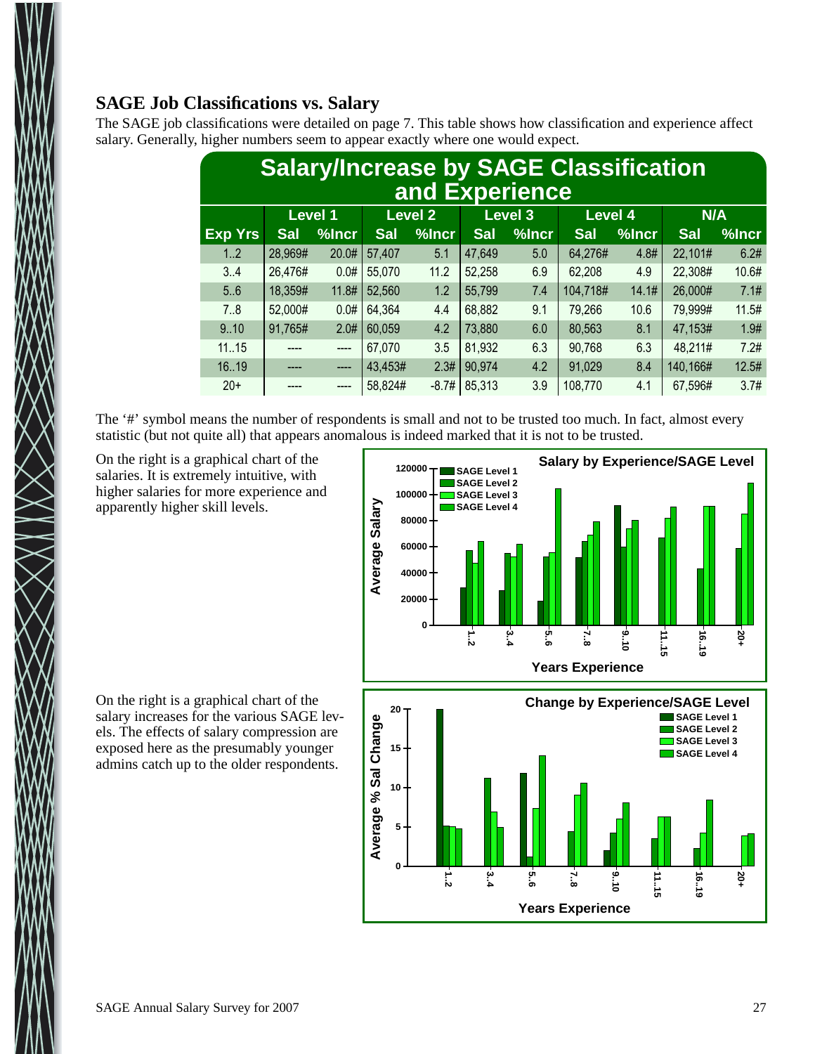## SAGE Job Classifications vs. Salary

The SAGE job classifications were detailed on page 7. This table shows how classification and experience affect salary. Generally, higher numbers seem to appear exactly where one would expect.

**Salary/Increase by SAGE Classification and Experience**

| | Level 1 | | Level 2 | | Level 3 | | Level 4 | | N/A | |
|---|---|---|---|---|---|---|---|---|---|---|
| Exp Yrs | Sal | %Incr | Sal | %Incr | Sal | %Incr | Sal | %Incr | Sal | %Incr |
| 1..2 | 28,969# | 20.0# | 57,407 | 5.1 | 47,649 | 5.0 | 64,276# | 4.8# | 22,101# | 6.2# |
| 3..4 | 26,476# | 0.0# | 55,070 | 11.2 | 52,258 | 6.9 | 62,208 | 4.9 | 22,308# | 10.6# |
| 5..6 | 18,359# | 11.8# | 52,560 | 1.2 | 55,799 | 7.4 | 104,718# | 14.1# | 26,000# | 7.1# |
| 7..8 | 52,000# | 0.0# | 64,364 | 4.4 | 68,882 | 9.1 | 79,266 | 10.6 | 79,999# | 11.5# |
| 9..10 | 91,765# | 2.0# | 60,059 | 4.2 | 73,880 | 6.0 | 80,563 | 8.1 | 47,153# | 1.9# |
| 11..15 | ---- | ---- | 67,070 | 3.5 | 81,932 | 6.3 | 90,768 | 6.3 | 48,211# | 7.2# |
| 16..19 | ---- | ---- | 43,453# | 2.3# | 90,974 | 4.2 | 91,029 | 8.4 | 140,166# | 12.5# |
| 20+ | ---- | ---- | 58,824# | -8.7# | 85,313 | 3.9 | 108,770 | 4.1 | 67,596# | 3.7# |

The '#' symbol means the number of respondents is small and not to be trusted too much. In fact, almost every statistic (but not quite all) that appears anomalous is indeed marked that it is not to be trusted.

On the right is a graphical chart of the salaries. It is extremely intuitive, with higher salaries for more experience and apparently higher skill levels.

On the right is a graphical chart of the salary increases for the various SAGE levels. The effects of salary compression are exposed here as the presumably younger admins catch up to the older respondents.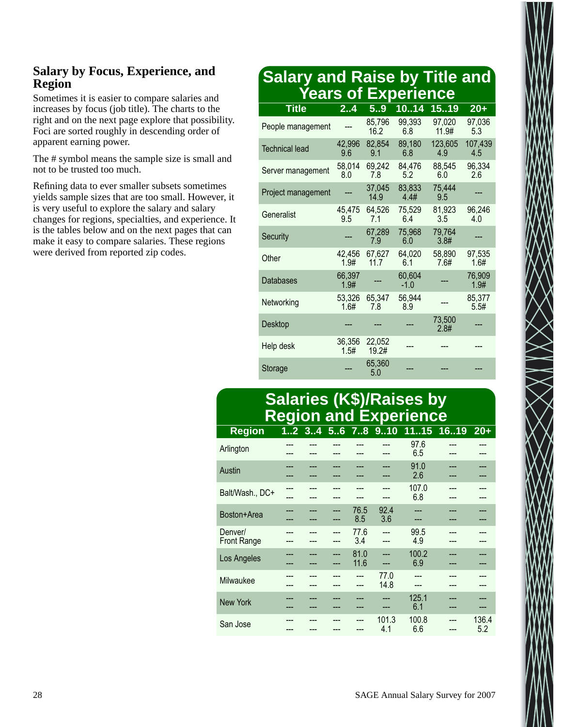## Salary by Focus, Experience, and Region

Sometimes it is easier to compare salaries and increases by focus (job title). The charts to the right and on the next page explore that possibility. Foci are sorted roughly in descending order of apparent earning power.

The # symbol means the sample size is small and not to be trusted too much.

Refining data to ever smaller subsets sometimes yields sample sizes that are too small. However, it is very useful to explore the salary and salary changes for regions, specialties, and experience. It is the tables below and on the next pages that can make it easy to compare salaries. These regions were derived from reported zip codes.

### Salary and Raise by Title and Years of Experience

| Title | 2..4 | 5..9 | 10..14 | 15..19 | 20+ |
|---|---|---|---|---|---|
| People management | --- | 85,796<br>16.2 | 99,393<br>6.8 | 97,020<br>11.9# | 97,036<br>5.3 |
| Technical lead | 42,996<br>9.6 | 82,854<br>9.1 | 89,180<br>6.8 | 123,605<br>4.9 | 107,439<br>4.5 |
| Server management | 58,014<br>8.0 | 69,242<br>7.8 | 84,476<br>5.2 | 88,545<br>6.0 | 96,334<br>2.6 |
| Project management | --- | 37,045<br>14.9 | 83,833<br>4.4# | 75,444<br>9.5 | --- |
| Generalist | 45,475<br>9.5 | 64,526<br>7.1 | 75,529<br>6.4 | 81,923<br>3.5 | 96,246<br>4.0 |
| Security | --- | 67,289<br>7.9 | 75,968<br>6.0 | 79,764<br>3.8# | --- |
| Other | 42,456<br>1.9# | 67,627<br>11.7 | 64,020<br>6.1 | 58,890<br>7.6# | 97,535<br>1.6# |
| Databases | 66,397<br>1.9# | --- | 60,604<br>-1.0 | --- | 76,909<br>1.9# |
| Networking | 53,326<br>1.6# | 65,347<br>7.8 | 56,944<br>8.9 | --- | 85,377<br>5.5# |
| Desktop | --- | --- | --- | 73,500<br>2.8# | --- |
| Help desk | 36,356<br>1.5# | 22,052<br>19.2# | --- | --- | --- |
| Storage | --- | 65,360<br>5.0 | --- | --- | --- |

### Salaries (K$)/Raises by Region and Experience

| Region | 1..2 | 3..4 | 5..6 | 7..8 | 9..10 | 11..15 | 16..19 | 20+ |
|---|---|---|---|---|---|---|---|---|
| Arlington | ---<br>--- | ---<br>--- | ---<br>--- | ---<br>--- | ---<br>--- | 97.6<br>6.5 | ---<br>--- | ---<br>--- |
| Austin | ---<br>--- | ---<br>--- | ---<br>--- | ---<br>--- | ---<br>--- | 91.0<br>2.6 | ---<br>--- | ---<br>--- |
| Balt/Wash., DC+ | ---<br>--- | ---<br>--- | ---<br>--- | ---<br>--- | ---<br>--- | 107.0<br>6.8 | ---<br>--- | ---<br>--- |
| Boston+Area | ---<br>--- | ---<br>--- | ---<br>--- | 76.5<br>8.5 | 92.4<br>3.6 | ---<br>--- | ---<br>--- | ---<br>--- |
| Denver/ Front Range | ---<br>--- | ---<br>--- | ---<br>--- | 77.6<br>3.4 | ---<br>--- | 99.5<br>4.9 | ---<br>--- | ---<br>--- |
| Los Angeles | ---<br>--- | ---<br>--- | ---<br>--- | 81.0<br>11.6 | ---<br>--- | 100.2<br>6.9 | ---<br>--- | ---<br>--- |
| Milwaukee | ---<br>--- | ---<br>--- | ---<br>--- | ---<br>--- | 77.0<br>14.8 | ---<br>--- | ---<br>--- | ---<br>--- |
| New York | ---<br>--- | ---<br>--- | ---<br>--- | ---<br>--- | ---<br>--- | 125.1<br>6.1 | ---<br>--- | ---<br>--- |
| San Jose | ---<br>--- | ---<br>--- | ---<br>--- | ---<br>--- | 101.3<br>4.1 | 100.8<br>6.6 | ---<br>--- | 136.4<br>5.2 |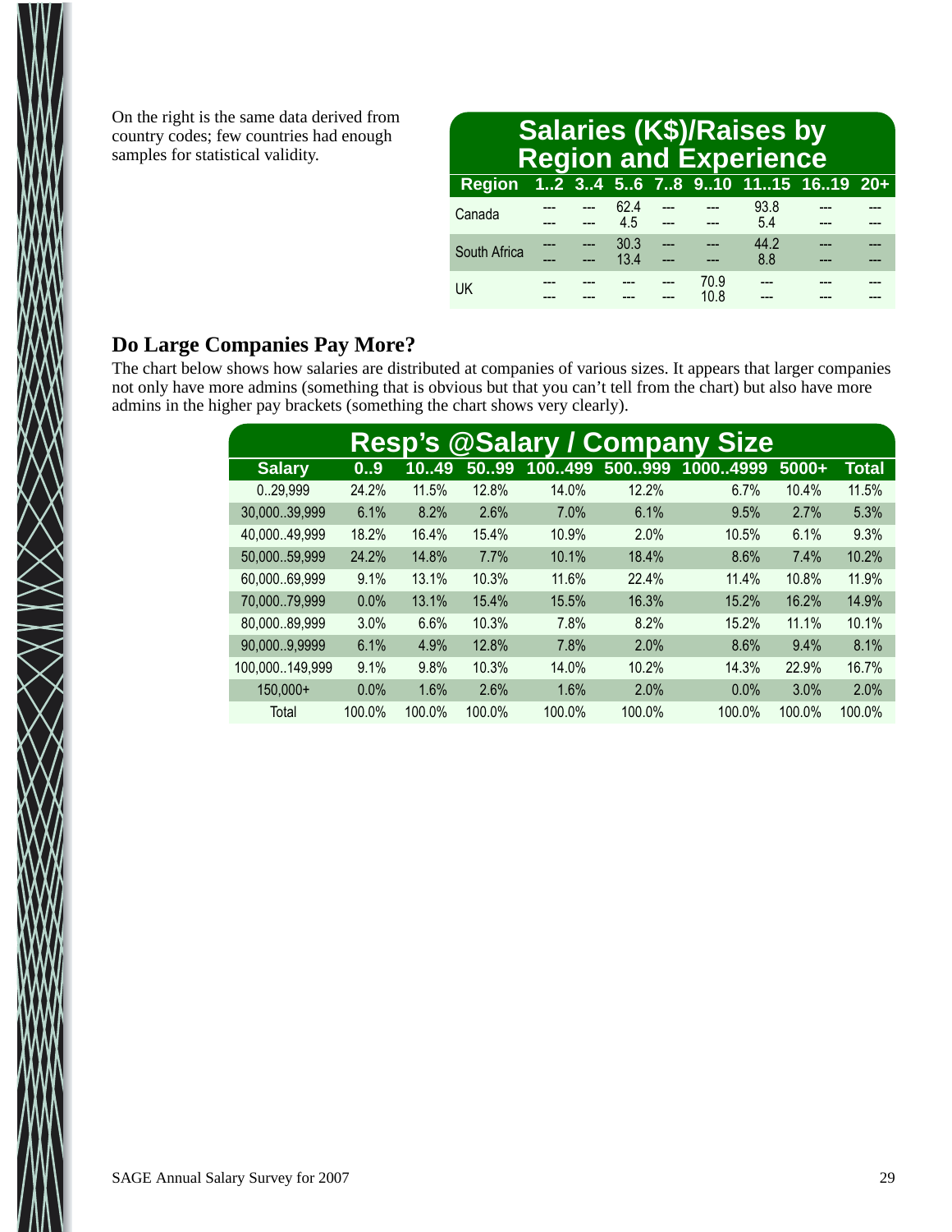On the right is the same data derived from country codes; few countries had enough samples for statistical validity.

**Salaries (K$)/Raises by Region and Experience**

| Region | 1..2 | 3..4 | 5..6 | 7..8 | 9..10 | 11..15 | 16..19 | 20+ |
|---|---|---|---|---|---|---|---|---|
| Canada | ---<br>--- | ---<br>--- | 62.4<br>4.5 | ---<br>--- | ---<br>--- | 93.8<br>5.4 | ---<br>--- | ---<br>--- |
| South Africa | ---<br>--- | ---<br>--- | 30.3<br>13.4 | ---<br>--- | ---<br>--- | 44.2<br>8.8 | ---<br>--- | ---<br>--- |
| UK | ---<br>--- | ---<br>--- | ---<br>--- | ---<br>--- | 70.9<br>10.8 | ---<br>--- | ---<br>--- | ---<br>--- |

## Do Large Companies Pay More?

The chart below shows how salaries are distributed at companies of various sizes. It appears that larger companies not only have more admins (something that is obvious but that you can't tell from the chart) but also have more admins in the higher pay brackets (something the chart shows very clearly).

**Resp's @Salary / Company Size**

| Salary | 0..9 | 10..49 | 50..99 | 100..499 | 500..999 | 1000..4999 | 5000+ | Total |
|---|---|---|---|---|---|---|---|---|
| 0..29,999 | 24.2% | 11.5% | 12.8% | 14.0% | 12.2% | 6.7% | 10.4% | 11.5% |
| 30,000..39,999 | 6.1% | 8.2% | 2.6% | 7.0% | 6.1% | 9.5% | 2.7% | 5.3% |
| 40,000..49,999 | 18.2% | 16.4% | 15.4% | 10.9% | 2.0% | 10.5% | 6.1% | 9.3% |
| 50,000..59,999 | 24.2% | 14.8% | 7.7% | 10.1% | 18.4% | 8.6% | 7.4% | 10.2% |
| 60,000..69,999 | 9.1% | 13.1% | 10.3% | 11.6% | 22.4% | 11.4% | 10.8% | 11.9% |
| 70,000..79,999 | 0.0% | 13.1% | 15.4% | 15.5% | 16.3% | 15.2% | 16.2% | 14.9% |
| 80,000..89,999 | 3.0% | 6.6% | 10.3% | 7.8% | 8.2% | 15.2% | 11.1% | 10.1% |
| 90,000..9,9999 | 6.1% | 4.9% | 12.8% | 7.8% | 2.0% | 8.6% | 9.4% | 8.1% |
| 100,000..149,999 | 9.1% | 9.8% | 10.3% | 14.0% | 10.2% | 14.3% | 22.9% | 16.7% |
| 150,000+ | 0.0% | 1.6% | 2.6% | 1.6% | 2.0% | 0.0% | 3.0% | 2.0% |
| Total | 100.0% | 100.0% | 100.0% | 100.0% | 100.0% | 100.0% | 100.0% | 100.0% |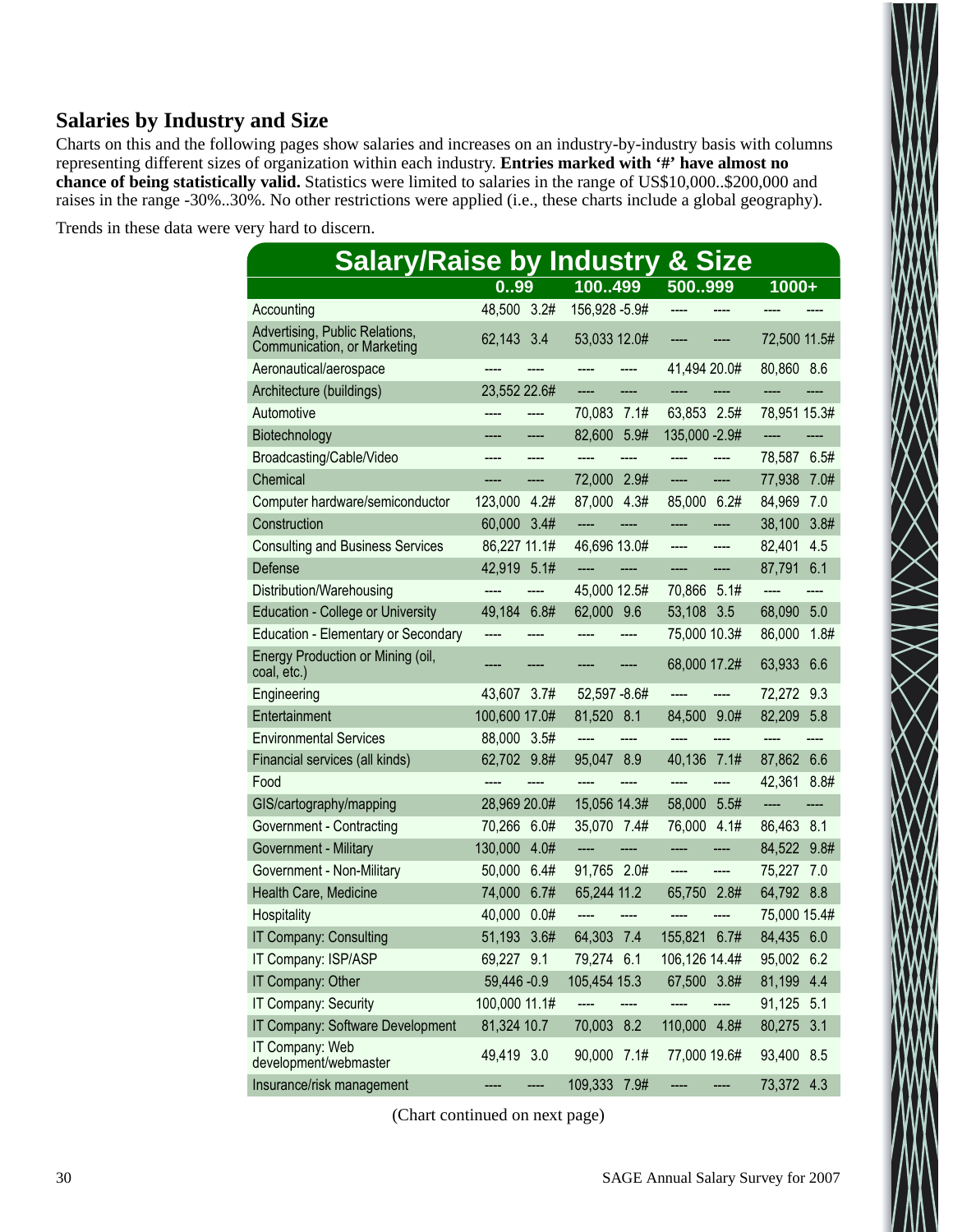## Salaries by Industry and Size

Charts on this and the following pages show salaries and increases on an industry-by-industry basis with columns representing different sizes of organization within each industry. **Entries marked with '#' have almost no chance of being statistically valid.** Statistics were limited to salaries in the range of US$10,000..$200,000 and raises in the range -30%..30%. No other restrictions were applied (i.e., these charts include a global geography).

Trends in these data were very hard to discern.

| Salary/Raise by Industry & Size | 0..99 | | 100..499 | | 500..999 | | 1000+ | |
|---|---|---|---|---|---|---|---|---|
| Accounting | 48,500 | 3.2# | 156,928 | -5.9# | ---- | ---- | ---- | ---- |
| Advertising, Public Relations, Communication, or Marketing | 62,143 | 3.4 | 53,033 | 12.0# | ---- | ---- | 72,500 | 11.5# |
| Aeronautical/aerospace | ---- | ---- | ---- | ---- | 41,494 | 20.0# | 80,860 | 8.6 |
| Architecture (buildings) | 23,552 | 22.6# | ---- | ---- | ---- | ---- | ---- | ---- |
| Automotive | ---- | ---- | 70,083 | 7.1# | 63,853 | 2.5# | 78,951 | 15.3# |
| Biotechnology | ---- | ---- | 82,600 | 5.9# | 135,000 | -2.9# | ---- | ---- |
| Broadcasting/Cable/Video | ---- | ---- | ---- | ---- | ---- | ---- | 78,587 | 6.5# |
| Chemical | ---- | ---- | 72,000 | 2.9# | ---- | ---- | 77,938 | 7.0# |
| Computer hardware/semiconductor | 123,000 | 4.2# | 87,000 | 4.3# | 85,000 | 6.2# | 84,969 | 7.0 |
| Construction | 60,000 | 3.4# | ---- | ---- | ---- | ---- | 38,100 | 3.8# |
| Consulting and Business Services | 86,227 | 11.1# | 46,696 | 13.0# | ---- | ---- | 82,401 | 4.5 |
| Defense | 42,919 | 5.1# | ---- | ---- | ---- | ---- | 87,791 | 6.1 |
| Distribution/Warehousing | ---- | ---- | 45,000 | 12.5# | 70,866 | 5.1# | ---- | ---- |
| Education - College or University | 49,184 | 6.8# | 62,000 | 9.6 | 53,108 | 3.5 | 68,090 | 5.0 |
| Education - Elementary or Secondary | ---- | ---- | ---- | ---- | 75,000 | 10.3# | 86,000 | 1.8# |
| Energy Production or Mining (oil, coal, etc.) | ---- | ---- | ---- | ---- | 68,000 | 17.2# | 63,933 | 6.6 |
| Engineering | 43,607 | 3.7# | 52,597 | -8.6# | ---- | ---- | 72,272 | 9.3 |
| Entertainment | 100,600 | 17.0# | 81,520 | 8.1 | 84,500 | 9.0# | 82,209 | 5.8 |
| Environmental Services | 88,000 | 3.5# | ---- | ---- | ---- | ---- | ---- | ---- |
| Financial services (all kinds) | 62,702 | 9.8# | 95,047 | 8.9 | 40,136 | 7.1# | 87,862 | 6.6 |
| Food | ---- | ---- | ---- | ---- | ---- | ---- | 42,361 | 8.8# |
| GIS/cartography/mapping | 28,969 | 20.0# | 15,056 | 14.3# | 58,000 | 5.5# | ---- | ---- |
| Government - Contracting | 70,266 | 6.0# | 35,070 | 7.4# | 76,000 | 4.1# | 86,463 | 8.1 |
| Government - Military | 130,000 | 4.0# | ---- | ---- | ---- | ---- | 84,522 | 9.8# |
| Government - Non-Military | 50,000 | 6.4# | 91,765 | 2.0# | ---- | ---- | 75,227 | 7.0 |
| Health Care, Medicine | 74,000 | 6.7# | 65,244 | 11.2 | 65,750 | 2.8# | 64,792 | 8.8 |
| Hospitality | 40,000 | 0.0# | ---- | ---- | ---- | ---- | 75,000 | 15.4# |
| IT Company: Consulting | 51,193 | 3.6# | 64,303 | 7.4 | 155,821 | 6.7# | 84,435 | 6.0 |
| IT Company: ISP/ASP | 69,227 | 9.1 | 79,274 | 6.1 | 106,126 | 14.4# | 95,002 | 6.2 |
| IT Company: Other | 59,446 | -0.9 | 105,454 | 15.3 | 67,500 | 3.8# | 81,199 | 4.4 |
| IT Company: Security | 100,000 | 11.1# | ---- | ---- | ---- | ---- | 91,125 | 5.1 |
| IT Company: Software Development | 81,324 | 10.7 | 70,003 | 8.2 | 110,000 | 4.8# | 80,275 | 3.1 |
| IT Company: Web development/webmaster | 49,419 | 3.0 | 90,000 | 7.1# | 77,000 | 19.6# | 93,400 | 8.5 |
| Insurance/risk management | ---- | ---- | 109,333 | 7.9# | ---- | ---- | 73,372 | 4.3 |

(Chart continued on next page)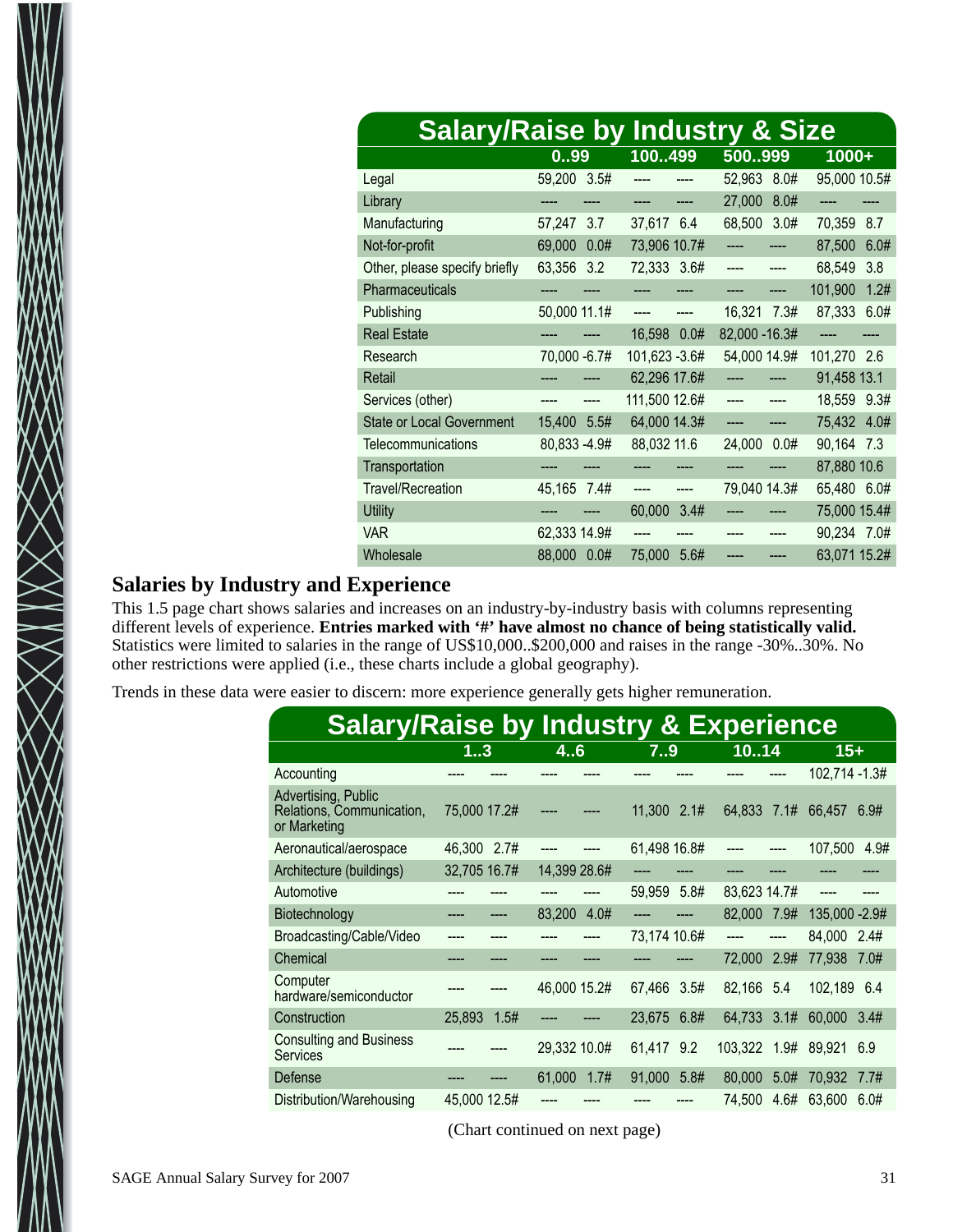| Salary/Raise by Industry & Size | 0..99 | | 100..499 | | 500..999 | | 1000+ | |
|---|---|---|---|---|---|---|---|---|
| Legal | 59,200 | 3.5# | ---- | ---- | 52,963 | 8.0# | 95,000 | 10.5# |
| Library | ---- | ---- | ---- | ---- | 27,000 | 8.0# | ---- | ---- |
| Manufacturing | 57,247 | 3.7 | 37,617 | 6.4 | 68,500 | 3.0# | 70,359 | 8.7 |
| Not-for-profit | 69,000 | 0.0# | 73,906 | 10.7# | ---- | ---- | 87,500 | 6.0# |
| Other, please specify briefly | 63,356 | 3.2 | 72,333 | 3.6# | ---- | ---- | 68,549 | 3.8 |
| Pharmaceuticals | ---- | ---- | ---- | ---- | ---- | ---- | 101,900 | 1.2# |
| Publishing | 50,000 | 11.1# | ---- | ---- | 16,321 | 7.3# | 87,333 | 6.0# |
| Real Estate | ---- | ---- | 16,598 | 0.0# | 82,000 | -16.3# | ---- | ---- |
| Research | 70,000 | -6.7# | 101,623 | -3.6# | 54,000 | 14.9# | 101,270 | 2.6 |
| Retail | ---- | ---- | 62,296 | 17.6# | ---- | ---- | 91,458 | 13.1 |
| Services (other) | ---- | ---- | 111,500 | 12.6# | ---- | ---- | 18,559 | 9.3# |
| State or Local Government | 15,400 | 5.5# | 64,000 | 14.3# | ---- | ---- | 75,432 | 4.0# |
| Telecommunications | 80,833 | -4.9# | 88,032 | 11.6 | 24,000 | 0.0# | 90,164 | 7.3 |
| Transportation | ---- | ---- | ---- | ---- | ---- | ---- | 87,880 | 10.6 |
| Travel/Recreation | 45,165 | 7.4# | ---- | ---- | 79,040 | 14.3# | 65,480 | 6.0# |
| Utility | ---- | ---- | 60,000 | 3.4# | ---- | ---- | 75,000 | 15.4# |
| VAR | 62,333 | 14.9# | ---- | ---- | ---- | ---- | 90,234 | 7.0# |
| Wholesale | 88,000 | 0.0# | 75,000 | 5.6# | ---- | ---- | 63,071 | 15.2# |

## Salaries by Industry and Experience

This 1.5 page chart shows salaries and increases on an industry-by-industry basis with columns representing different levels of experience. **Entries marked with '#' have almost no chance of being statistically valid.** Statistics were limited to salaries in the range of US$10,000..$200,000 and raises in the range -30%..30%. No other restrictions were applied (i.e., these charts include a global geography).

Trends in these data were easier to discern: more experience generally gets higher remuneration.

| Salary/Raise by Industry & Experience | 1..3 | | 4..6 | | 7..9 | | 10..14 | | 15+ | |
|---|---|---|---|---|---|---|---|---|---|---|
| Accounting | ---- | ---- | ---- | ---- | ---- | ---- | ---- | ---- | 102,714 | -1.3# |
| Advertising, Public Relations, Communication, or Marketing | 75,000 | 17.2# | ---- | ---- | 11,300 | 2.1# | 64,833 | 7.1# | 66,457 | 6.9# |
| Aeronautical/aerospace | 46,300 | 2.7# | ---- | ---- | 61,498 | 16.8# | ---- | ---- | 107,500 | 4.9# |
| Architecture (buildings) | 32,705 | 16.7# | 14,399 | 28.6# | ---- | ---- | ---- | ---- | ---- | ---- |
| Automotive | ---- | ---- | ---- | ---- | 59,959 | 5.8# | 83,623 | 14.7# | ---- | ---- |
| Biotechnology | ---- | ---- | 83,200 | 4.0# | ---- | ---- | 82,000 | 7.9# | 135,000 | -2.9# |
| Broadcasting/Cable/Video | ---- | ---- | ---- | ---- | 73,174 | 10.6# | ---- | ---- | 84,000 | 2.4# |
| Chemical | ---- | ---- | ---- | ---- | ---- | ---- | 72,000 | 2.9# | 77,938 | 7.0# |
| Computer hardware/semiconductor | ---- | ---- | 46,000 | 15.2# | 67,466 | 3.5# | 82,166 | 5.4 | 102,189 | 6.4 |
| Construction | 25,893 | 1.5# | ---- | ---- | 23,675 | 6.8# | 64,733 | 3.1# | 60,000 | 3.4# |
| Consulting and Business Services | ---- | ---- | 29,332 | 10.0# | 61,417 | 9.2 | 103,322 | 1.9# | 89,921 | 6.9 |
| Defense | ---- | ---- | 61,000 | 1.7# | 91,000 | 5.8# | 80,000 | 5.0# | 70,932 | 7.7# |
| Distribution/Warehousing | 45,000 | 12.5# | ---- | ---- | ---- | ---- | 74,500 | 4.6# | 63,600 | 6.0# |

(Chart continued on next page)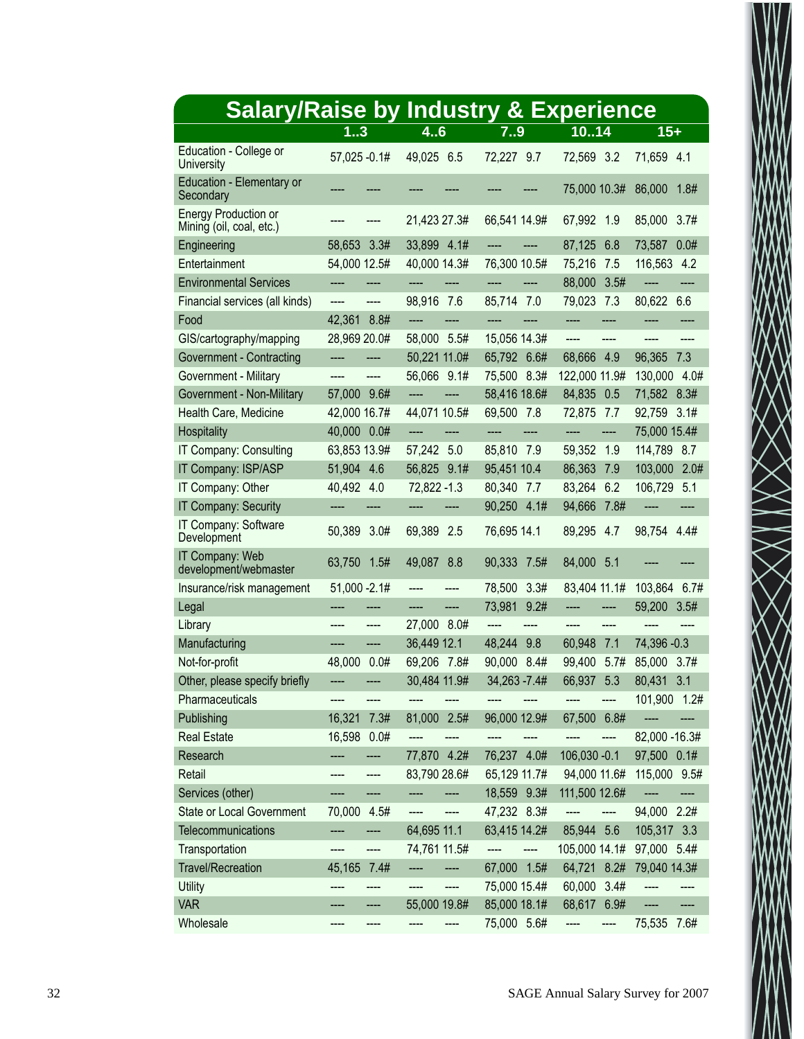## Salary/Raise by Industry & Experience

| | 1..3 | | 4..6 | | 7..9 | | 10..14 | | 15+ | |
|---|---|---|---|---|---|---|---|---|---|---|
| Education - College or University | 57,025 | -0.1# | 49,025 | 6.5 | 72,227 | 9.7 | 72,569 | 3.2 | 71,659 | 4.1 |
| Education - Elementary or Secondary | ---- | ---- | ---- | ---- | ---- | ---- | 75,000 | 10.3# | 86,000 | 1.8# |
| Energy Production or Mining (oil, coal, etc.) | ---- | ---- | 21,423 | 27.3# | 66,541 | 14.9# | 67,992 | 1.9 | 85,000 | 3.7# |
| Engineering | 58,653 | 3.3# | 33,899 | 4.1# | ---- | ---- | 87,125 | 6.8 | 73,587 | 0.0# |
| Entertainment | 54,000 | 12.5# | 40,000 | 14.3# | 76,300 | 10.5# | 75,216 | 7.5 | 116,563 | 4.2 |
| Environmental Services | ---- | ---- | ---- | ---- | ---- | ---- | 88,000 | 3.5# | ---- | ---- |
| Financial services (all kinds) | ---- | ---- | 98,916 | 7.6 | 85,714 | 7.0 | 79,023 | 7.3 | 80,622 | 6.6 |
| Food | 42,361 | 8.8# | ---- | ---- | ---- | ---- | ---- | ---- | ---- | ---- |
| GIS/cartography/mapping | 28,969 | 20.0# | 58,000 | 5.5# | 15,056 | 14.3# | ---- | ---- | ---- | ---- |
| Government - Contracting | ---- | ---- | 50,221 | 11.0# | 65,792 | 6.6# | 68,666 | 4.9 | 96,365 | 7.3 |
| Government - Military | ---- | ---- | 56,066 | 9.1# | 75,500 | 8.3# | 122,000 | 11.9# | 130,000 | 4.0# |
| Government - Non-Military | 57,000 | 9.6# | ---- | ---- | 58,416 | 18.6# | 84,835 | 0.5 | 71,582 | 8.3# |
| Health Care, Medicine | 42,000 | 16.7# | 44,071 | 10.5# | 69,500 | 7.8 | 72,875 | 7.7 | 92,759 | 3.1# |
| Hospitality | 40,000 | 0.0# | ---- | ---- | ---- | ---- | ---- | ---- | 75,000 | 15.4# |
| IT Company: Consulting | 63,853 | 13.9# | 57,242 | 5.0 | 85,810 | 7.9 | 59,352 | 1.9 | 114,789 | 8.7 |
| IT Company: ISP/ASP | 51,904 | 4.6 | 56,825 | 9.1# | 95,451 | 10.4 | 86,363 | 7.9 | 103,000 | 2.0# |
| IT Company: Other | 40,492 | 4.0 | 72,822 | -1.3 | 80,340 | 7.7 | 83,264 | 6.2 | 106,729 | 5.1 |
| IT Company: Security | ---- | ---- | ---- | ---- | 90,250 | 4.1# | 94,666 | 7.8# | ---- | ---- |
| IT Company: Software Development | 50,389 | 3.0# | 69,389 | 2.5 | 76,695 | 14.1 | 89,295 | 4.7 | 98,754 | 4.4# |
| IT Company: Web development/webmaster | 63,750 | 1.5# | 49,087 | 8.8 | 90,333 | 7.5# | 84,000 | 5.1 | ---- | ---- |
| Insurance/risk management | 51,000 | -2.1# | ---- | ---- | 78,500 | 3.3# | 83,404 | 11.1# | 103,864 | 6.7# |
| Legal | ---- | ---- | ---- | ---- | 73,981 | 9.2# | ---- | ---- | 59,200 | 3.5# |
| Library | ---- | ---- | 27,000 | 8.0# | ---- | ---- | ---- | ---- | ---- | ---- |
| Manufacturing | ---- | ---- | 36,449 | 12.1 | 48,244 | 9.8 | 60,948 | 7.1 | 74,396 | -0.3 |
| Not-for-profit | 48,000 | 0.0# | 69,206 | 7.8# | 90,000 | 8.4# | 99,400 | 5.7# | 85,000 | 3.7# |
| Other, please specify briefly | ---- | ---- | 30,484 | 11.9# | 34,263 | -7.4# | 66,937 | 5.3 | 80,431 | 3.1 |
| Pharmaceuticals | ---- | ---- | ---- | ---- | ---- | ---- | ---- | ---- | 101,900 | 1.2# |
| Publishing | 16,321 | 7.3# | 81,000 | 2.5# | 96,000 | 12.9# | 67,500 | 6.8# | ---- | ---- |
| Real Estate | 16,598 | 0.0# | ---- | ---- | ---- | ---- | ---- | ---- | 82,000 | -16.3# |
| Research | ---- | ---- | 77,870 | 4.2# | 76,237 | 4.0# | 106,030 | -0.1 | 97,500 | 0.1# |
| Retail | ---- | ---- | 83,790 | 28.6# | 65,129 | 11.7# | 94,000 | 11.6# | 115,000 | 9.5# |
| Services (other) | ---- | ---- | ---- | ---- | 18,559 | 9.3# | 111,500 | 12.6# | ---- | ---- |
| State or Local Government | 70,000 | 4.5# | ---- | ---- | 47,232 | 8.3# | ---- | ---- | 94,000 | 2.2# |
| Telecommunications | ---- | ---- | 64,695 | 11.1 | 63,415 | 14.2# | 85,944 | 5.6 | 105,317 | 3.3 |
| Transportation | ---- | ---- | 74,761 | 11.5# | ---- | ---- | 105,000 | 14.1# | 97,000 | 5.4# |
| Travel/Recreation | 45,165 | 7.4# | ---- | ---- | 67,000 | 1.5# | 64,721 | 8.2# | 79,040 | 14.3# |
| Utility | ---- | ---- | ---- | ---- | 75,000 | 15.4# | 60,000 | 3.4# | ---- | ---- |
| VAR | ---- | ---- | 55,000 | 19.8# | 85,000 | 18.1# | 68,617 | 6.9# | ---- | ---- |
| Wholesale | ---- | ---- | ---- | ---- | 75,000 | 5.6# | ---- | ---- | 75,535 | 7.6# |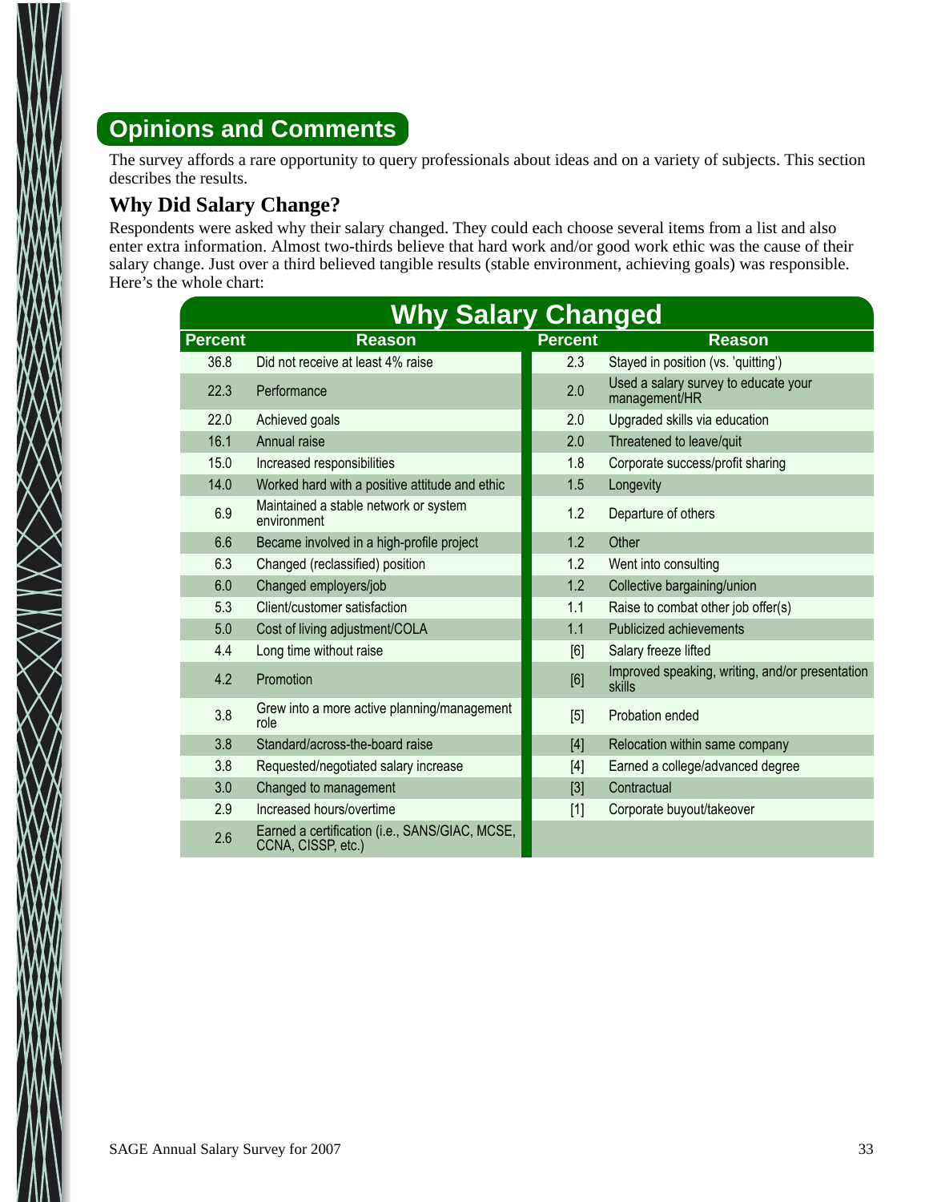## Opinions and Comments

The survey affords a rare opportunity to query professionals about ideas and on a variety of subjects. This section describes the results.

### Why Did Salary Change?

Respondents were asked why their salary changed. They could each choose several items from a list and also enter extra information. Almost two-thirds believe that hard work and/or good work ethic was the cause of their salary change. Just over a third believed tangible results (stable environment, achieving goals) was responsible. Here's the whole chart:

**Why Salary Changed**

| Percent | Reason | Percent | Reason |
|---|---|---|---|
| 36.8 | Did not receive at least 4% raise | 2.3 | Stayed in position (vs. 'quitting') |
| 22.3 | Performance | 2.0 | Used a salary survey to educate your management/HR |
| 22.0 | Achieved goals | 2.0 | Upgraded skills via education |
| 16.1 | Annual raise | 2.0 | Threatened to leave/quit |
| 15.0 | Increased responsibilities | 1.8 | Corporate success/profit sharing |
| 14.0 | Worked hard with a positive attitude and ethic | 1.5 | Longevity |
| 6.9 | Maintained a stable network or system environment | 1.2 | Departure of others |
| 6.6 | Became involved in a high-profile project | 1.2 | Other |
| 6.3 | Changed (reclassified) position | 1.2 | Went into consulting |
| 6.0 | Changed employers/job | 1.2 | Collective bargaining/union |
| 5.3 | Client/customer satisfaction | 1.1 | Raise to combat other job offer(s) |
| 5.0 | Cost of living adjustment/COLA | 1.1 | Publicized achievements |
| 4.4 | Long time without raise | [6] | Salary freeze lifted |
| 4.2 | Promotion | [6] | Improved speaking, writing, and/or presentation skills |
| 3.8 | Grew into a more active planning/management role | [5] | Probation ended |
| 3.8 | Standard/across-the-board raise | [4] | Relocation within same company |
| 3.8 | Requested/negotiated salary increase | [4] | Earned a college/advanced degree |
| 3.0 | Changed to management | [3] | Contractual |
| 2.9 | Increased hours/overtime | [1] | Corporate buyout/takeover |
| 2.6 | Earned a certification (i.e., SANS/GIAC, MCSE, CCNA, CISSP, etc.) | | |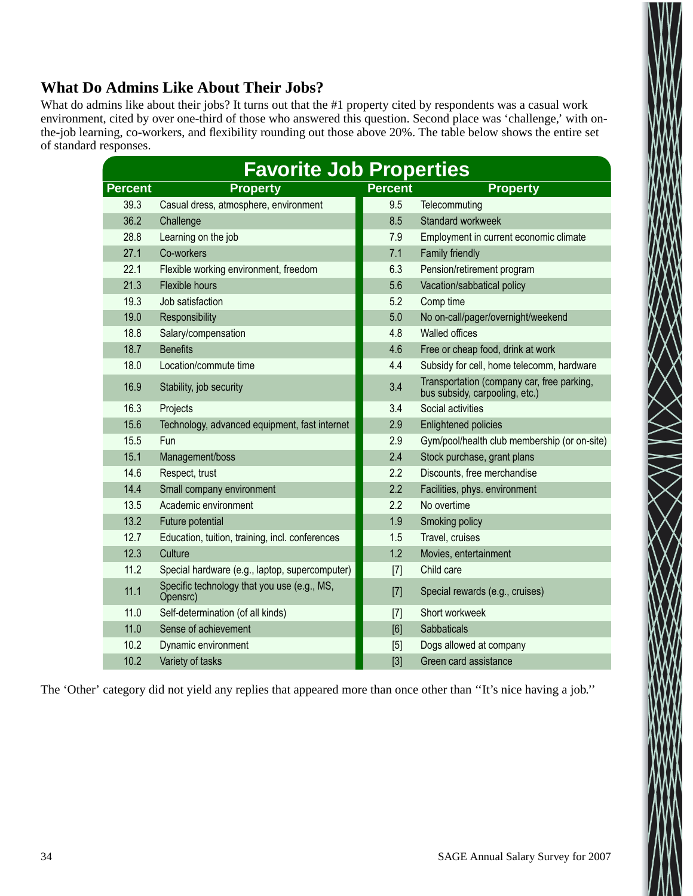## What Do Admins Like About Their Jobs?

What do admins like about their jobs? It turns out that the #1 property cited by respondents was a casual work environment, cited by over one-third of those who answered this question. Second place was 'challenge,' with on-the-job learning, co-workers, and flexibility rounding out those above 20%. The table below shows the entire set of standard responses.

**Favorite Job Properties**

| Percent | Property | Percent | Property |
|---|---|---|---|
| 39.3 | Casual dress, atmosphere, environment | 9.5 | Telecommuting |
| 36.2 | Challenge | 8.5 | Standard workweek |
| 28.8 | Learning on the job | 7.9 | Employment in current economic climate |
| 27.1 | Co-workers | 7.1 | Family friendly |
| 22.1 | Flexible working environment, freedom | 6.3 | Pension/retirement program |
| 21.3 | Flexible hours | 5.6 | Vacation/sabbatical policy |
| 19.3 | Job satisfaction | 5.2 | Comp time |
| 19.0 | Responsibility | 5.0 | No on-call/pager/overnight/weekend |
| 18.8 | Salary/compensation | 4.8 | Walled offices |
| 18.7 | Benefits | 4.6 | Free or cheap food, drink at work |
| 18.0 | Location/commute time | 4.4 | Subsidy for cell, home telecomm, hardware |
| 16.9 | Stability, job security | 3.4 | Transportation (company car, free parking, bus subsidy, carpooling, etc.) |
| 16.3 | Projects | 3.4 | Social activities |
| 15.6 | Technology, advanced equipment, fast internet | 2.9 | Enlightened policies |
| 15.5 | Fun | 2.9 | Gym/pool/health club membership (or on-site) |
| 15.1 | Management/boss | 2.4 | Stock purchase, grant plans |
| 14.6 | Respect, trust | 2.2 | Discounts, free merchandise |
| 14.4 | Small company environment | 2.2 | Facilities, phys. environment |
| 13.5 | Academic environment | 2.2 | No overtime |
| 13.2 | Future potential | 1.9 | Smoking policy |
| 12.7 | Education, tuition, training, incl. conferences | 1.5 | Travel, cruises |
| 12.3 | Culture | 1.2 | Movies, entertainment |
| 11.2 | Special hardware (e.g., laptop, supercomputer) | [7] | Child care |
| 11.1 | Specific technology that you use (e.g., MS, Opensrc) | [7] | Special rewards (e.g., cruises) |
| 11.0 | Self-determination (of all kinds) | [7] | Short workweek |
| 11.0 | Sense of achievement | [6] | Sabbaticals |
| 10.2 | Dynamic environment | [5] | Dogs allowed at company |
| 10.2 | Variety of tasks | [3] | Green card assistance |

The 'Other' category did not yield any replies that appeared more than once other than ''It's nice having a job.''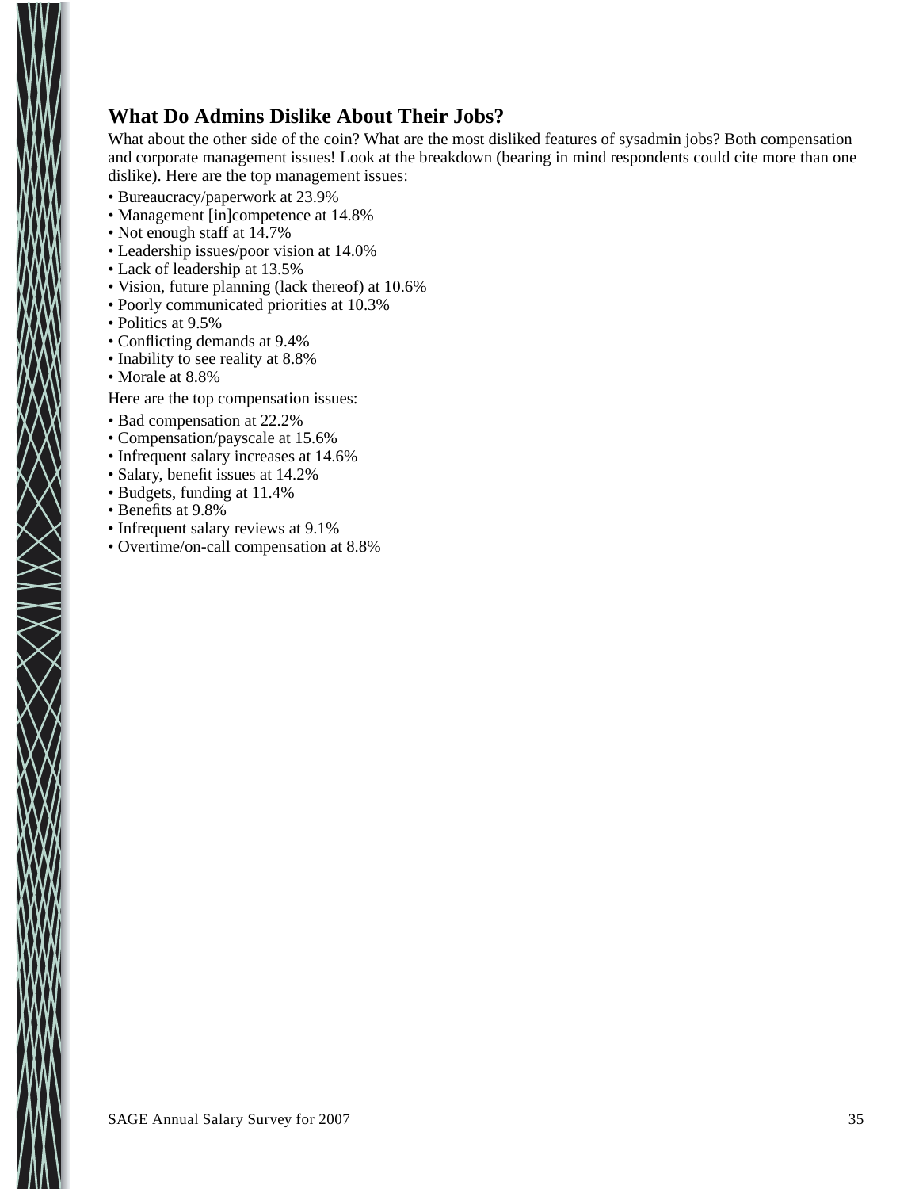## What Do Admins Dislike About Their Jobs?

What about the other side of the coin? What are the most disliked features of sysadmin jobs? Both compensation and corporate management issues! Look at the breakdown (bearing in mind respondents could cite more than one dislike). Here are the top management issues:

- Bureaucracy/paperwork at 23.9%
- Management [in]competence at 14.8%
- Not enough staff at 14.7%
- Leadership issues/poor vision at 14.0%
- Lack of leadership at 13.5%
- Vision, future planning (lack thereof) at 10.6%
- Poorly communicated priorities at 10.3%
- Politics at 9.5%
- Conflicting demands at 9.4%
- Inability to see reality at 8.8%
- Morale at 8.8%

Here are the top compensation issues:

- Bad compensation at 22.2%
- Compensation/payscale at 15.6%
- Infrequent salary increases at 14.6%
- Salary, benefit issues at 14.2%
- Budgets, funding at 11.4%
- Benefits at 9.8%
- Infrequent salary reviews at 9.1%
- Overtime/on-call compensation at 8.8%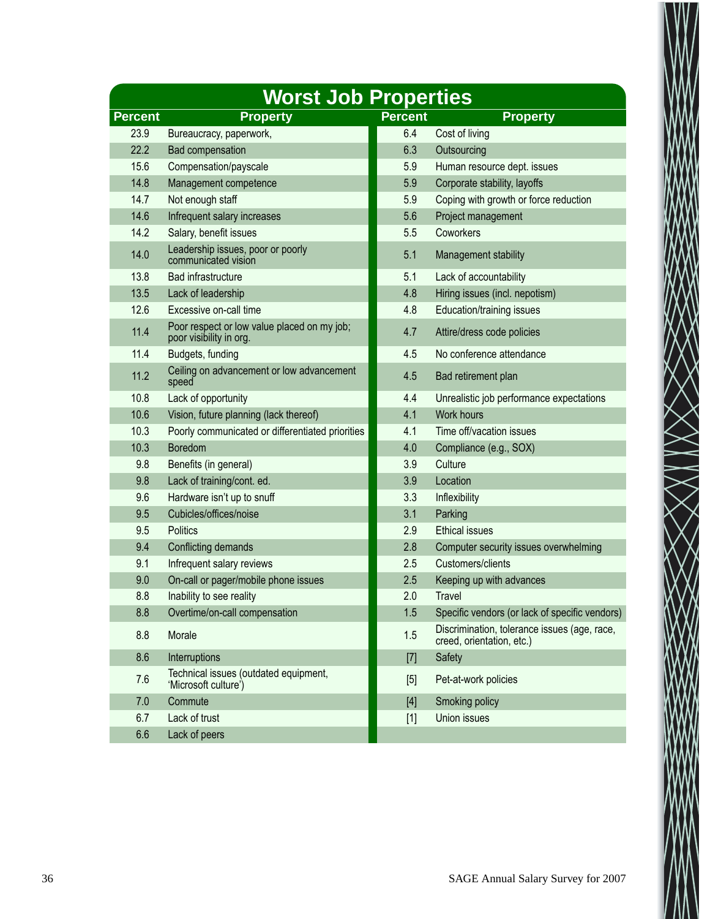# Worst Job Properties

| Percent | Property | Percent | Property |
|---|---|---|---|
| 23.9 | Bureaucracy, paperwork, | 6.4 | Cost of living |
| 22.2 | Bad compensation | 6.3 | Outsourcing |
| 15.6 | Compensation/payscale | 5.9 | Human resource dept. issues |
| 14.8 | Management competence | 5.9 | Corporate stability, layoffs |
| 14.7 | Not enough staff | 5.9 | Coping with growth or force reduction |
| 14.6 | Infrequent salary increases | 5.6 | Project management |
| 14.2 | Salary, benefit issues | 5.5 | Coworkers |
| 14.0 | Leadership issues, poor or poorly communicated vision | 5.1 | Management stability |
| 13.8 | Bad infrastructure | 5.1 | Lack of accountability |
| 13.5 | Lack of leadership | 4.8 | Hiring issues (incl. nepotism) |
| 12.6 | Excessive on-call time | 4.8 | Education/training issues |
| 11.4 | Poor respect or low value placed on my job; poor visibility in org. | 4.7 | Attire/dress code policies |
| 11.4 | Budgets, funding | 4.5 | No conference attendance |
| 11.2 | Ceiling on advancement or low advancement speed | 4.5 | Bad retirement plan |
| 10.8 | Lack of opportunity | 4.4 | Unrealistic job performance expectations |
| 10.6 | Vision, future planning (lack thereof) | 4.1 | Work hours |
| 10.3 | Poorly communicated or differentiated priorities | 4.1 | Time off/vacation issues |
| 10.3 | Boredom | 4.0 | Compliance (e.g., SOX) |
| 9.8 | Benefits (in general) | 3.9 | Culture |
| 9.8 | Lack of training/cont. ed. | 3.9 | Location |
| 9.6 | Hardware isn't up to snuff | 3.3 | Inflexibility |
| 9.5 | Cubicles/offices/noise | 3.1 | Parking |
| 9.5 | Politics | 2.9 | Ethical issues |
| 9.4 | Conflicting demands | 2.8 | Computer security issues overwhelming |
| 9.1 | Infrequent salary reviews | 2.5 | Customers/clients |
| 9.0 | On-call or pager/mobile phone issues | 2.5 | Keeping up with advances |
| 8.8 | Inability to see reality | 2.0 | Travel |
| 8.8 | Overtime/on-call compensation | 1.5 | Specific vendors (or lack of specific vendors) |
| 8.8 | Morale | 1.5 | Discrimination, tolerance issues (age, race, creed, orientation, etc.) |
| 8.6 | Interruptions | [7] | Safety |
| 7.6 | Technical issues (outdated equipment, 'Microsoft culture') | [5] | Pet-at-work policies |
| 7.0 | Commute | [4] | Smoking policy |
| 6.7 | Lack of trust | [1] | Union issues |
| 6.6 | Lack of peers | | |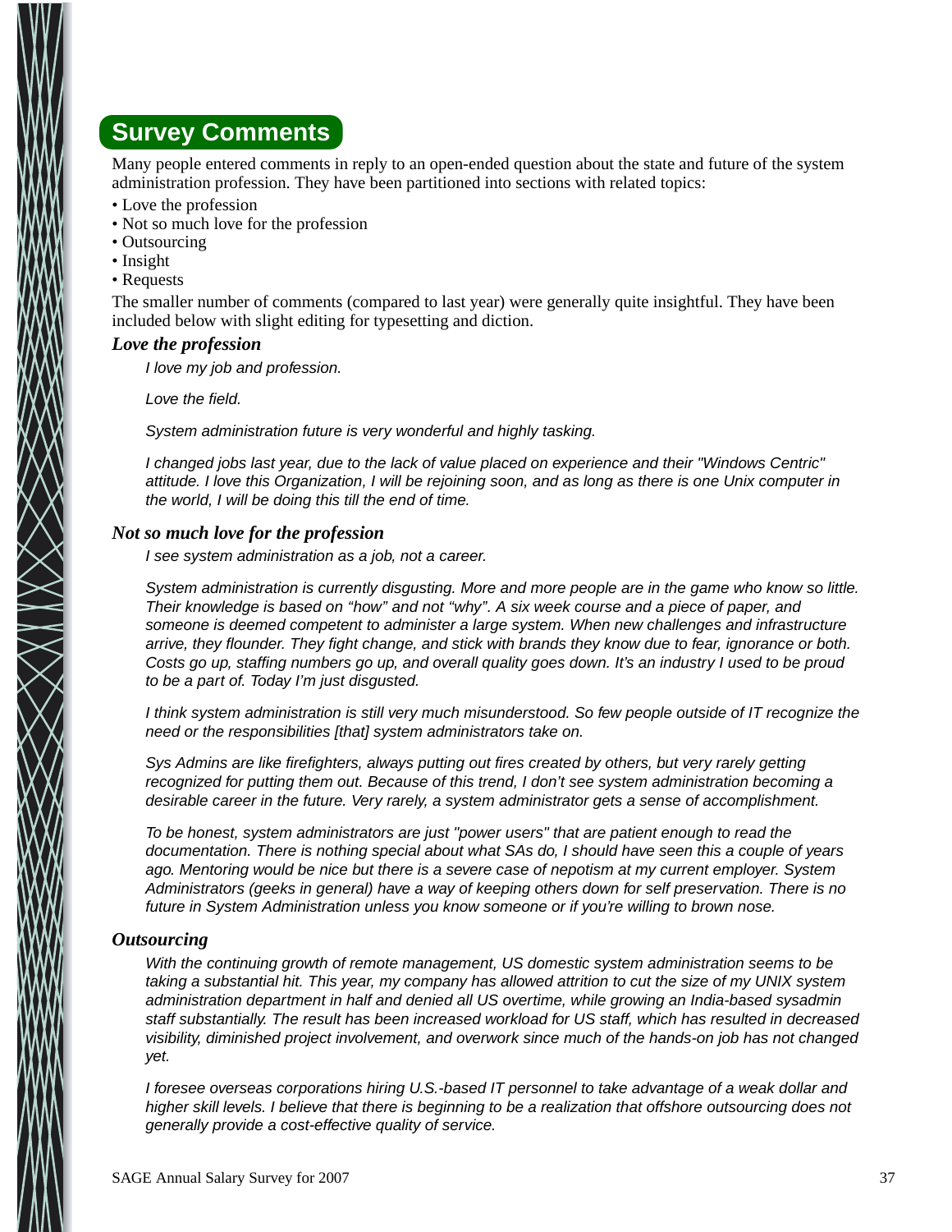## Survey Comments

Many people entered comments in reply to an open-ended question about the state and future of the system administration profession. They have been partitioned into sections with related topics:

- Love the profession
- Not so much love for the profession
- Outsourcing
- Insight
- Requests

The smaller number of comments (compared to last year) were generally quite insightful. They have been included below with slight editing for typesetting and diction.

### *Love the profession*

*I love my job and profession.*

*Love the field.*

*System administration future is very wonderful and highly tasking.*

*I changed jobs last year, due to the lack of value placed on experience and their "Windows Centric" attitude. I love this Organization, I will be rejoining soon, and as long as there is one Unix computer in the world, I will be doing this till the end of time.*

### *Not so much love for the profession*

*I see system administration as a job, not a career.*

*System administration is currently disgusting. More and more people are in the game who know so little. Their knowledge is based on "how" and not "why". A six week course and a piece of paper, and someone is deemed competent to administer a large system. When new challenges and infrastructure arrive, they flounder. They fight change, and stick with brands they know due to fear, ignorance or both. Costs go up, staffing numbers go up, and overall quality goes down. It's an industry I used to be proud to be a part of. Today I'm just disgusted.*

*I think system administration is still very much misunderstood. So few people outside of IT recognize the need or the responsibilities [that] system administrators take on.*

*Sys Admins are like firefighters, always putting out fires created by others, but very rarely getting recognized for putting them out. Because of this trend, I don't see system administration becoming a desirable career in the future. Very rarely, a system administrator gets a sense of accomplishment.*

*To be honest, system administrators are just "power users" that are patient enough to read the documentation. There is nothing special about what SAs do, I should have seen this a couple of years ago. Mentoring would be nice but there is a severe case of nepotism at my current employer. System Administrators (geeks in general) have a way of keeping others down for self preservation. There is no future in System Administration unless you know someone or if you're willing to brown nose.*

### *Outsourcing*

*With the continuing growth of remote management, US domestic system administration seems to be taking a substantial hit. This year, my company has allowed attrition to cut the size of my UNIX system administration department in half and denied all US overtime, while growing an India-based sysadmin staff substantially. The result has been increased workload for US staff, which has resulted in decreased visibility, diminished project involvement, and overwork since much of the hands-on job has not changed yet.*

*I foresee overseas corporations hiring U.S.-based IT personnel to take advantage of a weak dollar and higher skill levels. I believe that there is beginning to be a realization that offshore outsourcing does not generally provide a cost-effective quality of service.*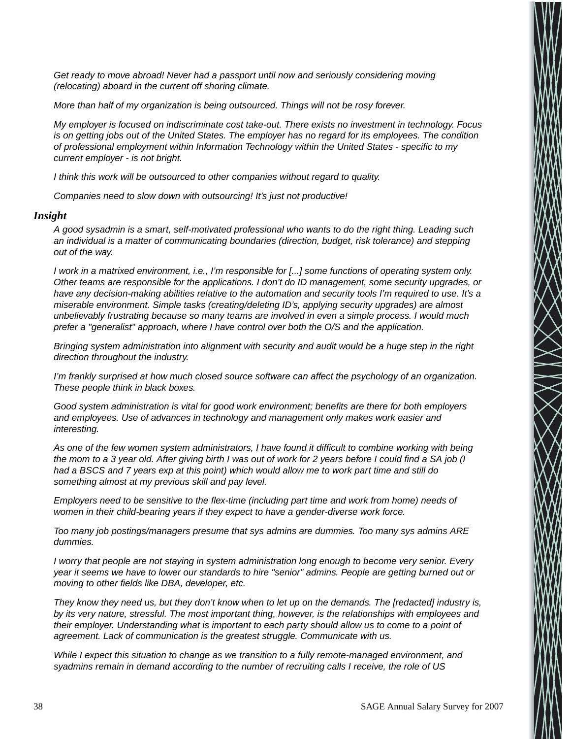*Get ready to move abroad! Never had a passport until now and seriously considering moving (relocating) aboard in the current off shoring climate.*

*More than half of my organization is being outsourced. Things will not be rosy forever.*

*My employer is focused on indiscriminate cost take-out. There exists no investment in technology. Focus is on getting jobs out of the United States. The employer has no regard for its employees. The condition of professional employment within Information Technology within the United States - specific to my current employer - is not bright.*

*I think this work will be outsourced to other companies without regard to quality.*

*Companies need to slow down with outsourcing! It's just not productive!*

### Insight

*A good sysadmin is a smart, self-motivated professional who wants to do the right thing. Leading such an individual is a matter of communicating boundaries (direction, budget, risk tolerance) and stepping out of the way.*

*I work in a matrixed environment, i.e., I'm responsible for [...] some functions of operating system only. Other teams are responsible for the applications. I don't do ID management, some security upgrades, or have any decision-making abilities relative to the automation and security tools I'm required to use. It's a miserable environment. Simple tasks (creating/deleting ID's, applying security upgrades) are almost unbelievably frustrating because so many teams are involved in even a simple process. I would much prefer a "generalist" approach, where I have control over both the O/S and the application.*

*Bringing system administration into alignment with security and audit would be a huge step in the right direction throughout the industry.*

*I'm frankly surprised at how much closed source software can affect the psychology of an organization. These people think in black boxes.*

*Good system administration is vital for good work environment; benefits are there for both employers and employees. Use of advances in technology and management only makes work easier and interesting.*

*As one of the few women system administrators, I have found it difficult to combine working with being the mom to a 3 year old. After giving birth I was out of work for 2 years before I could find a SA job (I had a BSCS and 7 years exp at this point) which would allow me to work part time and still do something almost at my previous skill and pay level.*

*Employers need to be sensitive to the flex-time (including part time and work from home) needs of women in their child-bearing years if they expect to have a gender-diverse work force.*

*Too many job postings/managers presume that sys admins are dummies. Too many sys admins ARE dummies.*

*I worry that people are not staying in system administration long enough to become very senior. Every year it seems we have to lower our standards to hire "senior" admins. People are getting burned out or moving to other fields like DBA, developer, etc.*

*They know they need us, but they don't know when to let up on the demands. The [redacted] industry is, by its very nature, stressful. The most important thing, however, is the relationships with employees and their employer. Understanding what is important to each party should allow us to come to a point of agreement. Lack of communication is the greatest struggle. Communicate with us.*

*While I expect this situation to change as we transition to a fully remote-managed environment, and syadmins remain in demand according to the number of recruiting calls I receive, the role of US*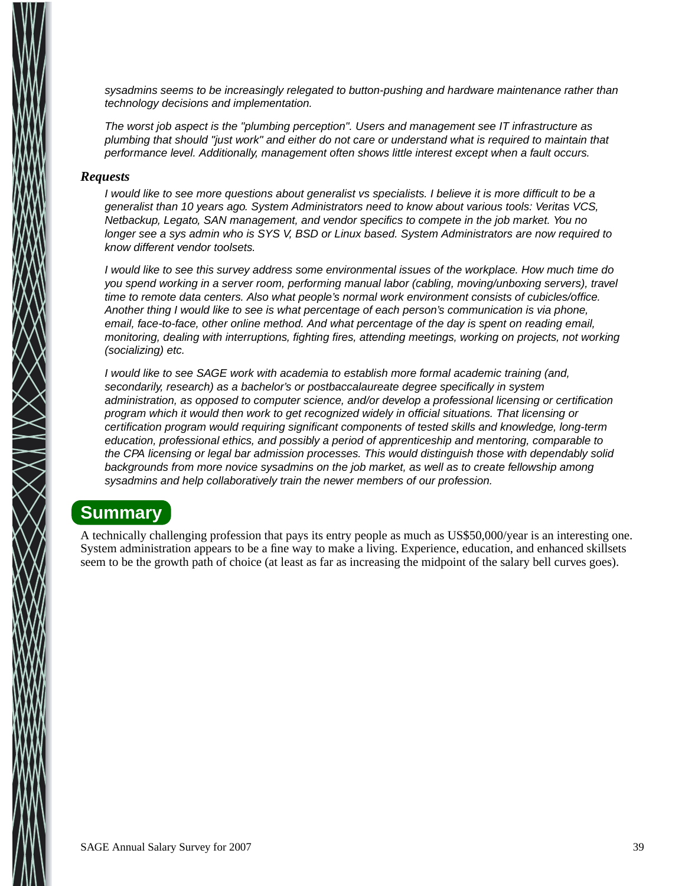*sysadmins seems to be increasingly relegated to button-pushing and hardware maintenance rather than technology decisions and implementation.*

*The worst job aspect is the "plumbing perception". Users and management see IT infrastructure as plumbing that should "just work" and either do not care or understand what is required to maintain that performance level. Additionally, management often shows little interest except when a fault occurs.*

### *Requests*

*I would like to see more questions about generalist vs specialists. I believe it is more difficult to be a generalist than 10 years ago. System Administrators need to know about various tools: Veritas VCS, Netbackup, Legato, SAN management, and vendor specifics to compete in the job market. You no longer see a sys admin who is SYS V, BSD or Linux based. System Administrators are now required to know different vendor toolsets.*

*I would like to see this survey address some environmental issues of the workplace. How much time do you spend working in a server room, performing manual labor (cabling, moving/unboxing servers), travel time to remote data centers. Also what people's normal work environment consists of cubicles/office. Another thing I would like to see is what percentage of each person's communication is via phone, email, face-to-face, other online method. And what percentage of the day is spent on reading email, monitoring, dealing with interruptions, fighting fires, attending meetings, working on projects, not working (socializing) etc.*

*I would like to see SAGE work with academia to establish more formal academic training (and, secondarily, research) as a bachelor's or postbaccalaureate degree specifically in system administration, as opposed to computer science, and/or develop a professional licensing or certification program which it would then work to get recognized widely in official situations. That licensing or certification program would requiring significant components of tested skills and knowledge, long-term education, professional ethics, and possibly a period of apprenticeship and mentoring, comparable to the CPA licensing or legal bar admission processes. This would distinguish those with dependably solid backgrounds from more novice sysadmins on the job market, as well as to create fellowship among sysadmins and help collaboratively train the newer members of our profession.*

## Summary

A technically challenging profession that pays its entry people as much as US$50,000/year is an interesting one. System administration appears to be a fine way to make a living. Experience, education, and enhanced skillsets seem to be the growth path of choice (at least as far as increasing the midpoint of the salary bell curves goes).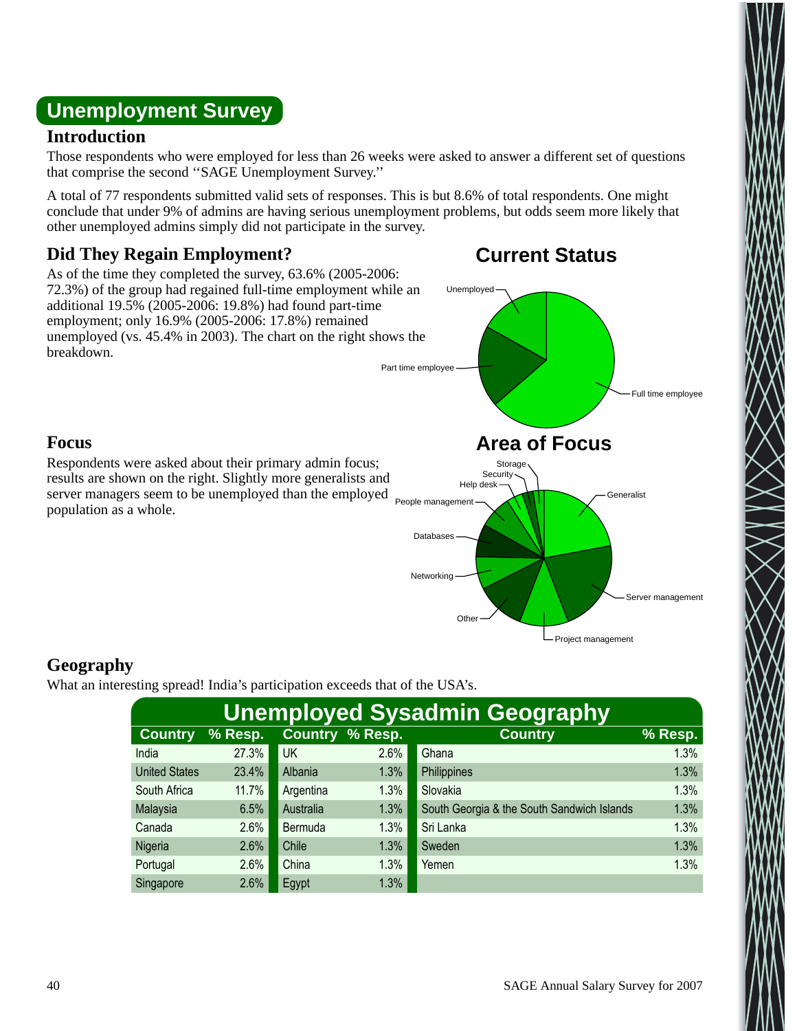# Unemployment Survey

## Introduction

Those respondents who were employed for less than 26 weeks were asked to answer a different set of questions that comprise the second ''SAGE Unemployment Survey.''

A total of 77 respondents submitted valid sets of responses. This is but 8.6% of total respondents. One might conclude that under 9% of admins are having serious unemployment problems, but odds seem more likely that other unemployed admins simply did not participate in the survey.

## Did They Regain Employment?

As of the time they completed the survey, 63.6% (2005-2006: 72.3%) of the group had regained full-time employment while an additional 19.5% (2005-2006: 19.8%) had found part-time employment; only 16.9% (2005-2006: 17.8%) remained unemployed (vs. 45.4% in 2003). The chart on the right shows the breakdown.

**Current Status**

Unemployed · Part time employee · Full time employee

## Focus

Respondents were asked about their primary admin focus; results are shown on the right. Slightly more generalists and server managers seem to be unemployed than the employed population as a whole.

**Area of Focus**

Storage · Security · Help desk · People management · Databases · Networking · Other · Project management · Server management · Generalist

## Geography

What an interesting spread! India's participation exceeds that of the USA's.

**Unemployed Sysadmin Geography**

| Country | % Resp. | Country | % Resp. | Country | % Resp. |
|---|---|---|---|---|---|
| India | 27.3% | UK | 2.6% | Ghana | 1.3% |
| United States | 23.4% | Albania | 1.3% | Philippines | 1.3% |
| South Africa | 11.7% | Argentina | 1.3% | Slovakia | 1.3% |
| Malaysia | 6.5% | Australia | 1.3% | South Georgia & the South Sandwich Islands | 1.3% |
| Canada | 2.6% | Bermuda | 1.3% | Sri Lanka | 1.3% |
| Nigeria | 2.6% | Chile | 1.3% | Sweden | 1.3% |
| Portugal | 2.6% | China | 1.3% | Yemen | 1.3% |
| Singapore | 2.6% | Egypt | 1.3% | | |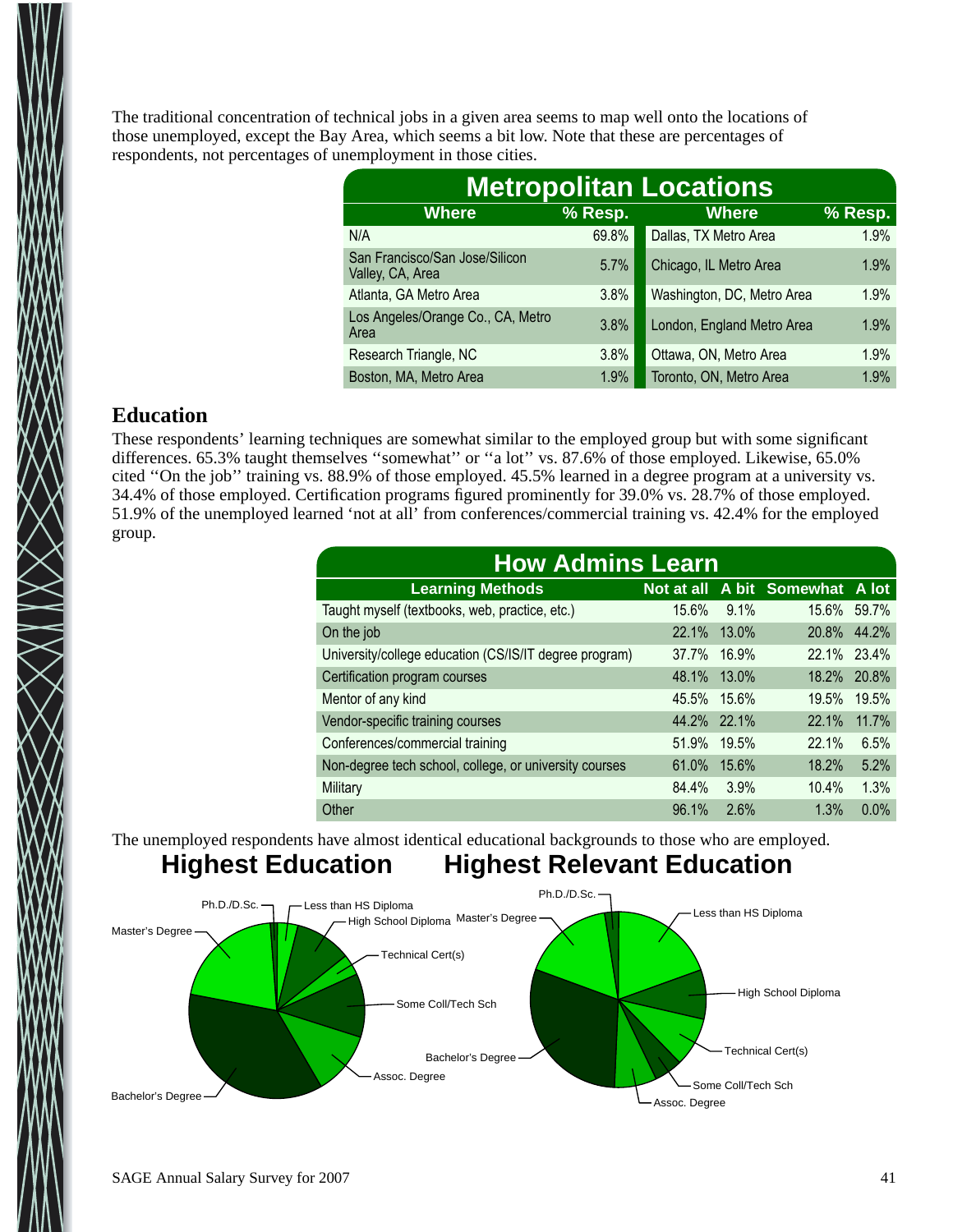The traditional concentration of technical jobs in a given area seems to map well onto the locations of those unemployed, except the Bay Area, which seems a bit low. Note that these are percentages of respondents, not percentages of unemployment in those cities.

**Metropolitan Locations**

| Where | % Resp. | Where | % Resp. |
|---|---|---|---|
| N/A | 69.8% | Dallas, TX Metro Area | 1.9% |
| San Francisco/San Jose/Silicon Valley, CA, Area | 5.7% | Chicago, IL Metro Area | 1.9% |
| Atlanta, GA Metro Area | 3.8% | Washington, DC, Metro Area | 1.9% |
| Los Angeles/Orange Co., CA, Metro Area | 3.8% | London, England Metro Area | 1.9% |
| Research Triangle, NC | 3.8% | Ottawa, ON, Metro Area | 1.9% |
| Boston, MA, Metro Area | 1.9% | Toronto, ON, Metro Area | 1.9% |

## Education

These respondents' learning techniques are somewhat similar to the employed group but with some significant differences. 65.3% taught themselves "somewhat" or "a lot" vs. 87.6% of those employed. Likewise, 65.0% cited "On the job" training vs. 88.9% of those employed. 45.5% learned in a degree program at a university vs. 34.4% of those employed. Certification programs figured prominently for 39.0% vs. 28.7% of those employed. 51.9% of the unemployed learned 'not at all' from conferences/commercial training vs. 42.4% for the employed group.

**How Admins Learn**

| Learning Methods | Not at all | A bit | Somewhat | A lot |
|---|---|---|---|---|
| Taught myself (textbooks, web, practice, etc.) | 15.6% | 9.1% | 15.6% | 59.7% |
| On the job | 22.1% | 13.0% | 20.8% | 44.2% |
| University/college education (CS/IS/IT degree program) | 37.7% | 16.9% | 22.1% | 23.4% |
| Certification program courses | 48.1% | 13.0% | 18.2% | 20.8% |
| Mentor of any kind | 45.5% | 15.6% | 19.5% | 19.5% |
| Vendor-specific training courses | 44.2% | 22.1% | 22.1% | 11.7% |
| Conferences/commercial training | 51.9% | 19.5% | 22.1% | 6.5% |
| Non-degree tech school, college, or university courses | 61.0% | 15.6% | 18.2% | 5.2% |
| Military | 84.4% | 3.9% | 10.4% | 1.3% |
| Other | 96.1% | 2.6% | 1.3% | 0.0% |

The unemployed respondents have almost identical educational backgrounds to those who are employed.

**Highest Education**

Ph.D./D.Sc., Less than HS Diploma, High School Diploma, Technical Cert(s), Some Coll/Tech Sch, Assoc. Degree, Bachelor's Degree, Master's Degree

**Highest Relevant Education**

Ph.D./D.Sc., Less than HS Diploma, High School Diploma, Technical Cert(s), Some Coll/Tech Sch, Assoc. Degree, Bachelor's Degree, Master's Degree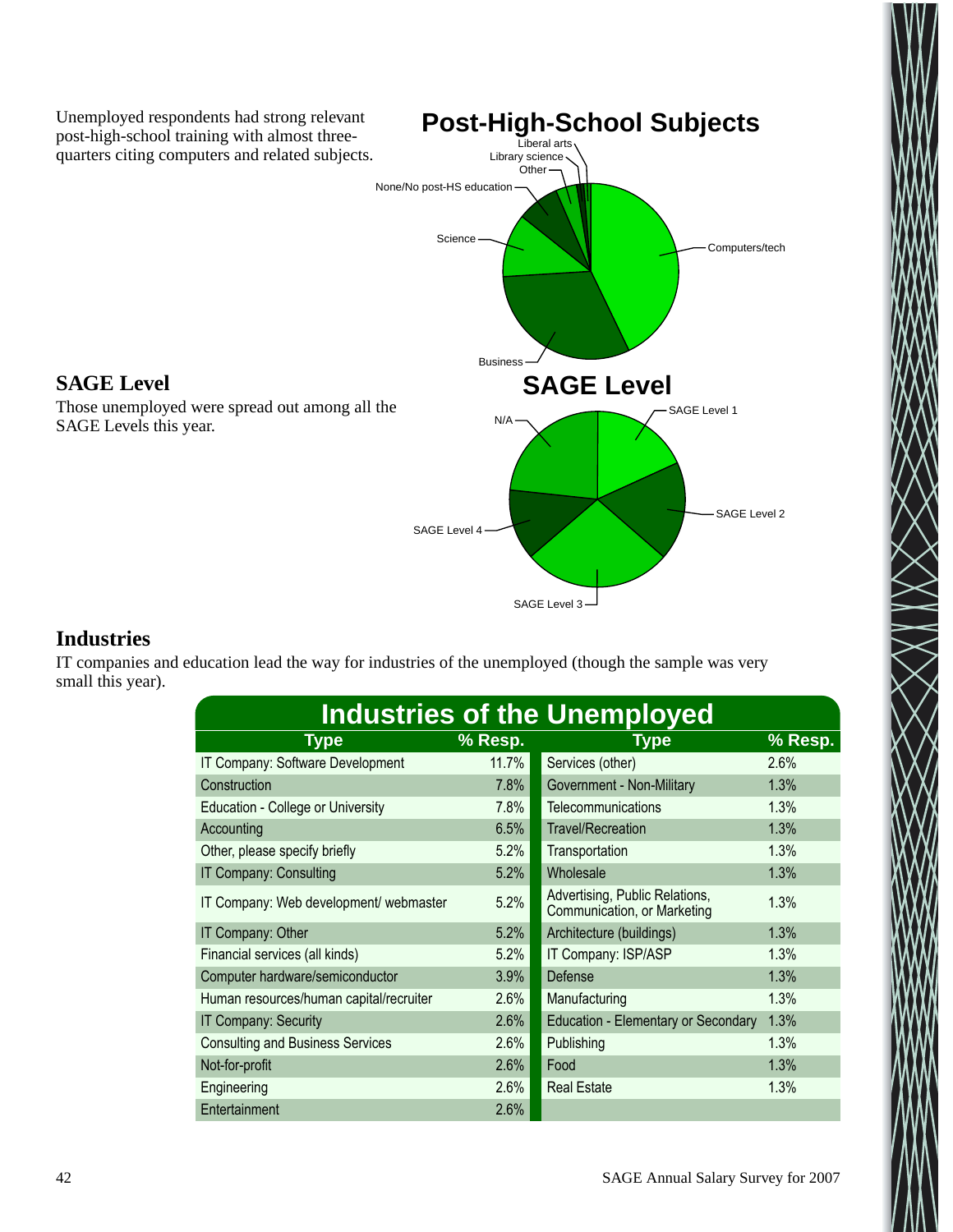Unemployed respondents had strong relevant post-high-school training with almost three-quarters citing computers and related subjects.

**Post-High-School Subjects**

Liberal arts
Library science
Other
None/No post-HS education
Science
Computers/tech
Business

## SAGE Level

Those unemployed were spread out among all the SAGE Levels this year.

**SAGE Level**

N/A
SAGE Level 1
SAGE Level 2
SAGE Level 3
SAGE Level 4

## Industries

IT companies and education lead the way for industries of the unemployed (though the sample was very small this year).

**Industries of the Unemployed**

| Type | % Resp. | Type | % Resp. |
|---|---|---|---|
| IT Company: Software Development | 11.7% | Services (other) | 2.6% |
| Construction | 7.8% | Government - Non-Military | 1.3% |
| Education - College or University | 7.8% | Telecommunications | 1.3% |
| Accounting | 6.5% | Travel/Recreation | 1.3% |
| Other, please specify briefly | 5.2% | Transportation | 1.3% |
| IT Company: Consulting | 5.2% | Wholesale | 1.3% |
| IT Company: Web development/ webmaster | 5.2% | Advertising, Public Relations, Communication, or Marketing | 1.3% |
| IT Company: Other | 5.2% | Architecture (buildings) | 1.3% |
| Financial services (all kinds) | 5.2% | IT Company: ISP/ASP | 1.3% |
| Computer hardware/semiconductor | 3.9% | Defense | 1.3% |
| Human resources/human capital/recruiter | 2.6% | Manufacturing | 1.3% |
| IT Company: Security | 2.6% | Education - Elementary or Secondary | 1.3% |
| Consulting and Business Services | 2.6% | Publishing | 1.3% |
| Not-for-profit | 2.6% | Food | 1.3% |
| Engineering | 2.6% | Real Estate | 1.3% |
| Entertainment | 2.6% | | |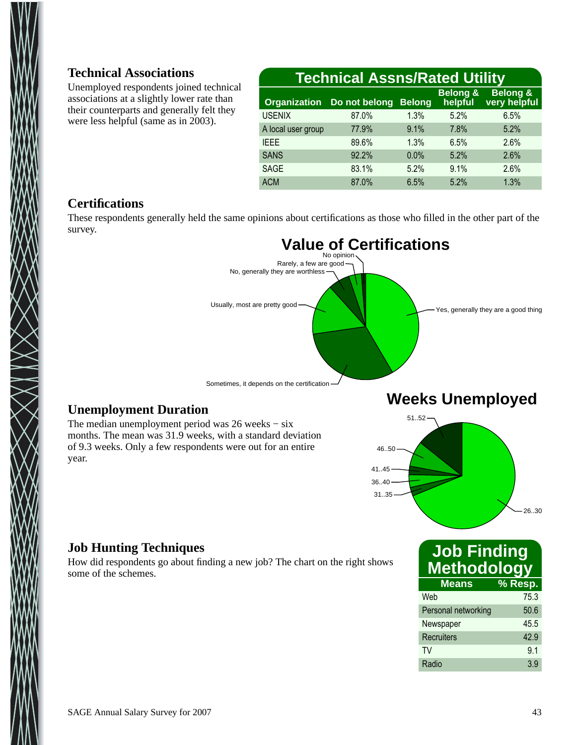### Technical Associations

Unemployed respondents joined technical associations at a slightly lower rate than their counterparts and generally felt they were less helpful (same as in 2003).

**Technical Assns/Rated Utility**

| Organization | Do not belong | Belong | Belong & helpful | Belong & very helpful |
|---|---|---|---|---|
| USENIX | 87.0% | 1.3% | 5.2% | 6.5% |
| A local user group | 77.9% | 9.1% | 7.8% | 5.2% |
| IEEE | 89.6% | 1.3% | 6.5% | 2.6% |
| SANS | 92.2% | 0.0% | 5.2% | 2.6% |
| SAGE | 83.1% | 5.2% | 9.1% | 2.6% |
| ACM | 87.0% | 6.5% | 5.2% | 1.3% |

### Certifications

These respondents generally held the same opinions about certifications as those who filled in the other part of the survey.

**Value of Certifications**

No opinion
Rarely, a few are good
No, generally they are worthless
Usually, most are pretty good
Yes, generally they are a good thing
Sometimes, it depends on the certification

### Unemployment Duration

The median unemployment period was 26 weeks − six months. The mean was 31.9 weeks, with a standard deviation of 9.3 weeks. Only a few respondents were out for an entire year.

**Weeks Unemployed**

51..52
46..50
41..45
36..40
31..35
26..30

### Job Hunting Techniques

How did respondents go about finding a new job? The chart on the right shows some of the schemes.

**Job Finding Methodology**

| Means | % Resp. |
|---|---|
| Web | 75.3 |
| Personal networking | 50.6 |
| Newspaper | 45.5 |
| Recruiters | 42.9 |
| TV | 9.1 |
| Radio | 3.9 |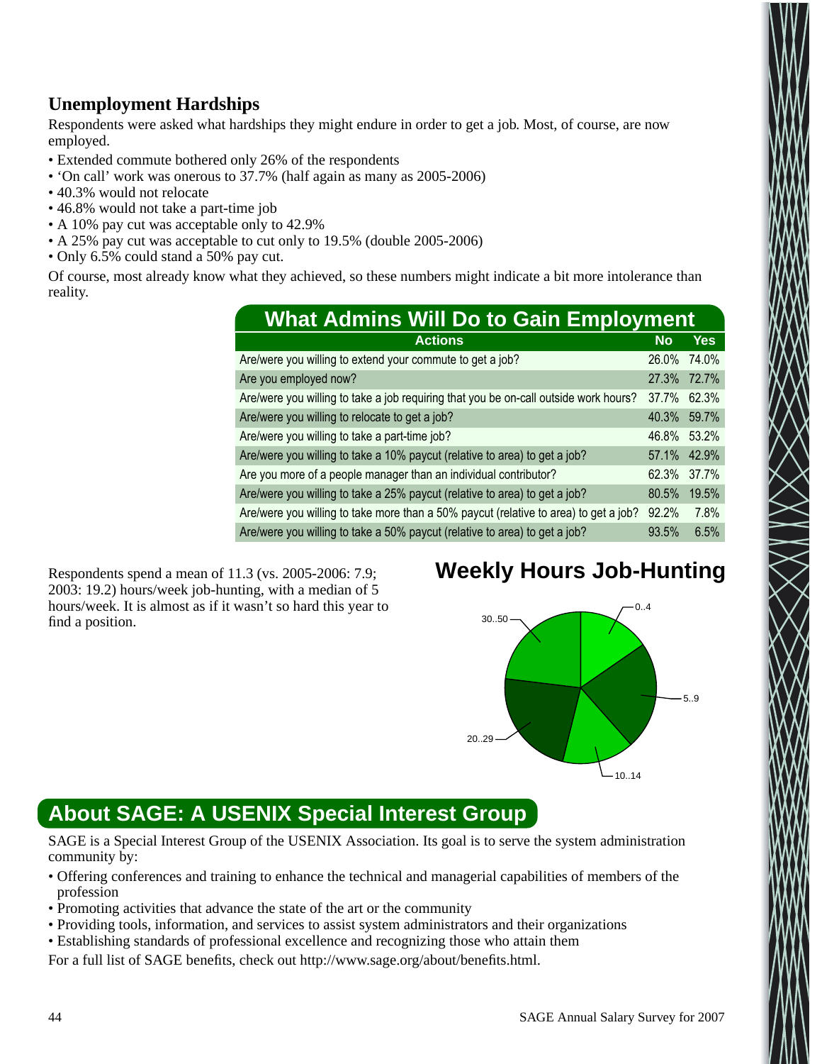## Unemployment Hardships

Respondents were asked what hardships they might endure in order to get a job. Most, of course, are now employed.

- Extended commute bothered only 26% of the respondents
- 'On call' work was onerous to 37.7% (half again as many as 2005-2006)
- 40.3% would not relocate
- 46.8% would not take a part-time job
- A 10% pay cut was acceptable only to 42.9%
- A 25% pay cut was acceptable to cut only to 19.5% (double 2005-2006)
- Only 6.5% could stand a 50% pay cut.

Of course, most already know what they achieved, so these numbers might indicate a bit more intolerance than reality.

### What Admins Will Do to Gain Employment

| Actions | No | Yes |
| --- | --- | --- |
| Are/were you willing to extend your commute to get a job? | 26.0% | 74.0% |
| Are you employed now? | 27.3% | 72.7% |
| Are/were you willing to take a job requiring that you be on-call outside work hours? | 37.7% | 62.3% |
| Are/were you willing to relocate to get a job? | 40.3% | 59.7% |
| Are/were you willing to take a part-time job? | 46.8% | 53.2% |
| Are/were you willing to take a 10% paycut (relative to area) to get a job? | 57.1% | 42.9% |
| Are you more of a people manager than an individual contributor? | 62.3% | 37.7% |
| Are/were you willing to take a 25% paycut (relative to area) to get a job? | 80.5% | 19.5% |
| Are/were you willing to take more than a 50% paycut (relative to area) to get a job? | 92.2% | 7.8% |
| Are/were you willing to take a 50% paycut (relative to area) to get a job? | 93.5% | 6.5% |

Respondents spend a mean of 11.3 (vs. 2005-2006: 7.9; 2003: 19.2) hours/week job-hunting, with a median of 5 hours/week. It is almost as if it wasn't so hard this year to find a position.

### Weekly Hours Job-Hunting

0..4
5..9
10..14
20..29
30..50

## About SAGE: A USENIX Special Interest Group

SAGE is a Special Interest Group of the USENIX Association. Its goal is to serve the system administration community by:

- Offering conferences and training to enhance the technical and managerial capabilities of members of the profession
- Promoting activities that advance the state of the art or the community
- Providing tools, information, and services to assist system administrators and their organizations
- Establishing standards of professional excellence and recognizing those who attain them

For a full list of SAGE benefits, check out http://www.sage.org/about/benefits.html.